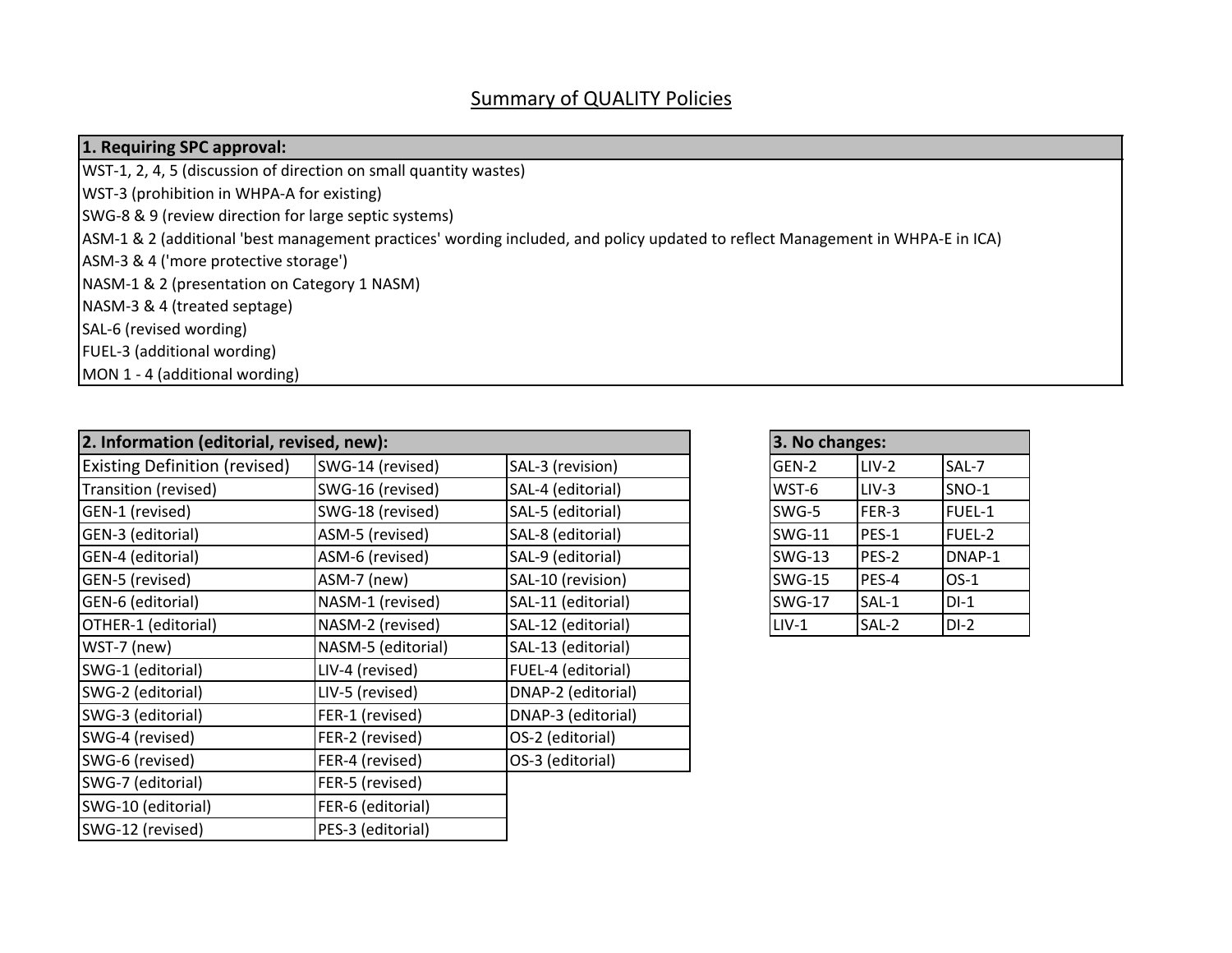# Summary of QUALITY Policies

| 1. Requiring SPC approval: |
|---|
| WST-1, 2, 4, 5 (discussion of direction on small quantity wastes) |
| WST-3 (prohibition in WHPA-A for existing) |
| SWG-8 & 9 (review direction for large septic systems) |
| ASM-1 & 2 (additional 'best management practices' wording included, and policy updated to reflect Management in WHPA-E in ICA) |
| ASM-3 & 4 ('more protective storage') |
| NASM-1 & 2 (presentation on Category 1 NASM) |
| NASM-3 & 4 (treated septage) |
| SAL-6 (revised wording) |
| FUEL-3 (additional wording) |
| MON 1 - 4 (additional wording) |

| 2. Information (editorial, revised, new): | | |
|---|---|---|
| Existing Definition (revised) | SWG-14 (revised) | SAL-3 (revision) |
| Transition (revised) | SWG-16 (revised) | SAL-4 (editorial) |
| GEN-1 (revised) | SWG-18 (revised) | SAL-5 (editorial) |
| GEN-3 (editorial) | ASM-5 (revised) | SAL-8 (editorial) |
| GEN-4 (editorial) | ASM-6 (revised) | SAL-9 (editorial) |
| GEN-5 (revised) | ASM-7 (new) | SAL-10 (revision) |
| GEN-6 (editorial) | NASM-1 (revised) | SAL-11 (editorial) |
| OTHER-1 (editorial) | NASM-2 (revised) | SAL-12 (editorial) |
| WST-7 (new) | NASM-5 (editorial) | SAL-13 (editorial) |
| SWG-1 (editorial) | LIV-4 (revised) | FUEL-4 (editorial) |
| SWG-2 (editorial) | LIV-5 (revised) | DNAP-2 (editorial) |
| SWG-3 (editorial) | FER-1 (revised) | DNAP-3 (editorial) |
| SWG-4 (revised) | FER-2 (revised) | OS-2 (editorial) |
| SWG-6 (revised) | FER-4 (revised) | OS-3 (editorial) |
| SWG-7 (editorial) | FER-5 (revised) | |
| SWG-10 (editorial) | FER-6 (editorial) | |
| SWG-12 (revised) | PES-3 (editorial) | |

| 3. No changes: | | |
|---|---|---|
| GEN-2 | LIV-2 | SAL-7 |
| WST-6 | LIV-3 | SNO-1 |
| SWG-5 | FER-3 | FUEL-1 |
| SWG-11 | PES-1 | FUEL-2 |
| SWG-13 | PES-2 | DNAP-1 |
| SWG-15 | PES-4 | OS-1 |
| SWG-17 | SAL-1 | DI-1 |
| LIV-1 | SAL-2 | DI-2 |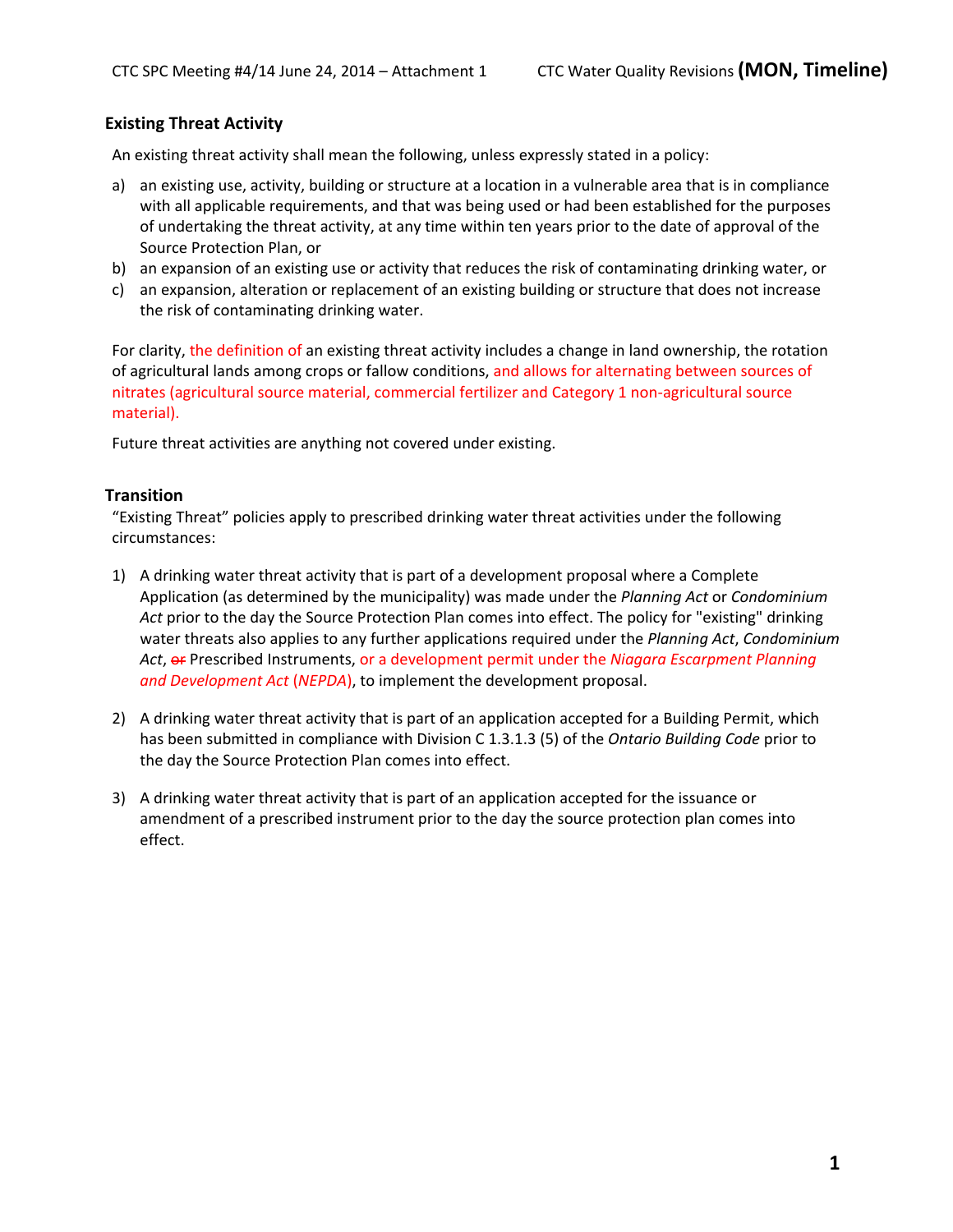## Existing Threat Activity

An existing threat activity shall mean the following, unless expressly stated in a policy:

a) an existing use, activity, building or structure at a location in a vulnerable area that is in compliance with all applicable requirements, and that was being used or had been established for the purposes of undertaking the threat activity, at any time within ten years prior to the date of approval of the Source Protection Plan, or
b) an expansion of an existing use or activity that reduces the risk of contaminating drinking water, or
c) an expansion, alteration or replacement of an existing building or structure that does not increase the risk of contaminating drinking water.

For clarity, the definition of an existing threat activity includes a change in land ownership, the rotation of agricultural lands among crops or fallow conditions, and allows for alternating between sources of nitrates (agricultural source material, commercial fertilizer and Category 1 non-agricultural source material).

Future threat activities are anything not covered under existing.

## Transition

"Existing Threat" policies apply to prescribed drinking water threat activities under the following circumstances:

1) A drinking water threat activity that is part of a development proposal where a Complete Application (as determined by the municipality) was made under the *Planning Act* or *Condominium Act* prior to the day the Source Protection Plan comes into effect. The policy for "existing" drinking water threats also applies to any further applications required under the *Planning Act*, *Condominium Act*, ~~or~~ Prescribed Instruments, or a development permit under the *Niagara Escarpment Planning and Development Act* (*NEPDA*), to implement the development proposal.

2) A drinking water threat activity that is part of an application accepted for a Building Permit, which has submitted in compliance with Division C 1.3.1.3 (5) of the *Ontario Building Code* prior to the day the Source Protection Plan comes into effect.

3) A drinking water threat activity that is part of an application accepted for the issuance or amendment of a prescribed instrument prior to the day the source protection plan comes into effect.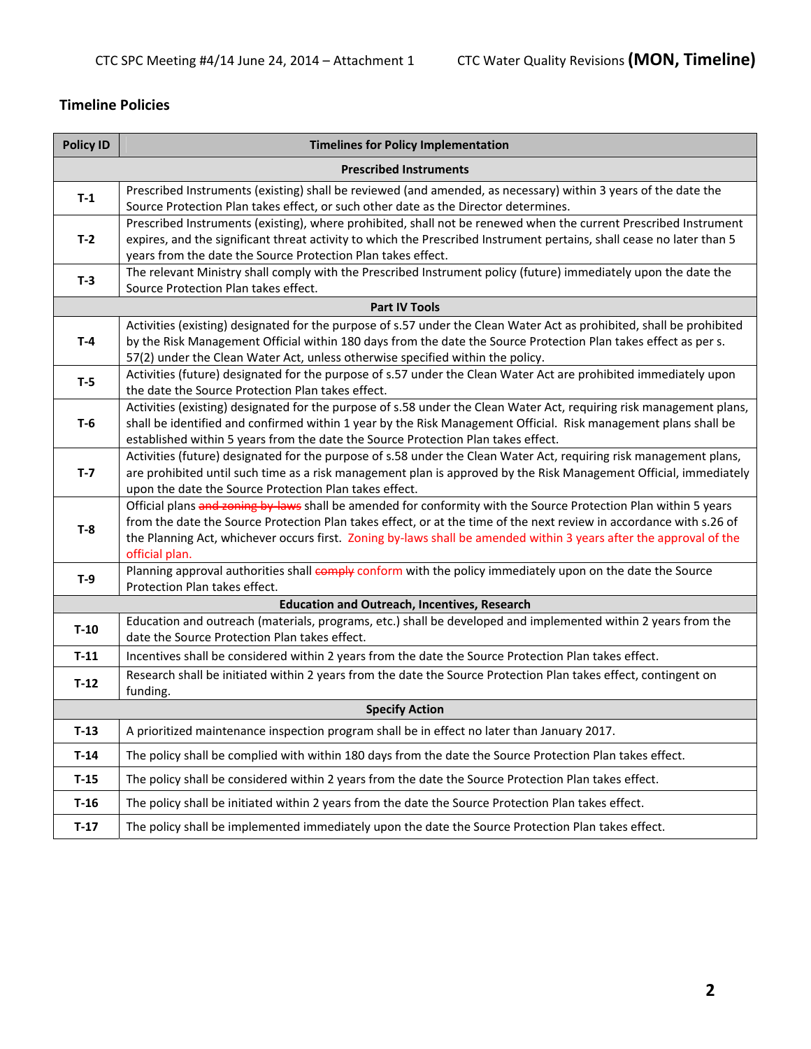## Timeline Policies

| Policy ID | Timelines for Policy Implementation |
|---|---|
| | **Prescribed Instruments** |
| **T-1** | Prescribed Instruments (existing) shall be reviewed (and amended, as necessary) within 3 years of the date the Source Protection Plan takes effect, or such other date as the Director determines. |
| **T-2** | Prescribed Instruments (existing), where prohibited, shall not be renewed when the current Prescribed Instrument expires, and the significant threat activity to which the Prescribed Instrument pertains, shall cease no later than 5 years from the date the Source Protection Plan takes effect. |
| **T-3** | The relevant Ministry shall comply with the Prescribed Instrument policy (future) immediately upon the date the Source Protection Plan takes effect. |
| | **Part IV Tools** |
| **T-4** | Activities (existing) designated for the purpose of s.57 under the Clean Water Act as prohibited, shall be prohibited by the Risk Management Official within 180 days from the date the Source Protection Plan takes effect as per s. 57(2) under the Clean Water Act, unless otherwise specified within the policy. |
| **T-5** | Activities (future) designated for the purpose of s.57 under the Clean Water Act are prohibited immediately upon the date the Source Protection Plan takes effect. |
| **T-6** | Activities (existing) designated for the purpose of s.58 under the Clean Water Act, requiring risk management plans, shall be identified and confirmed within 1 year by the Risk Management Official. Risk management plans shall be established within 5 years from the date the Source Protection Plan takes effect. |
| **T-7** | Activities (future) designated for the purpose of s.58 under the Clean Water Act, requiring risk management plans, are prohibited until such time as a risk management plan is approved by the Risk Management Official, immediately upon the date the Source Protection Plan takes effect. |
| **T-8** | Official plans ~~and zoning by-laws~~ shall be amended for conformity with the Source Protection Plan within 5 years from the date the Source Protection Plan takes effect, or at the time of the next review in accordance with s.26 of the Planning Act, whichever occurs first. Zoning by-laws shall be amended within 3 years after the approval of the official plan. |
| **T-9** | Planning approval authorities shall ~~comply~~ conform with the policy immediately upon on the date the Source Protection Plan takes effect. |
| | **Education and Outreach, Incentives, Research** |
| **T-10** | Education and outreach (materials, programs, etc.) shall be developed and implemented within 2 years from the date the Source Protection Plan takes effect. |
| **T-11** | Incentives shall be considered within 2 years from the date the Source Protection Plan takes effect. |
| **T-12** | Research shall be initiated within 2 years from the date the Source Protection Plan takes effect, contingent on funding. |
| | **Specify Action** |
| **T-13** | A prioritized maintenance inspection program shall be in effect no later than January 2017. |
| **T-14** | The policy shall be complied with within 180 days from the date the Source Protection Plan takes effect. |
| **T-15** | The policy shall be considered within 2 years from the date the Source Protection Plan takes effect. |
| **T-16** | The policy shall be initiated within 2 years from the date the Source Protection Plan takes effect. |
| **T-17** | The policy shall be implemented immediately upon the date the Source Protection Plan takes effect. |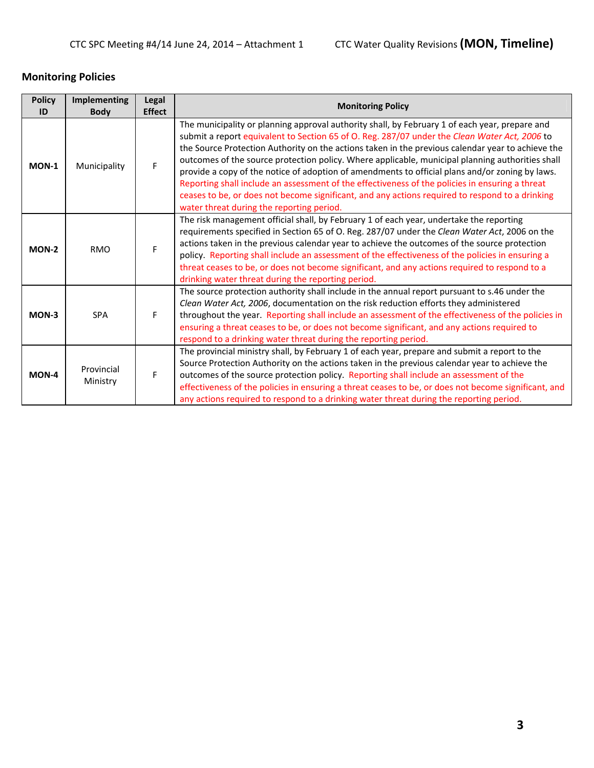## Monitoring Policies

| Policy ID | Implementing Body | Legal Effect | Monitoring Policy |
|---|---|---|---|
| **MON-1** | Municipality | F | The municipality or planning approval authority shall, by February 1 of each year, prepare and submit a report equivalent to Section 65 of O. Reg. 287/07 under the *Clean Water Act, 2006* to the Source Protection Authority on the actions taken in the previous calendar year to achieve the outcomes of the source protection policy. Where applicable, municipal planning authorities shall provide a copy of the notice of adoption of amendments to official plans and/or zoning by laws. Reporting shall include an assessment of the effectiveness of the policies in ensuring a threat ceases to be, or does not become significant, and any actions required to respond to a drinking water threat during the reporting period. |
| **MON-2** | RMO | F | The risk management official shall, by February 1 of each year, undertake the reporting requirements specified in Section 65 of O. Reg. 287/07 under the *Clean Water Act*, 2006 on the actions taken in the previous calendar year to achieve the outcomes of the source protection policy. Reporting shall include an assessment of the effectiveness of the policies in ensuring a threat ceases to be, or does not become significant, and any actions required to respond to a drinking water threat during the reporting period. |
| **MON-3** | SPA | F | The source protection authority shall include in the annual report pursuant to s.46 under the *Clean Water Act, 2006*, documentation on the risk reduction efforts they administered throughout the year. Reporting shall include an assessment of the effectiveness of the policies in ensuring a threat ceases to be, or does not become significant, and any actions required to respond to a drinking water threat during the reporting period. |
| **MON-4** | Provincial Ministry | F | The provincial ministry shall, by February 1 of each year, prepare and submit a report to the Source Protection Authority on the actions taken in the previous calendar year to achieve the outcomes of the source protection policy. Reporting shall include an assessment of the effectiveness of the policies in ensuring a threat ceases to be, or does not become significant, and any actions required to respond to a drinking water threat during the reporting period. |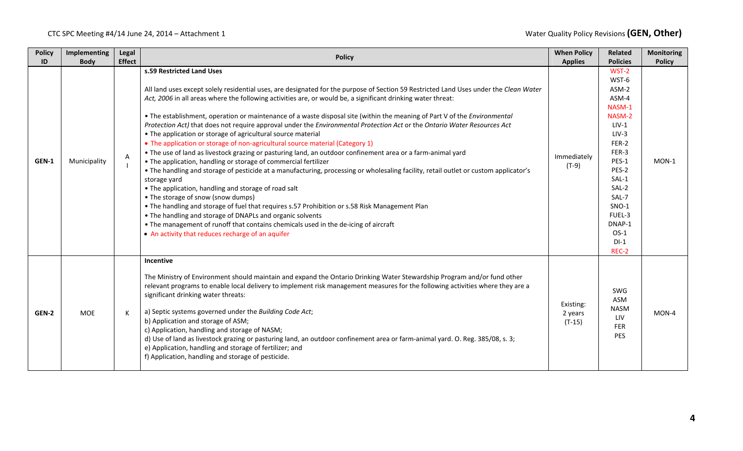Water Quality Policy Revisions **(GEN, Other)**

| Policy ID | Implementing Body | Legal Effect | Policy | When Policy Applies | Related Policies | Monitoring Policy |
|---|---|---|---|---|---|---|
| **GEN-1** | Municipality | A<br>I | **s.59 Restricted Land Uses**<br><br>All land uses except solely residential uses, are designated for the purpose of Section 59 Restricted Land Uses under the *Clean Water Act, 2006* in all areas where the following activities are, or would be, a significant drinking water threat:<br><br>• The establishment, operation or maintenance of a waste disposal site (within the meaning of Part V of the *Environmental Protection Act)* that does not require approval under the *Environmental Protection Act* or the *Ontario Water Resources Act*<br>• The application or storage of agricultural source material<br>• The application or storage of non-agricultural source material (Category 1)<br>• The use of land as livestock grazing or pasturing land, an outdoor confinement area or a farm-animal yard<br>• The application, handling or storage of commercial fertilizer<br>• The handling and storage of pesticide at a manufacturing, processing or wholesaling facility, retail outlet or custom applicator's storage yard<br>• The application, handling and storage of road salt<br>• The storage of snow (snow dumps)<br>• The handling and storage of fuel that requires s.57 Prohibition or s.58 Risk Management Plan<br>• The handling and storage of DNAPLs and organic solvents<br>• The management of runoff that contains chemicals used in the de-icing of aircraft<br>• An activity that reduces recharge of an aquifer | Immediately (T-9) | WST-2<br>WST-6<br>ASM-2<br>ASM-4<br>NASM-1<br>NASM-2<br>LIV-1<br>LIV-3<br>FER-2<br>FER-3<br>PES-1<br>PES-2<br>SAL-1<br>SAL-2<br>SAL-7<br>SNO-1<br>FUEL-3<br>DNAP-1<br>OS-1<br>DI-1<br>REC-2 | MON-1 |
| **GEN-2** | MOE | K | **Incentive**<br><br>The Ministry of Environment should maintain and expand the Ontario Drinking Water Stewardship Program and/or fund other relevant programs to enable local delivery to implement risk management measures for the following activities where they are a significant drinking water threats:<br><br>a) Septic systems governed under the *Building Code Act*;<br>b) Application and storage of ASM;<br>c) Application, handling and storage of NASM;<br>d) Use of land as livestock grazing or pasturing land, an outdoor confinement area or farm-animal yard. O. Reg. 385/08, s. 3;<br>e) Application, handling and storage of fertilizer; and<br>f) Application, handling and storage of pesticide. | Existing: 2 years (T-15) | SWG<br>ASM<br>NASM<br>LIV<br>FER<br>PES | MON-4 |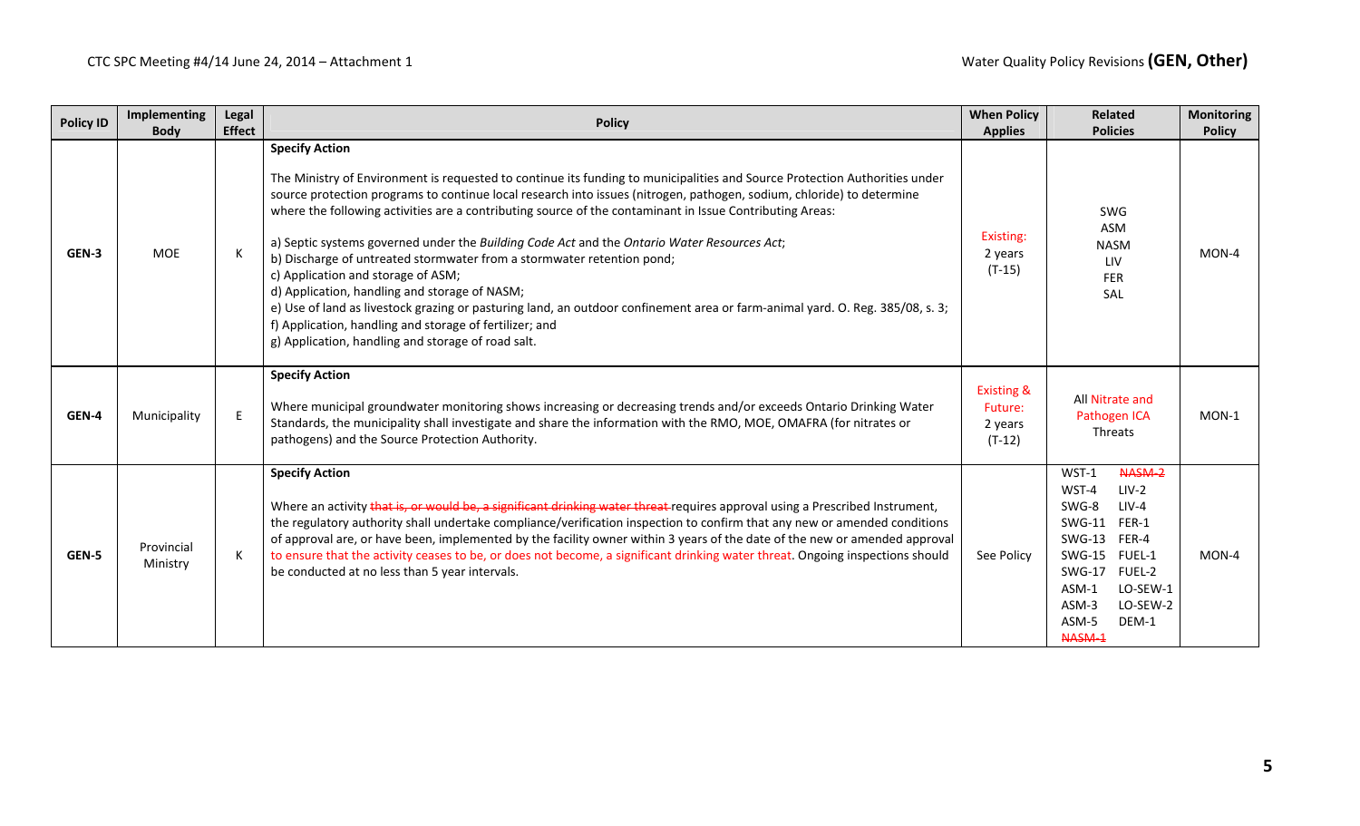| Policy ID | Implementing Body | Legal Effect | Policy | When Policy Applies | Related Policies | Monitoring Policy |
|---|---|---|---|---|---|---|
| GEN-3 | MOE | K | **Specify Action**<br><br>The Ministry of Environment is requested to continue its funding to municipalities and Source Protection Authorities under source protection programs to continue local research into issues (nitrogen, pathogen, sodium, chloride) to determine where the following activities are a contributing source of the contaminant in Issue Contributing Areas:<br><br>a) Septic systems governed under the *Building Code Act* and the *Ontario Water Resources Act*;<br>b) Discharge of untreated stormwater from a stormwater retention pond;<br>c) Application and storage of ASM;<br>d) Application, handling and storage of NASM;<br>e) Use of land as livestock grazing or pasturing land, an outdoor confinement area or farm-animal yard. O. Reg. 385/08, s. 3;<br>f) Application, handling and storage of fertilizer; and<br>g) Application, handling and storage of road salt. | Existing: 2 years (T-15) | SWG<br>ASM<br>NASM<br>LIV<br>FER<br>SAL | MON-4 |
| GEN-4 | Municipality | E | **Specify Action**<br><br>Where municipal groundwater monitoring shows increasing or decreasing trends and/or exceeds Ontario Drinking Water Standards, the municipality shall investigate and share the information with the RMO, MOE, OMAFRA (for nitrates or pathogens) and the Source Protection Authority. | Existing & Future: 2 years (T-12) | All Nitrate and Pathogen ICA Threats | MON-1 |
| GEN-5 | Provincial Ministry | K | **Specify Action**<br><br>Where an activity ~~that is, or would be, a significant drinking water threat~~ requires approval using a Prescribed Instrument, the regulatory authority shall undertake compliance/verification inspection to confirm that any new or amended conditions of approval are, or have been, implemented by the facility owner within 3 years of the date of the new or amended approval to ensure that the activity ceases to be, or does not become, a significant drinking water threat. Ongoing inspections should be conducted at no less than 5 year intervals. | See Policy | WST-1 ~~NASM-2~~<br>WST-4 LIV-2<br>SWG-8 LIV-4<br>SWG-11 FER-1<br>SWG-13 FER-4<br>SWG-15 FUEL-1<br>SWG-17 FUEL-2<br>ASM-1 LO-SEW-1<br>ASM-3 LO-SEW-2<br>ASM-5 DEM-1<br>~~NASM-1~~ | MON-4 |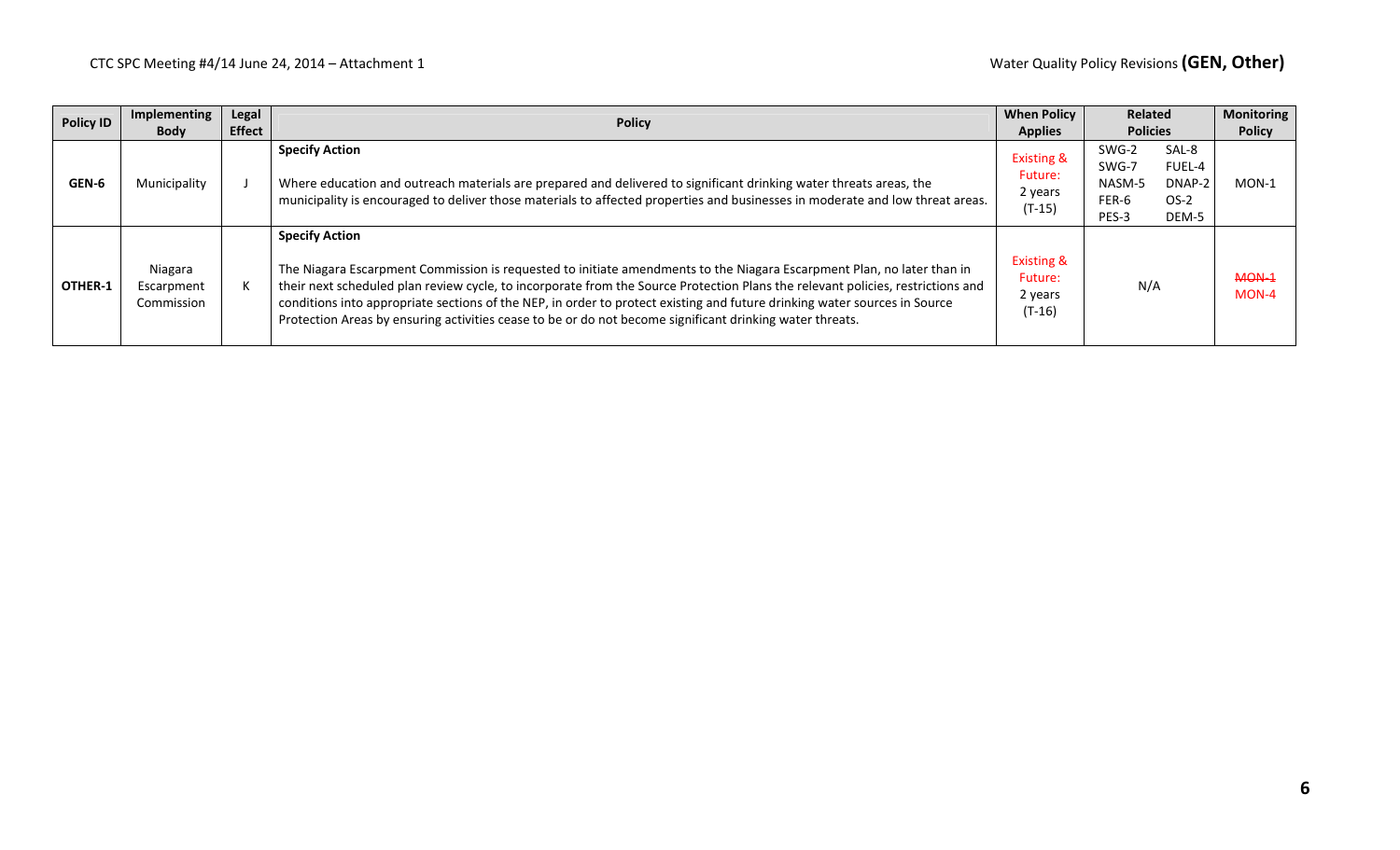| Policy ID | Implementing Body | Legal Effect | Policy | When Policy Applies | Related Policies | Monitoring Policy |
|---|---|---|---|---|---|---|
| GEN-6 | Municipality | J | **Specify Action**<br><br>Where education and outreach materials are prepared and delivered to significant drinking water threats areas, the municipality is encouraged to deliver those materials to affected properties and businesses in moderate and low threat areas. | Existing & Future: 2 years (T-15) | SWG-2 SAL-8 SWG-7 FUEL-4 NASM-5 DNAP-2 FER-6 OS-2 PES-3 DEM-5 | MON-1 |
| OTHER-1 | Niagara Escarpment Commission | K | **Specify Action**<br><br>The Niagara Escarpment Commission is requested to initiate amendments to the Niagara Escarpment Plan, no later than in their next scheduled plan review cycle, to incorporate from the Source Protection Plans the relevant policies, restrictions and conditions into appropriate sections of the NEP, in order to protect existing and future drinking water sources in Source Protection Areas by ensuring activities cease to be or do not become significant drinking water threats. | Existing & Future: 2 years (T-16) | N/A | ~~MON-1~~ MON-4 |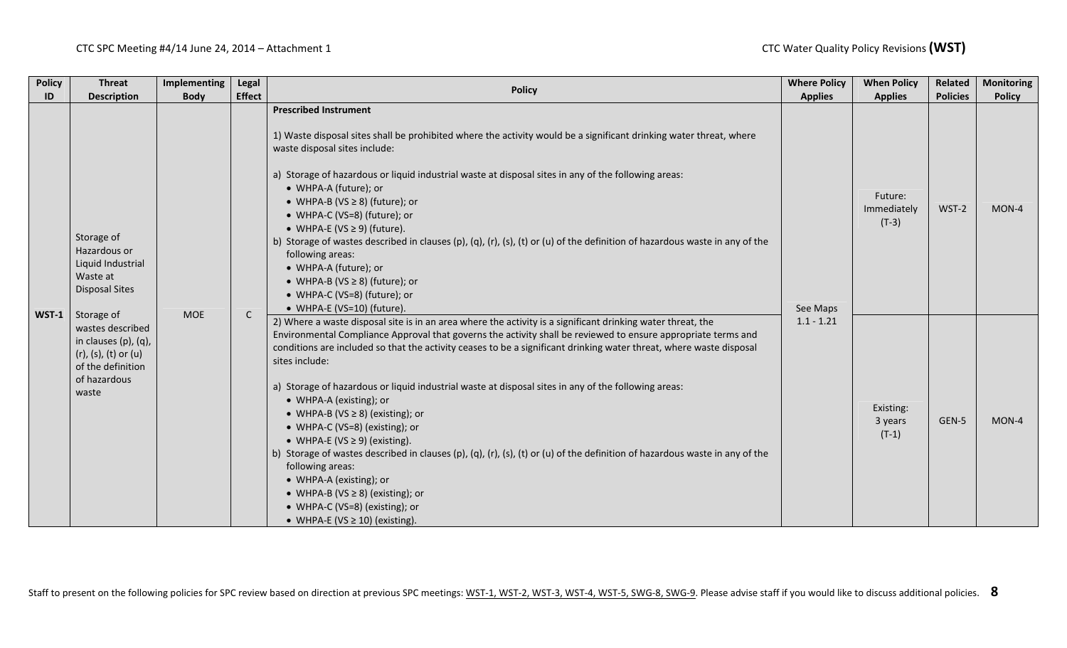| Policy ID | Threat Description | Implementing Body | Legal Effect | Policy | Where Policy Applies | When Policy Applies | Related Policies | Monitoring Policy |
|---|---|---|---|---|---|---|---|---|
| WST-1 | Storage of Hazardous or Liquid Industrial Waste at Disposal Sites<br><br>Storage of wastes described in clauses (p), (q), (r), (s), (t) or (u) of the definition of hazardous waste | MOE | C | **Prescribed Instrument**<br><br>1) Waste disposal sites shall be prohibited where the activity would be a significant drinking water threat, where waste disposal sites include:<br><br>a) Storage of hazardous or liquid industrial waste at disposal sites in any of the following areas:<br>• WHPA-A (future); or<br>• WHPA-B (VS ≥ 8) (future); or<br>• WHPA-C (VS=8) (future); or<br>• WHPA-E (VS ≥ 9) (future).<br>b) Storage of wastes described in clauses (p), (q), (r), (s), (t) or (u) of the definition of hazardous waste in any of the following areas:<br>• WHPA-A (future); or<br>• WHPA-B (VS ≥ 8) (future); or<br>• WHPA-C (VS=8) (future); or<br>• WHPA-E (VS=10) (future). | See Maps 1.1 - 1.21 | Future: Immediately (T-3) | WST-2 | MON-4 |
| | | | | 2) Where a waste disposal site is in an area where the activity is a significant drinking water threat, the Environmental Compliance Approval that governs the activity shall be reviewed to ensure appropriate terms and conditions are included so that the activity ceases to be a significant drinking water threat, where waste disposal sites include:<br><br>a) Storage of hazardous or liquid industrial waste at disposal sites in any of the following areas:<br>• WHPA-A (existing); or<br>• WHPA-B (VS ≥ 8) (existing); or<br>• WHPA-C (VS=8) (existing); or<br>• WHPA-E (VS ≥ 9) (existing).<br>b) Storage of wastes described in clauses (p), (q), (r), (s), (t) or (u) of the definition of hazardous waste in any of the following areas:<br>• WHPA-A (existing); or<br>• WHPA-B (VS ≥ 8) (existing); or<br>• WHPA-C (VS=8) (existing); or<br>• WHPA-E (VS ≥ 10) (existing). | | Existing: 3 years (T-1) | GEN-5 | MON-4 |

Staff to present on the following policies for SPC review based on direction at previous SPC meetings: WST-1, WST-2, WST-3, WST-4, WST-5, SWG-8, SWG-9. Please advise staff if you would like to discuss additional policies.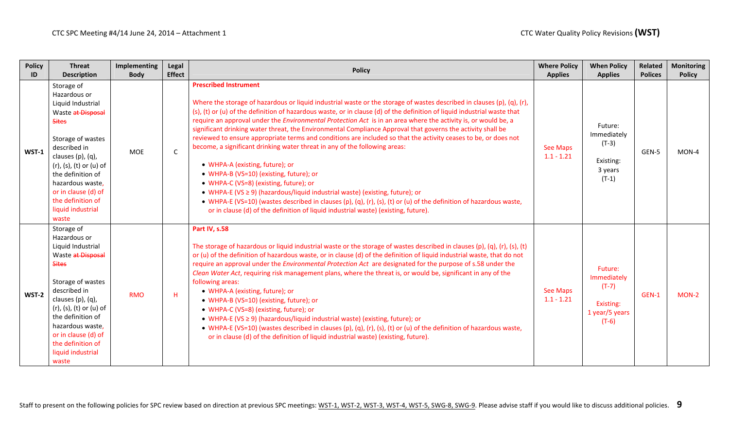| Policy ID | Threat Description | Implementing Body | Legal Effect | Policy | Where Policy Applies | When Policy Applies | Related Polices | Monitoring Policy |
|---|---|---|---|---|---|---|---|---|
| WST-1 | Storage of Hazardous or Liquid Industrial Waste ~~at Disposal Sites~~<br><br>Storage of wastes described in clauses (p), (q), (r), (s), (t) or (u) of the definition of hazardous waste, or in clause (d) of the definition of liquid industrial waste | MOE | C | **Prescribed Instrument**<br><br>Where the storage of hazardous or liquid industrial waste or the storage of wastes described in clauses (p), (q), (r), (s), (t) or (u) of the definition of hazardous waste, or in clause (d) of the definition of liquid industrial waste that require an approval under the *Environmental Protection Act* is in an area where the activity is, or would be, a significant drinking water threat, the Environmental Compliance Approval that governs the activity shall be reviewed to ensure appropriate terms and conditions are included so that the activity ceases to be, or does not become, a significant drinking water threat in any of the following areas:<br>• WHPA-A (existing, future); or<br>• WHPA-B (VS=10) (existing, future); or<br>• WHPA-C (VS=8) (existing, future); or<br>• WHPA-E (VS ≥ 9) (hazardous/liquid industrial waste) (existing, future); or<br>• WHPA-E (VS=10) (wastes described in clauses (p), (q), (r), (s), (t) or (u) of the definition of hazardous waste, or in clause (d) of the definition of liquid industrial waste) (existing, future). | See Maps 1.1 - 1.21 | Future: Immediately (T-3)<br><br>Existing: 3 years (T-1) | GEN-5 | MON-4 |
| WST-2 | Storage of Hazardous or Liquid Industrial Waste ~~at Disposal Sites~~<br><br>Storage of wastes described in clauses (p), (q), (r), (s), (t) or (u) of the definition of hazardous waste, or in clause (d) of the definition of liquid industrial waste | RMO | H | **Part IV, s.58**<br><br>The storage of hazardous or liquid industrial waste or the storage of wastes described in clauses (p), (q), (r), (s), (t) or (u) of the definition of hazardous waste, or in clause (d) of the definition of liquid industrial waste, that do not require an approval under the *Environmental Protection Act* are designated for the purpose of s.58 under the *Clean Water Act*, requiring risk management plans, where the threat is, or would be, significant in any of the following areas:<br>• WHPA-A (existing, future); or<br>• WHPA-B (VS=10) (existing, future); or<br>• WHPA-C (VS=8) (existing, future); or<br>• WHPA-E (VS ≥ 9) (hazardous/liquid industrial waste) (existing, future); or<br>• WHPA-E (VS=10) (wastes described in clauses (p), (q), (r), (s), (t) or (u) of the definition of hazardous waste, or in clause (d) of the definition of liquid industrial waste) (existing, future). | See Maps 1.1 - 1.21 | Future: Immediately (T-7)<br><br>Existing: 1 year/5 years (T-6) | GEN-1 | MON-2 |

Staff to present on the following policies for SPC review based on direction at previous SPC meetings: WST-1, WST-2, WST-3, WST-4, WST-5, SWG-8, SWG-9. Please advise staff if you would like to discuss additional policies.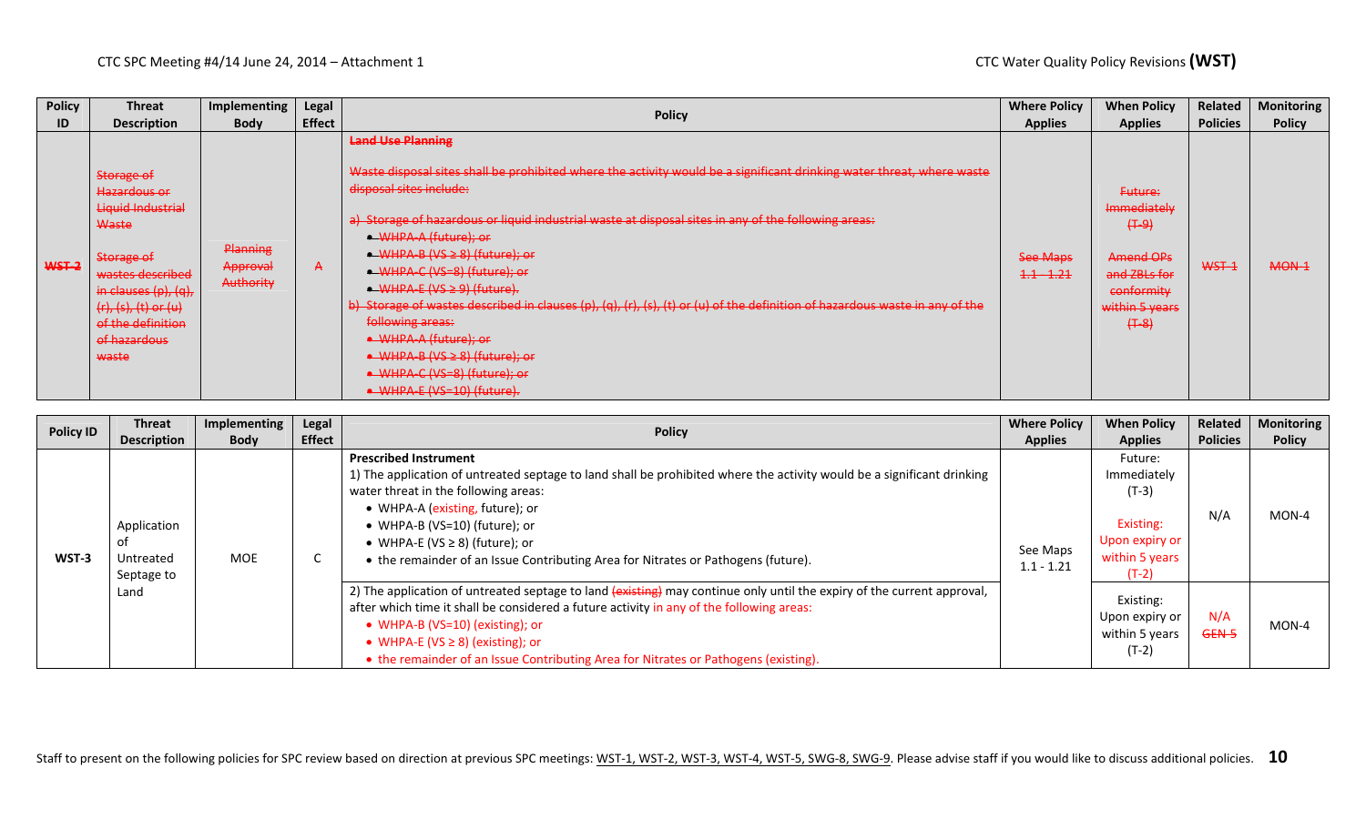| Policy ID | Threat Description | Implementing Body | Legal Effect | Policy | Where Policy Applies | When Policy Applies | Related Policies | Monitoring Policy |
|---|---|---|---|---|---|---|---|---|
| ~~WST-2~~ | ~~Storage of Hazardous or Liquid Industrial Waste~~<br><br>~~Storage of wastes described in clauses (p), (q), (r), (s), (t) or (u) of the definition of hazardous waste~~ | ~~Planning Approval Authority~~ | ~~A~~ | ~~**Land Use Planning**~~<br><br>~~Waste disposal sites shall be prohibited where the activity would be a significant drinking water threat, where waste disposal sites include:~~<br><br>~~a) Storage of hazardous or liquid industrial waste at disposal sites in any of the following areas:~~<br>~~• WHPA-A (future); or~~<br>~~• WHPA-B (VS ≥ 8) (future); or~~<br>~~• WHPA-C (VS=8) (future); or~~<br>~~• WHPA-E (VS ≥ 9) (future).~~<br>~~b) Storage of wastes described in clauses (p), (q), (r), (s), (t) or (u) of the definition of hazardous waste in any of the following areas:~~<br>~~• WHPA-A (future); or~~<br>~~• WHPA-B (VS ≥ 8) (future); or~~<br>~~• WHPA-C (VS=8) (future); or~~<br>~~• WHPA-E (VS=10) (future).~~ | ~~See Maps 1.1 - 1.21~~ | ~~Future: Immediately (T-9)~~<br><br>~~Amend OPs and ZBLs for conformity within 5 years (T-8)~~ | ~~WST-1~~ | ~~MON-1~~ |

| Policy ID | Threat Description | Implementing Body | Legal Effect | Policy | Where Policy Applies | When Policy Applies | Related Policies | Monitoring Policy |
|---|---|---|---|---|---|---|---|---|
| WST-3 | Application of Untreated Septage to Land | MOE | C | **Prescribed Instrument**<br>1) The application of untreated septage to land shall be prohibited where the activity would be a significant drinking water threat in the following areas:<br>• WHPA-A (existing, future); or<br>• WHPA-B (VS=10) (future); or<br>• WHPA-E (VS ≥ 8) (future); or<br>• the remainder of an Issue Contributing Area for Nitrates or Pathogens (future). | See Maps 1.1 - 1.21 | Future: Immediately (T-3)<br><br>Existing: Upon expiry or within 5 years (T-2) | N/A | MON-4 |
| | | | | 2) The application of untreated septage to land ~~(existing)~~ may continue only until the expiry of the current approval, after which time it shall be considered a future activity in any of the following areas:<br>• WHPA-B (VS=10) (existing); or<br>• WHPA-E (VS ≥ 8) (existing); or<br>• the remainder of an Issue Contributing Area for Nitrates or Pathogens (existing). | | Existing: Upon expiry or within 5 years (T-2) | N/A ~~GEN-5~~ | MON-4 |

Staff to present on the following policies for SPC review based on direction at previous SPC meetings: WST-1, WST-2, WST-3, WST-4, WST-5, SWG-8, SWG-9. Please advise staff if you would like to discuss additional policies.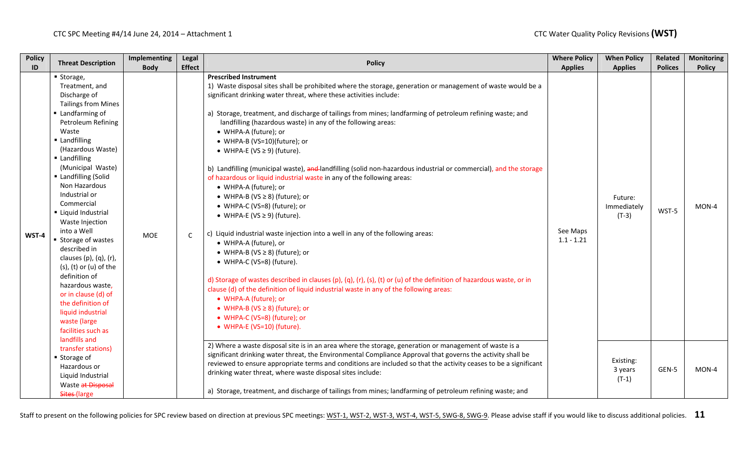| Policy ID | Threat Description | Implementing Body | Legal Effect | Policy | Where Policy Applies | When Policy Applies | Related Polices | Monitoring Policy |
|---|---|---|---|---|---|---|---|---|
| WST-4 | ▪ Storage, Treatment, and Discharge of Tailings from Mines<br>▪ Landfarming of Petroleum Refining Waste<br>▪ Landfilling (Hazardous Waste)<br>▪ Landfilling (Municipal Waste)<br>▪ Landfilling (Solid Non Hazardous Industrial or Commercial<br>▪ Liquid Industrial Waste Injection into a Well<br>▪ Storage of wastes described in clauses (p), (q), (r), (s), (t) or (u) of the definition of hazardous waste, or in clause (d) of the definition of liquid industrial waste (large facilities such as landfills and transfer stations)<br>▪ Storage of Hazardous or Liquid Industrial Waste ~~at Disposal Sites~~ (large | MOE | C | **Prescribed Instrument**<br>1) Waste disposal sites shall be prohibited where the storage, generation or management of waste would be a significant drinking water threat, where these activities include:<br><br>a) Storage, treatment, and discharge of tailings from mines; landfarming of petroleum refining waste; and landfilling (hazardous waste) in any of the following areas:<br>• WHPA-A (future); or<br>• WHPA-B (VS=10)(future); or<br>• WHPA-E (VS ≥ 9) (future).<br><br>b) Landfilling (municipal waste), ~~and~~ landfilling (solid non-hazardous industrial or commercial), and the storage of hazardous or liquid industrial waste in any of the following areas:<br>• WHPA-A (future); or<br>• WHPA-B (VS ≥ 8) (future); or<br>• WHPA-C (VS=8) (future); or<br>• WHPA-E (VS ≥ 9) (future).<br><br>c) Liquid industrial waste injection into a well in any of the following areas:<br>• WHPA-A (future), or<br>• WHPA-B (VS ≥ 8) (future); or<br>• WHPA-C (VS=8) (future).<br><br>d) Storage of wastes described in clauses (p), (q), (r), (s), (t) or (u) of the definition of hazardous waste, or in clause (d) of the definition of liquid industrial waste in any of the following areas:<br>• WHPA-A (future); or<br>• WHPA-B (VS ≥ 8) (future); or<br>• WHPA-C (VS=8) (future); or<br>• WHPA-E (VS=10) (future). | See Maps 1.1 - 1.21 | Future: Immediately (T-3) | WST-5 | MON-4 |
| | | | | 2) Where a waste disposal site is in an area where the storage, generation or management of waste is a significant drinking water threat, the Environmental Compliance Approval that governs the activity shall be reviewed to ensure appropriate terms and conditions are included so that the activity ceases to be a significant drinking water threat, where waste disposal sites include:<br><br>a) Storage, treatment, and discharge of tailings from mines; landfarming of petroleum refining waste; and | | Existing: 3 years (T-1) | GEN-5 | MON-4 |

Staff to present on the following policies for SPC review based on direction at previous SPC meetings: WST-1, WST-2, WST-3, WST-4, WST-5, SWG-8, SWG-9. Please advise staff if you would like to discuss additional policies.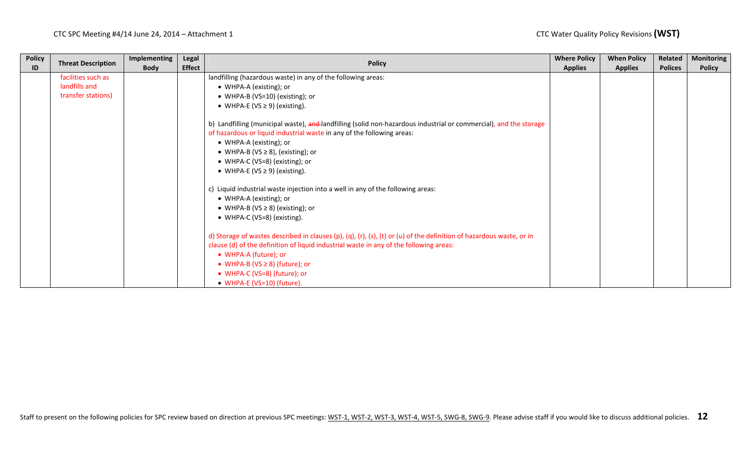| Policy ID | Threat Description | Implementing Body | Legal Effect | Policy | Where Policy Applies | When Policy Applies | Related Polices | Monitoring Policy |
|---|---|---|---|---|---|---|---|---|
| | facilities such as landfills and transfer stations) | | | landfilling (hazardous waste) in any of the following areas:<br>• WHPA-A (existing); or<br>• WHPA-B (VS=10) (existing); or<br>• WHPA-E (VS ≥ 9) (existing).<br><br>b) Landfilling (municipal waste), ~~and~~ landfilling (solid non-hazardous industrial or commercial), and the storage of hazardous or liquid industrial waste in any of the following areas:<br>• WHPA-A (existing); or<br>• WHPA-B (VS ≥ 8), (existing); or<br>• WHPA-C (VS=8) (existing); or<br>• WHPA-E (VS ≥ 9) (existing).<br><br>c) Liquid industrial waste injection into a well in any of the following areas:<br>• WHPA-A (existing); or<br>• WHPA-B (VS ≥ 8) (existing); or<br>• WHPA-C (VS=8) (existing).<br><br>d) Storage of wastes described in clauses (p), (q), (r), (s), (t) or (u) of the definition of hazardous waste, or in clause (d) of the definition of liquid industrial waste in any of the following areas:<br>• WHPA-A (future); or<br>• WHPA-B (VS ≥ 8) (future); or<br>• WHPA-C (VS=8) (future); or<br>• WHPA-E (VS=10) (future). | | | | |

Staff to present on the following policies for SPC review based on direction at previous SPC meetings: WST-1, WST-2, WST-3, WST-4, WST-5, SWG-8, SWG-9. Please advise staff if you would like to discuss additional policies.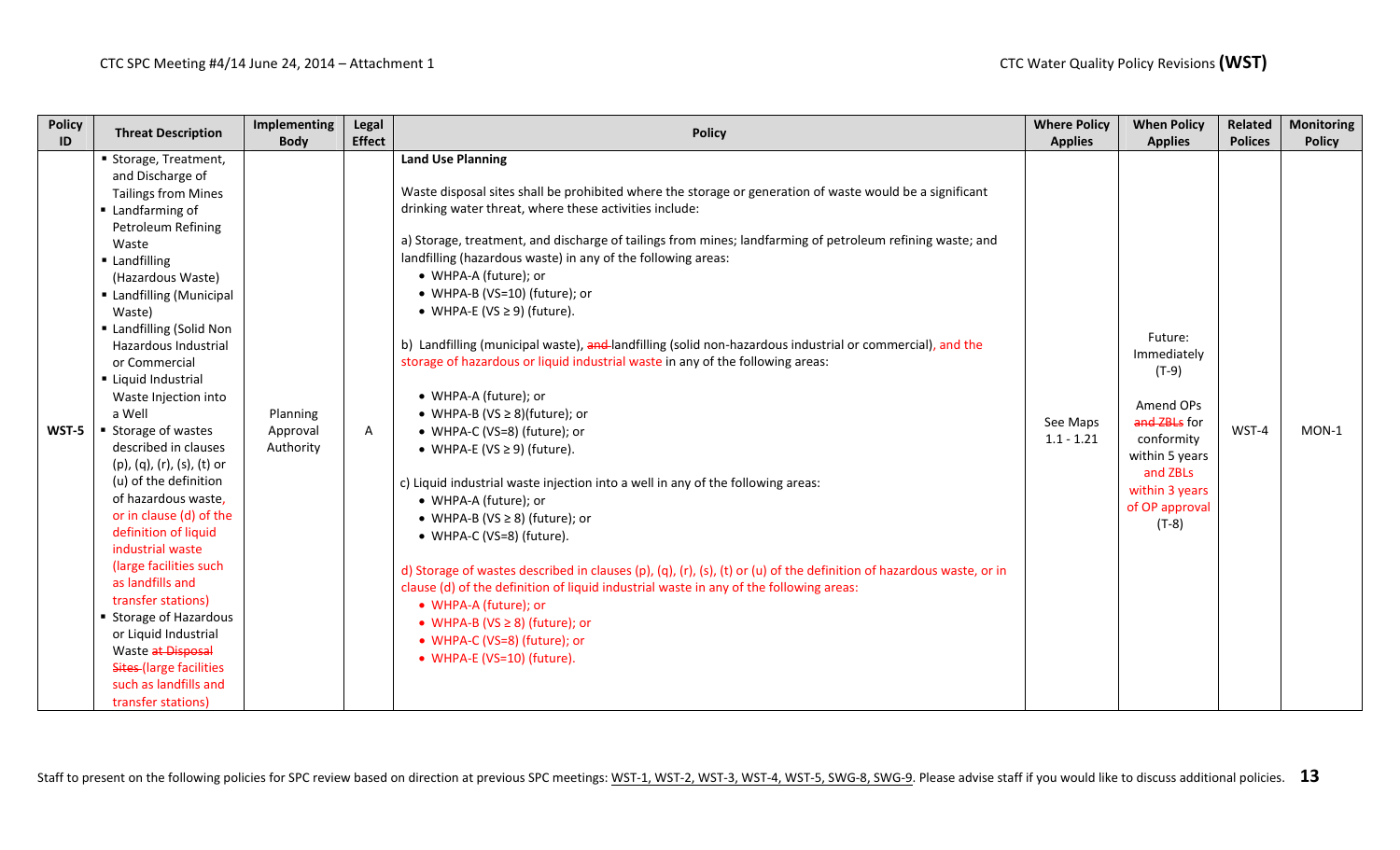| Policy ID | Threat Description | Implementing Body | Legal Effect | Policy | Where Policy Applies | When Policy Applies | Related Polices | Monitoring Policy |
|---|---|---|---|---|---|---|---|---|
| WST-5 | ▪ Storage, Treatment, and Discharge of Tailings from Mines<br>▪ Landfarming of Petroleum Refining Waste<br>▪ Landfilling (Hazardous Waste)<br>▪ Landfilling (Municipal Waste)<br>▪ Landfilling (Solid Non Hazardous Industrial or Commercial<br>▪ Liquid Industrial Waste Injection into a Well<br>▪ Storage of wastes described in clauses (p), (q), (r), (s), (t) or (u) of the definition of hazardous waste, or in clause (d) of the definition of liquid industrial waste (large facilities such as landfills and transfer stations)<br>▪ Storage of Hazardous or Liquid Industrial Waste ~~at Disposal Sites~~ (large facilities such as landfills and transfer stations) | Planning Approval Authority | A | **Land Use Planning**<br><br>Waste disposal sites shall be prohibited where the storage or generation of waste would be a significant drinking water threat, where these activities include:<br><br>a) Storage, treatment, and discharge of tailings from mines; landfarming of petroleum refining waste; and landfilling (hazardous waste) in any of the following areas:<br>• WHPA-A (future); or<br>• WHPA-B (VS=10) (future); or<br>• WHPA-E (VS ≥ 9) (future).<br><br>b) Landfilling (municipal waste), ~~and~~ landfilling (solid non-hazardous industrial or commercial), and the storage of hazardous or liquid industrial waste in any of the following areas:<br>• WHPA-A (future); or<br>• WHPA-B (VS ≥ 8)(future); or<br>• WHPA-C (VS=8) (future); or<br>• WHPA-E (VS ≥ 9) (future).<br><br>c) Liquid industrial waste injection into a well in any of the following areas:<br>• WHPA-A (future); or<br>• WHPA-B (VS ≥ 8) (future); or<br>• WHPA-C (VS=8) (future).<br><br>d) Storage of wastes described in clauses (p), (q), (r), (s), (t) or (u) of the definition of hazardous waste, or in clause (d) of the definition of liquid industrial waste in any of the following areas:<br>• WHPA-A (future); or<br>• WHPA-B (VS ≥ 8) (future); or<br>• WHPA-C (VS=8) (future); or<br>• WHPA-E (VS=10) (future). | See Maps 1.1 - 1.21 | Future: Immediately (T-9)<br><br>Amend OPs ~~and ZBLs~~ for conformity within 5 years and ZBLs within 3 years of OP approval (T-8) | WST-4 | MON-1 |

Staff to present on the following policies for SPC review based on direction at previous SPC meetings: WST-1, WST-2, WST-3, WST-4, WST-5, SWG-8, SWG-9. Please advise staff if you would like to discuss additional policies.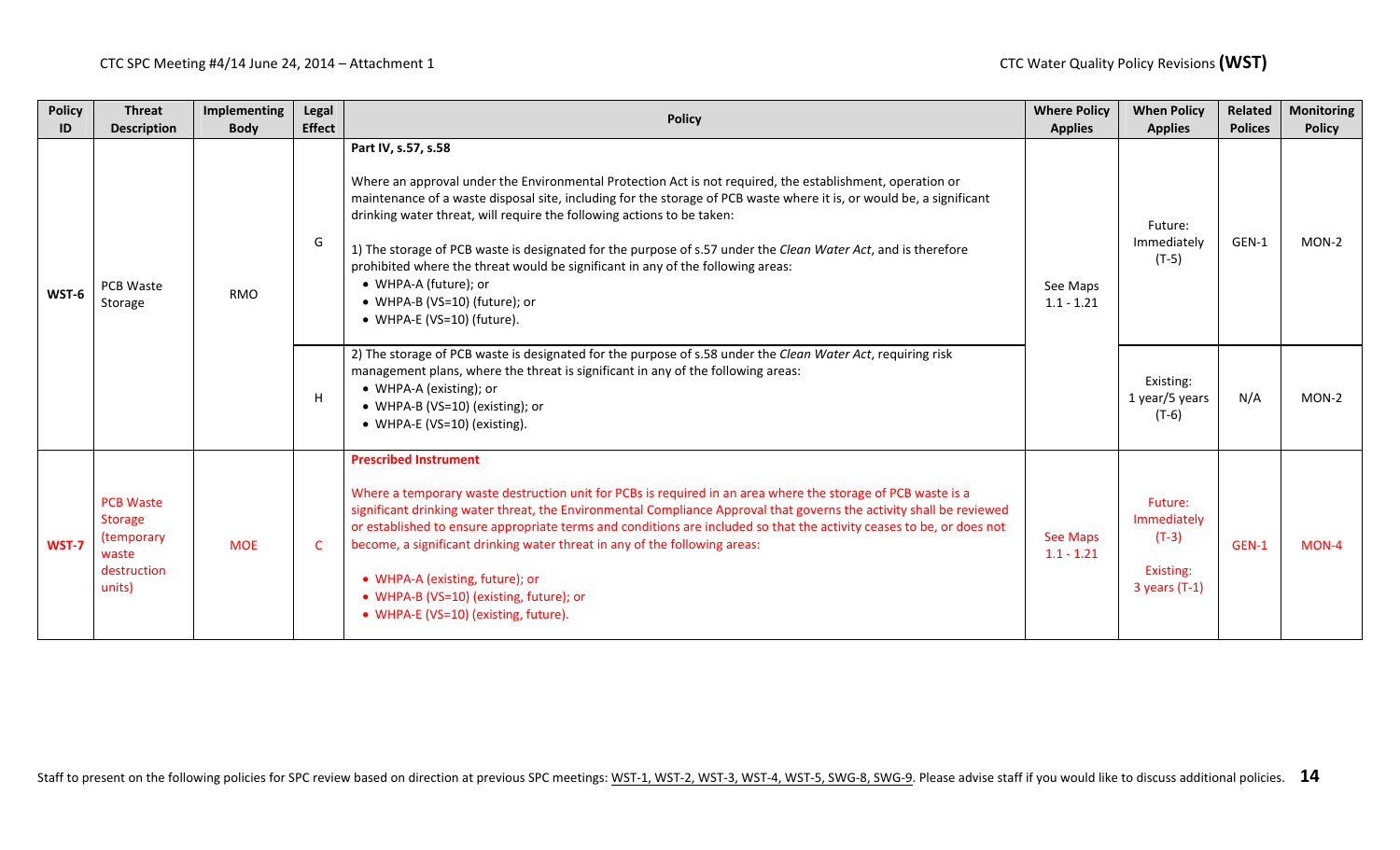| Policy ID | Threat Description | Implementing Body | Legal Effect | Policy | Where Policy Applies | When Policy Applies | Related Polices | Monitoring Policy |
|---|---|---|---|---|---|---|---|---|
| WST-6 | PCB Waste Storage | RMO | G | **Part IV, s.57, s.58**<br><br>Where an approval under the Environmental Protection Act is not required, the establishment, operation or maintenance of a waste disposal site, including for the storage of PCB waste where it is, or would be, a significant drinking water threat, will require the following actions to be taken:<br><br>1) The storage of PCB waste is designated for the purpose of s.57 under the *Clean Water Act*, and is therefore prohibited where the threat would be significant in any of the following areas:<br>• WHPA-A (future); or<br>• WHPA-B (VS=10) (future); or<br>• WHPA-E (VS=10) (future). | See Maps 1.1 - 1.21 | Future: Immediately (T-5) | GEN-1 | MON-2 |
| | | | H | 2) The storage of PCB waste is designated for the purpose of s.58 under the *Clean Water Act*, requiring risk management plans, where the threat is significant in any of the following areas:<br>• WHPA-A (existing); or<br>• WHPA-B (VS=10) (existing); or<br>• WHPA-E (VS=10) (existing). | | Existing: 1 year/5 years (T-6) | N/A | MON-2 |
| WST-7 | PCB Waste Storage (temporary waste destruction units) | MOE | C | **Prescribed Instrument**<br><br>Where a temporary waste destruction unit for PCBs is required in an area where the storage of PCB waste is a significant drinking water threat, the Environmental Compliance Approval that governs the activity shall be reviewed or established to ensure appropriate terms and conditions are included so that the activity ceases to be, or does not become, a significant drinking water threat in any of the following areas:<br><br>• WHPA-A (existing, future); or<br>• WHPA-B (VS=10) (existing, future); or<br>• WHPA-E (VS=10) (existing, future). | See Maps 1.1 - 1.21 | Future: Immediately (T-3)<br><br>Existing: 3 years (T-1) | GEN-1 | MON-4 |

Staff to present on the following policies for SPC review based on direction at previous SPC meetings: WST-1, WST-2, WST-3, WST-4, WST-5, SWG-8, SWG-9. Please advise staff if you would like to discuss additional policies.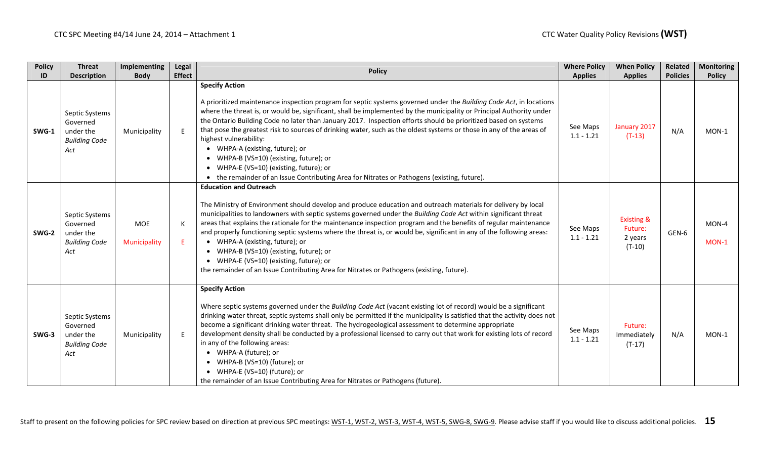| Policy ID | Threat Description | Implementing Body | Legal Effect | Policy | Where Policy Applies | When Policy Applies | Related Policies | Monitoring Policy |
|---|---|---|---|---|---|---|---|---|
| SWG-1 | Septic Systems Governed under the *Building Code Act* | Municipality | E | **Specify Action**<br><br>A prioritized maintenance inspection program for septic systems governed under the *Building Code Act*, in locations where the threat is, or would be, significant, shall be implemented by the municipality or Principal Authority under the Ontario Building Code no later than January 2017. Inspection efforts should be prioritized based on systems that pose the greatest risk to sources of drinking water, such as the oldest systems or those in any of the areas of highest vulnerability:<br>• WHPA-A (existing, future); or<br>• WHPA-B (VS=10) (existing, future); or<br>• WHPA-E (VS=10) (existing, future); or<br>• the remainder of an Issue Contributing Area for Nitrates or Pathogens (existing, future). | See Maps 1.1 - 1.21 | January 2017 (T-13) | N/A | MON-1 |
| SWG-2 | Septic Systems Governed under the *Building Code Act* | MOE<br><br>Municipality | K<br><br>E | **Education and Outreach**<br><br>The Ministry of Environment should develop and produce education and outreach materials for delivery by local municipalities to landowners with septic systems governed under the *Building Code Act* within significant threat areas that explains the rationale for the maintenance inspection program and the benefits of regular maintenance and properly functioning septic systems where the threat is, or would be, significant in any of the following areas:<br>• WHPA-A (existing, future); or<br>• WHPA-B (VS=10) (existing, future); or<br>• WHPA-E (VS=10) (existing, future); or<br>the remainder of an Issue Contributing Area for Nitrates or Pathogens (existing, future). | See Maps 1.1 - 1.21 | Existing & Future: 2 years (T-10) | GEN-6 | MON-4<br><br>MON-1 |
| SWG-3 | Septic Systems Governed under the *Building Code Act* | Municipality | E | **Specify Action**<br><br>Where septic systems governed under the *Building Code Act* (vacant existing lot of record) would be a significant drinking water threat, septic systems shall only be permitted if the municipality is satisfied that the activity does not become a significant drinking water threat. The hydrogeological assessment to determine appropriate development density shall be conducted by a professional licensed to carry out that work for existing lots of record in any of the following areas:<br>• WHPA-A (future); or<br>• WHPA-B (VS=10) (future); or<br>• WHPA-E (VS=10) (future); or<br>the remainder of an Issue Contributing Area for Nitrates or Pathogens (future). | See Maps 1.1 - 1.21 | Future: Immediately (T-17) | N/A | MON-1 |

Staff to present on the following policies for SPC review based on direction at previous SPC meetings: WST-1, WST-2, WST-3, WST-4, WST-5, SWG-8, SWG-9. Please advise staff if you would like to discuss additional policies.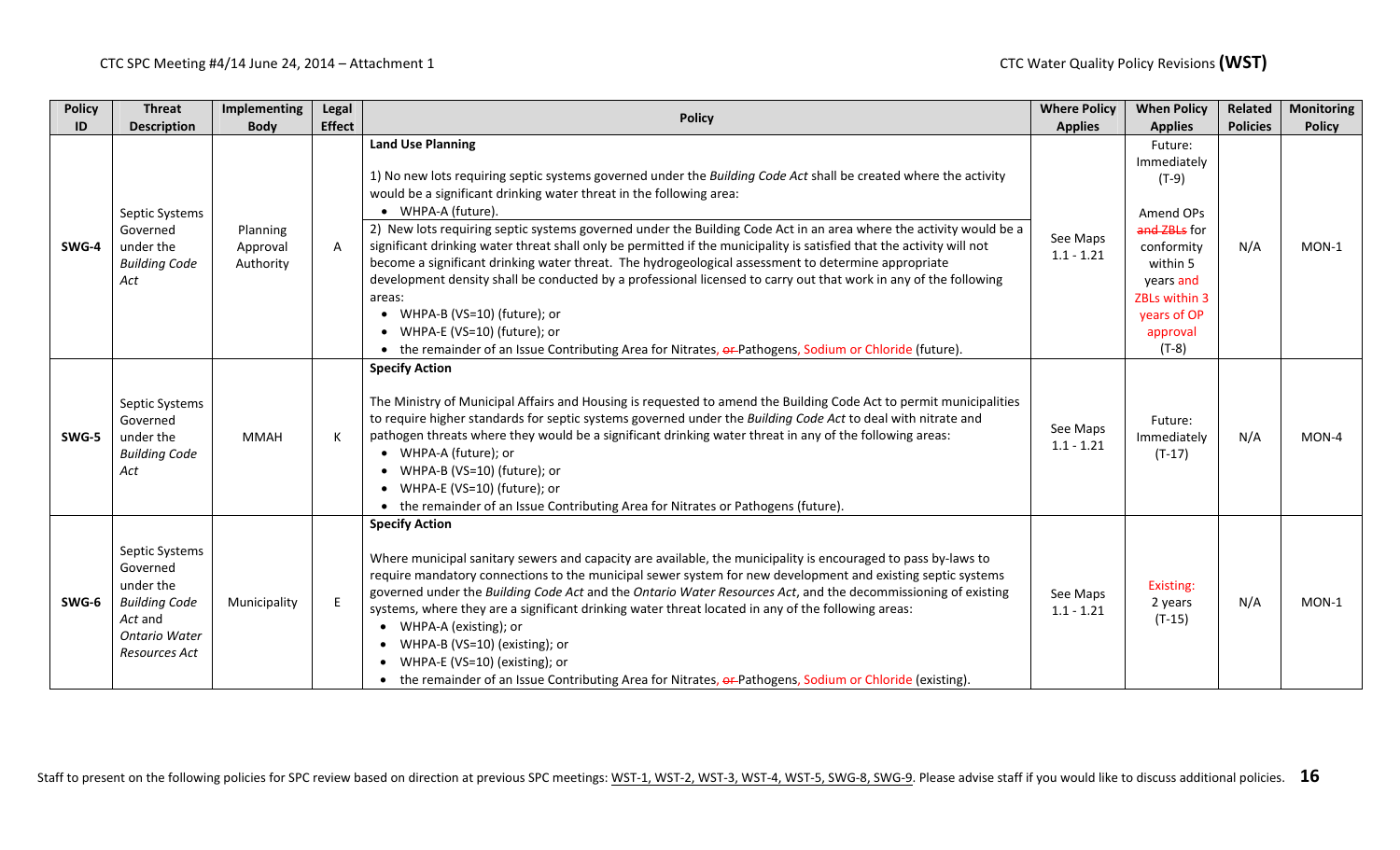| Policy ID | Threat Description | Implementing Body | Legal Effect | Policy | Where Policy Applies | When Policy Applies | Related Policies | Monitoring Policy |
|---|---|---|---|---|---|---|---|---|
| SWG-4 | Septic Systems Governed under the *Building Code Act* | Planning Approval Authority | A | **Land Use Planning**<br><br>1) No new lots requiring septic systems governed under the *Building Code Act* shall be created where the activity would be a significant drinking water threat in the following area:<br>• WHPA-A (future).<br><br>2) New lots requiring septic systems governed under the Building Code Act in an area where the activity would be a significant drinking water threat shall only be permitted if the municipality is satisfied that the activity will not become a significant drinking water threat. The hydrogeological assessment to determine appropriate development density shall be conducted by a professional licensed to carry out that work in any of the following areas:<br>• WHPA-B (VS=10) (future); or<br>• WHPA-E (VS=10) (future); or<br>• the remainder of an Issue Contributing Area for Nitrates, ~~or~~ Pathogens, Sodium or Chloride (future). | See Maps 1.1 - 1.21 | Future: Immediately (T-9)<br><br>Amend OPs ~~and ZBLs~~ for conformity within 5 years and ZBLs within 3 years of OP approval (T-8) | N/A | MON-1 |
| SWG-5 | Septic Systems Governed under the *Building Code Act* | MMAH | K | **Specify Action**<br><br>The Ministry of Municipal Affairs and Housing is requested to amend the Building Code Act to permit municipalities to require higher standards for septic systems governed under the *Building Code Act* to deal with nitrate and pathogen threats where they would be a significant drinking water threat in any of the following areas:<br>• WHPA-A (future); or<br>• WHPA-B (VS=10) (future); or<br>• WHPA-E (VS=10) (future); or<br>• the remainder of an Issue Contributing Area for Nitrates or Pathogens (future). | See Maps 1.1 - 1.21 | Future: Immediately (T-17) | N/A | MON-4 |
| SWG-6 | Septic Systems Governed under the *Building Code Act* and *Ontario Water Resources Act* | Municipality | E | **Specify Action**<br><br>Where municipal sanitary sewers and capacity are available, the municipality is encouraged to pass by-laws to require mandatory connections to the municipal sewer system for new development and existing septic systems governed under the *Building Code Act* and the *Ontario Water Resources Act*, and the decommissioning of existing systems, where they are a significant drinking water threat located in any of the following areas:<br>• WHPA-A (existing); or<br>• WHPA-B (VS=10) (existing); or<br>• WHPA-E (VS=10) (existing); or<br>• the remainder of an Issue Contributing Area for Nitrates, ~~or~~ Pathogens, Sodium or Chloride (existing). | See Maps 1.1 - 1.21 | Existing: 2 years (T-15) | N/A | MON-1 |

Staff to present on the following policies for SPC review based on direction at previous SPC meetings: WST-1, WST-2, WST-3, WST-4, WST-5, SWG-8, SWG-9. Please advise staff if you would like to discuss additional policies.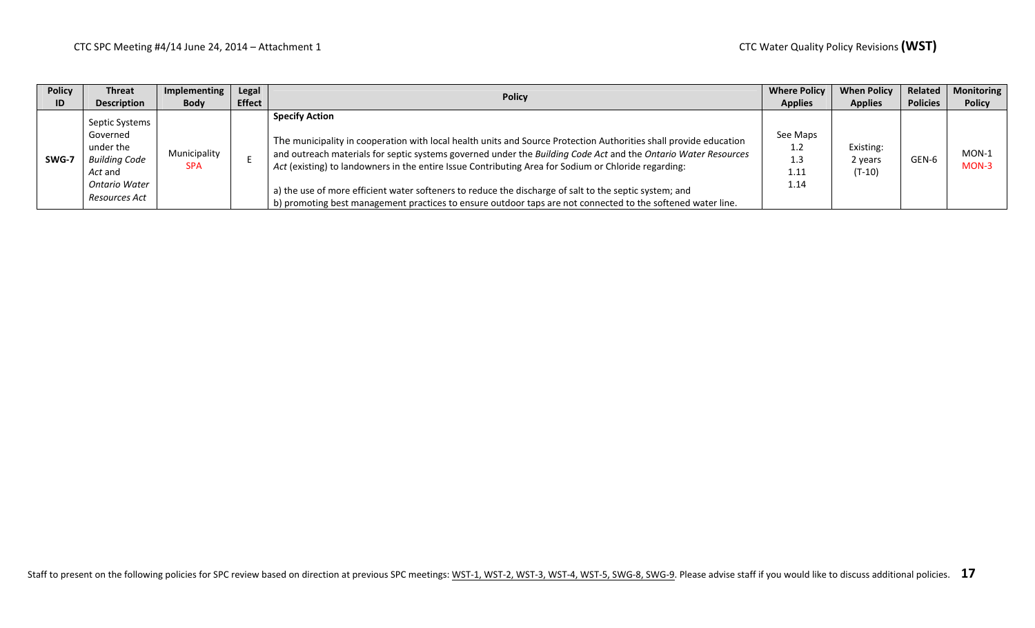| Policy ID | Threat Description | Implementing Body | Legal Effect | Policy | Where Policy Applies | When Policy Applies | Related Policies | Monitoring Policy |
|---|---|---|---|---|---|---|---|---|
| **SWG-7** | Septic Systems Governed under the *Building Code Act* and *Ontario Water Resources Act* | Municipality SPA | E | **Specify Action**<br><br>The municipality in cooperation with local health units and Source Protection Authorities shall provide education and outreach materials for septic systems governed under the *Building Code Act* and the *Ontario Water Resources Act* (existing) to landowners in the entire Issue Contributing Area for Sodium or Chloride regarding:<br><br>a) the use of more efficient water softeners to reduce the discharge of salt to the septic system; and<br>b) promoting best management practices to ensure outdoor taps are not connected to the softened water line. | See Maps 1.2 1.3 1.11 1.14 | Existing: 2 years (T-10) | GEN-6 | MON-1 MON-3 |

Staff to present on the following policies for SPC review based on direction at previous SPC meetings: WST-1, WST-2, WST-3, WST-4, WST-5, SWG-8, SWG-9. Please advise staff if you would like to discuss additional policies.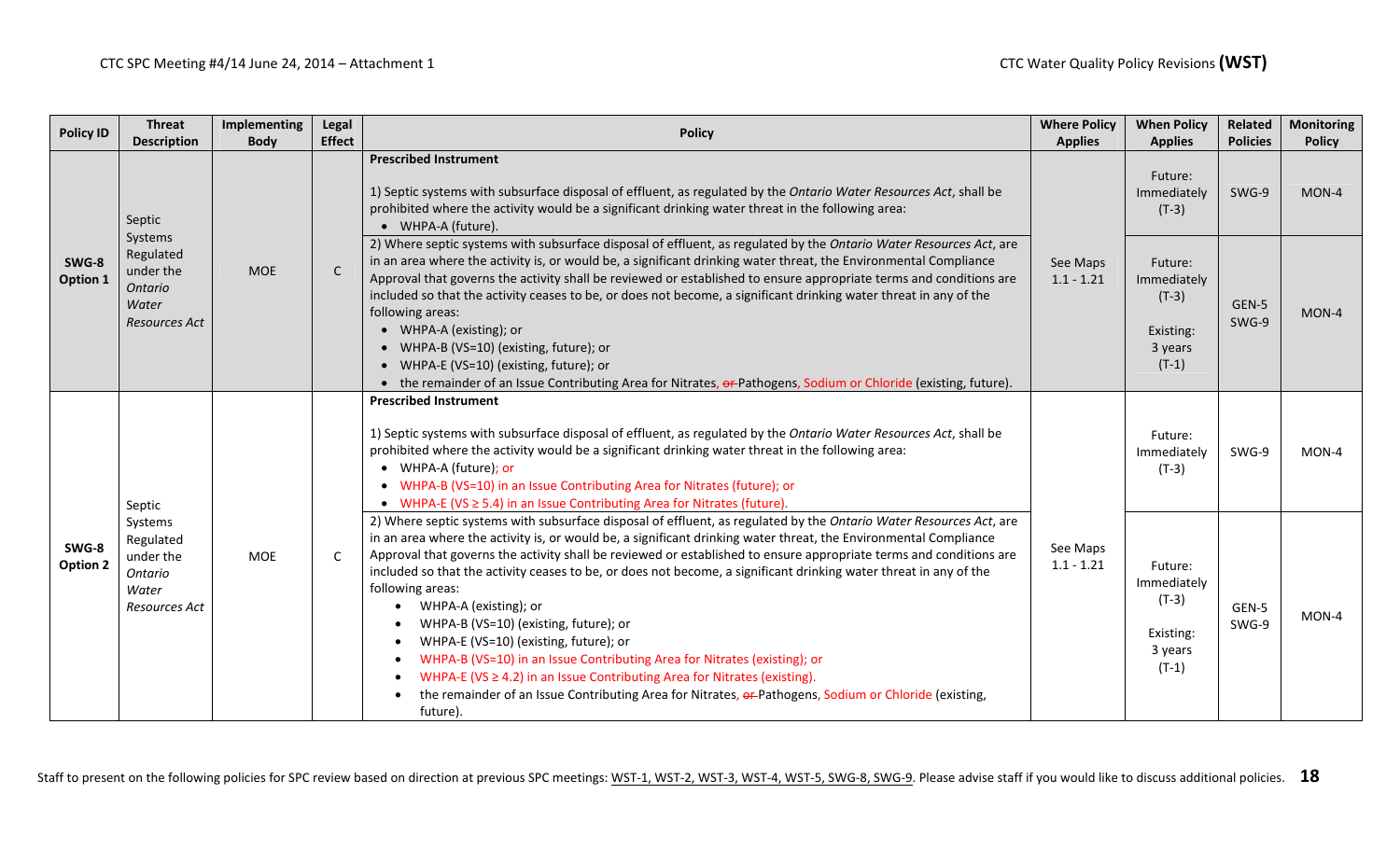| Policy ID | Threat Description | Implementing Body | Legal Effect | Policy | Where Policy Applies | When Policy Applies | Related Policies | Monitoring Policy |
|---|---|---|---|---|---|---|---|---|
| SWG-8 Option 1 | Septic Systems Regulated under the *Ontario Water Resources Act* | MOE | C | **Prescribed Instrument**<br><br>1) Septic systems with subsurface disposal of effluent, as regulated by the *Ontario Water Resources Act*, shall be prohibited where the activity would be a significant drinking water threat in the following area:<br>• WHPA-A (future). | See Maps 1.1 - 1.21 | Future: Immediately (T-3) | SWG-9 | MON-4 |
| | | | | 2) Where septic systems with subsurface disposal of effluent, as regulated by the *Ontario Water Resources Act*, are in an area where the activity is, or would be, a significant drinking water threat, the Environmental Compliance Approval that governs the activity shall be reviewed or established to ensure appropriate terms and conditions are included so that the activity ceases to be, or does not become, a significant drinking water threat in any of the following areas:<br>• WHPA-A (existing); or<br>• WHPA-B (VS=10) (existing, future); or<br>• WHPA-E (VS=10) (existing, future); or<br>• the remainder of an Issue Contributing Area for Nitrates, ~~or~~ Pathogens, Sodium or Chloride (existing, future). | | Future: Immediately (T-3)<br><br>Existing: 3 years (T-1) | GEN-5 SWG-9 | MON-4 |
| SWG-8 Option 2 | Septic Systems Regulated under the *Ontario Water Resources Act* | MOE | C | **Prescribed Instrument**<br><br>1) Septic systems with subsurface disposal of effluent, as regulated by the *Ontario Water Resources Act*, shall be prohibited where the activity would be a significant drinking water threat in the following area:<br>• WHPA-A (future); or<br>• WHPA-B (VS=10) in an Issue Contributing Area for Nitrates (future); or<br>• WHPA-E (VS ≥ 5.4) in an Issue Contributing Area for Nitrates (future). | See Maps 1.1 - 1.21 | Future: Immediately (T-3) | SWG-9 | MON-4 |
| | | | | 2) Where septic systems with subsurface disposal of effluent, as regulated by the *Ontario Water Resources Act*, are in an area where the activity is, or would be, a significant drinking water threat, the Environmental Compliance Approval that governs the activity shall be reviewed or established to ensure appropriate terms and conditions are included so that the activity ceases to be, or does not become, a significant drinking water threat in any of the following areas:<br>• WHPA-A (existing); or<br>• WHPA-B (VS=10) (existing, future); or<br>• WHPA-E (VS=10) (existing, future); or<br>• WHPA-B (VS=10) in an Issue Contributing Area for Nitrates (existing); or<br>• WHPA-E (VS ≥ 4.2) in an Issue Contributing Area for Nitrates (existing).<br>• the remainder of an Issue Contributing Area for Nitrates, ~~or~~ Pathogens, Sodium or Chloride (existing, future). | | Future: Immediately (T-3)<br><br>Existing: 3 years (T-1) | GEN-5 SWG-9 | MON-4 |

Staff to present on the following policies for SPC review based on direction at previous SPC meetings: WST-1, WST-2, WST-3, WST-4, WST-5, SWG-8, SWG-9. Please advise staff if you would like to discuss additional policies.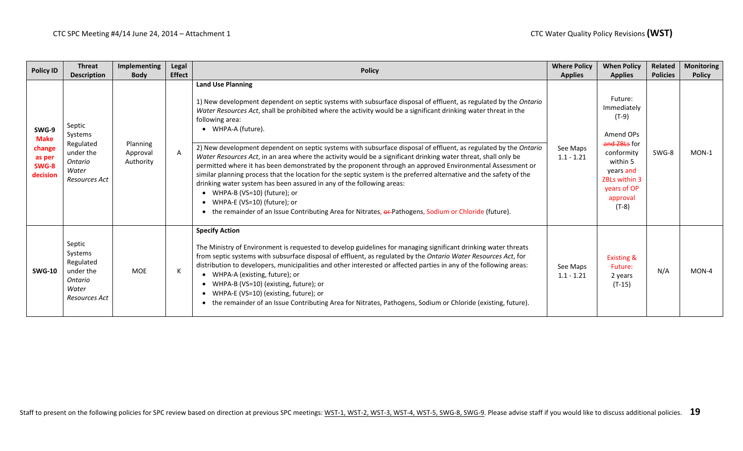| Policy ID | Threat Description | Implementing Body | Legal Effect | Policy | Where Policy Applies | When Policy Applies | Related Policies | Monitoring Policy |
|---|---|---|---|---|---|---|---|---|
| **SWG-9** **Make change as per SWG-8 decision** | Septic Systems Regulated under the *Ontario Water Resources Act* | Planning Approval Authority | A | **Land Use Planning**<br><br>1) New development dependent on septic systems with subsurface disposal of effluent, as regulated by the *Ontario Water Resources Act*, shall be prohibited where the activity would be a significant drinking water threat in the following area:<br>• WHPA-A (future).<br><br>2) New development dependent on septic systems with subsurface disposal of effluent, as regulated by the *Ontario Water Resources Act*, in an area where the activity would be a significant drinking water threat, shall only be permitted where it has been demonstrated by the proponent through an approved Environmental Assessment or similar planning process that the location for the septic system is the preferred alternative and the safety of the drinking water system has been assured in any of the following areas:<br>• WHPA-B (VS=10) (future); or<br>• WHPA-E (VS=10) (future); or<br>• the remainder of an Issue Contributing Area for Nitrates, ~~or~~ Pathogens, Sodium or Chloride (future). | See Maps 1.1 - 1.21 | Future: Immediately (T-9)<br><br>Amend OPs ~~and ZBLs~~ for conformity within 5 years and ZBLs within 3 years of OP approval (T-8) | SWG-8 | MON-1 |
| **SWG-10** | Septic Systems Regulated under the *Ontario Water Resources Act* | MOE | K | **Specify Action**<br><br>The Ministry of Environment is requested to develop guidelines for managing significant drinking water threats from septic systems with subsurface disposal of effluent, as regulated by the *Ontario Water Resources Act*, for distribution to developers, municipalities and other interested or affected parties in any of the following areas:<br>• WHPA-A (existing, future); or<br>• WHPA-B (VS=10) (existing, future); or<br>• WHPA-E (VS=10) (existing, future); or<br>• the remainder of an Issue Contributing Area for Nitrates, Pathogens, Sodium or Chloride (existing, future). | See Maps 1.1 - 1.21 | Existing & Future: 2 years (T-15) | N/A | MON-4 |

Staff to present on the following policies for SPC review based on direction at previous SPC meetings: WST-1, WST-2, WST-3, WST-4, WST-5, SWG-8, SWG-9. Please advise staff if you would like to discuss additional policies.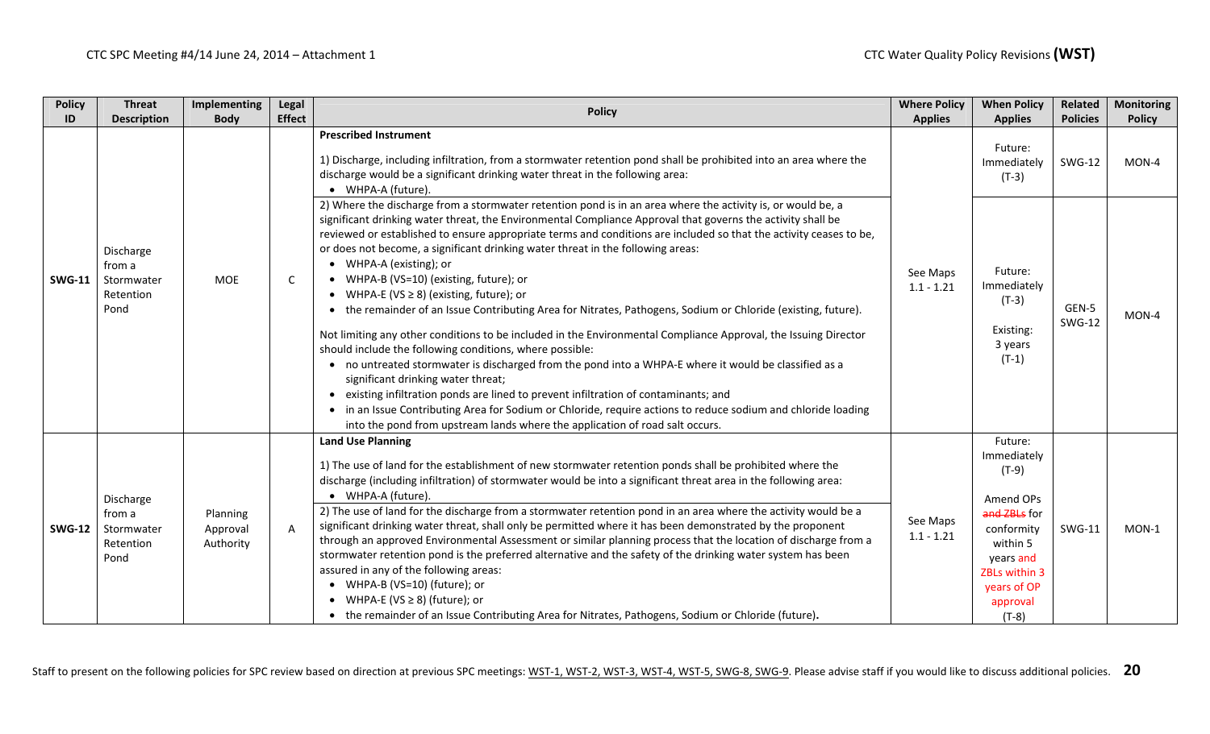| Policy ID | Threat Description | Implementing Body | Legal Effect | Policy | Where Policy Applies | When Policy Applies | Related Policies | Monitoring Policy |
|---|---|---|---|---|---|---|---|---|
| SWG-11 | Discharge from a Stormwater Retention Pond | MOE | C | **Prescribed Instrument**<br><br>1) Discharge, including infiltration, from a stormwater retention pond shall be prohibited into an area where the discharge would be a significant drinking water threat in the following area:<br>• WHPA-A (future). | See Maps 1.1 - 1.21 | Future: Immediately (T-3) | SWG-12 | MON-4 |
| | | | | 2) Where the discharge from a stormwater retention pond is in an area where the activity is, or would be, a significant drinking water threat, the Environmental Compliance Approval that governs the activity shall be reviewed or established to ensure appropriate terms and conditions are included so that the activity ceases to be, or does not become, a significant drinking water threat in the following areas:<br>• WHPA-A (existing); or<br>• WHPA-B (VS=10) (existing, future); or<br>• WHPA-E (VS ≥ 8) (existing, future); or<br>• the remainder of an Issue Contributing Area for Nitrates, Pathogens, Sodium or Chloride (existing, future).<br><br>Not limiting any other conditions to be included in the Environmental Compliance Approval, the Issuing Director should include the following conditions, where possible:<br>• no untreated stormwater is discharged from the pond into a WHPA-E where it would be classified as a significant drinking water threat;<br>• existing infiltration ponds are lined to prevent infiltration of contaminants; and<br>• in an Issue Contributing Area for Sodium or Chloride, require actions to reduce sodium and chloride loading into the pond from upstream lands where the application of road salt occurs. | | Future: Immediately (T-3)<br><br>Existing: 3 years (T-1) | GEN-5 SWG-12 | MON-4 |
| SWG-12 | Discharge from a Stormwater Retention Pond | Planning Approval Authority | A | **Land Use Planning**<br><br>1) The use of land for the establishment of new stormwater retention ponds shall be prohibited where the discharge (including infiltration) of stormwater would be into a significant threat area in the following area:<br>• WHPA-A (future).<br><br>2) The use of land for the discharge from a stormwater retention pond in an area where the activity would be a significant drinking water threat, shall only be permitted where it has been demonstrated by the proponent through an approved Environmental Assessment or similar planning process that the location of discharge from a stormwater retention pond is the preferred alternative and the safety of the drinking water system has been assured in any of the following areas:<br>• WHPA-B (VS=10) (future); or<br>• WHPA-E (VS ≥ 8) (future); or<br>• the remainder of an Issue Contributing Area for Nitrates, Pathogens, Sodium or Chloride (future). | See Maps 1.1 - 1.21 | Future: Immediately (T-9)<br><br>Amend OPs ~~and ZBLs~~ for conformity within 5 years and ZBLs within 3 years of OP approval (T-8) | SWG-11 | MON-1 |

Staff to present on the following policies for SPC review based on direction at previous SPC meetings: WST-1, WST-2, WST-3, WST-4, WST-5, SWG-8, SWG-9. Please advise staff if you would like to discuss additional policies.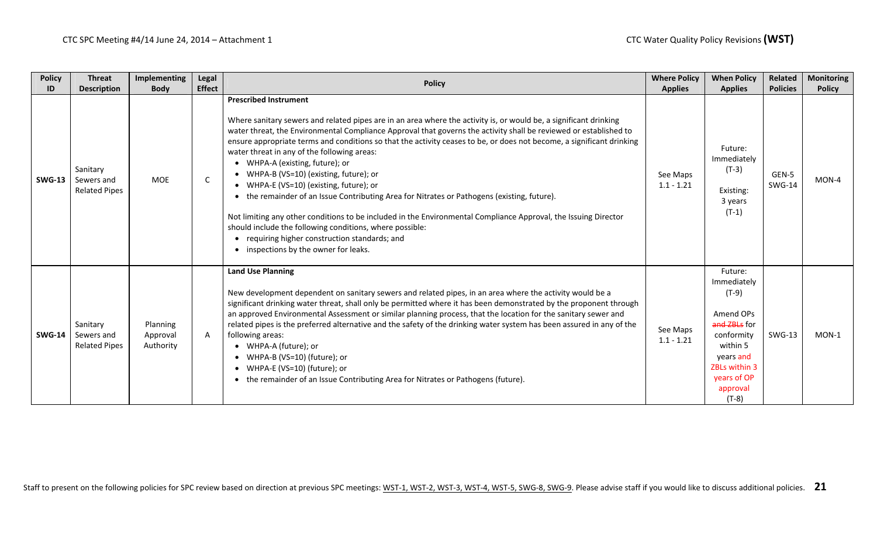| Policy ID | Threat Description | Implementing Body | Legal Effect | Policy | Where Policy Applies | When Policy Applies | Related Policies | Monitoring Policy |
|---|---|---|---|---|---|---|---|---|
| **SWG-13** | Sanitary Sewers and Related Pipes | MOE | C | **Prescribed Instrument**<br><br>Where sanitary sewers and related pipes are in an area where the activity is, or would be, a significant drinking water threat, the Environmental Compliance Approval that governs the activity shall be reviewed or established to ensure appropriate terms and conditions so that the activity ceases to be, or does not become, a significant drinking water threat in any of the following areas:<br>• WHPA-A (existing, future); or<br>• WHPA-B (VS=10) (existing, future); or<br>• WHPA-E (VS=10) (existing, future); or<br>• the remainder of an Issue Contributing Area for Nitrates or Pathogens (existing, future).<br><br>Not limiting any other conditions to be included in the Environmental Compliance Approval, the Issuing Director should include the following conditions, where possible:<br>• requiring higher construction standards; and<br>• inspections by the owner for leaks. | See Maps 1.1 - 1.21 | Future: Immediately (T-3)<br><br>Existing: 3 years (T-1) | GEN-5 SWG-14 | MON-4 |
| **SWG-14** | Sanitary Sewers and Related Pipes | Planning Approval Authority | A | **Land Use Planning**<br><br>New development dependent on sanitary sewers and related pipes, in an area where the activity would be a significant drinking water threat, shall only be permitted where it has been demonstrated by the proponent through an approved Environmental Assessment or similar planning process, that the location for the sanitary sewer and related pipes is the preferred alternative and the safety of the drinking water system has been assured in any of the following areas:<br>• WHPA-A (future); or<br>• WHPA-B (VS=10) (future); or<br>• WHPA-E (VS=10) (future); or<br>• the remainder of an Issue Contributing Area for Nitrates or Pathogens (future). | See Maps 1.1 - 1.21 | Future: Immediately (T-9)<br><br>Amend OPs ~~and ZBLs~~ for conformity within 5 years and ZBLs within 3 years of OP approval (T-8) | SWG-13 | MON-1 |

Staff to present on the following policies for SPC review based on direction at previous SPC meetings: WST-1, WST-2, WST-3, WST-4, WST-5, SWG-8, SWG-9. Please advise staff if you would like to discuss additional policies.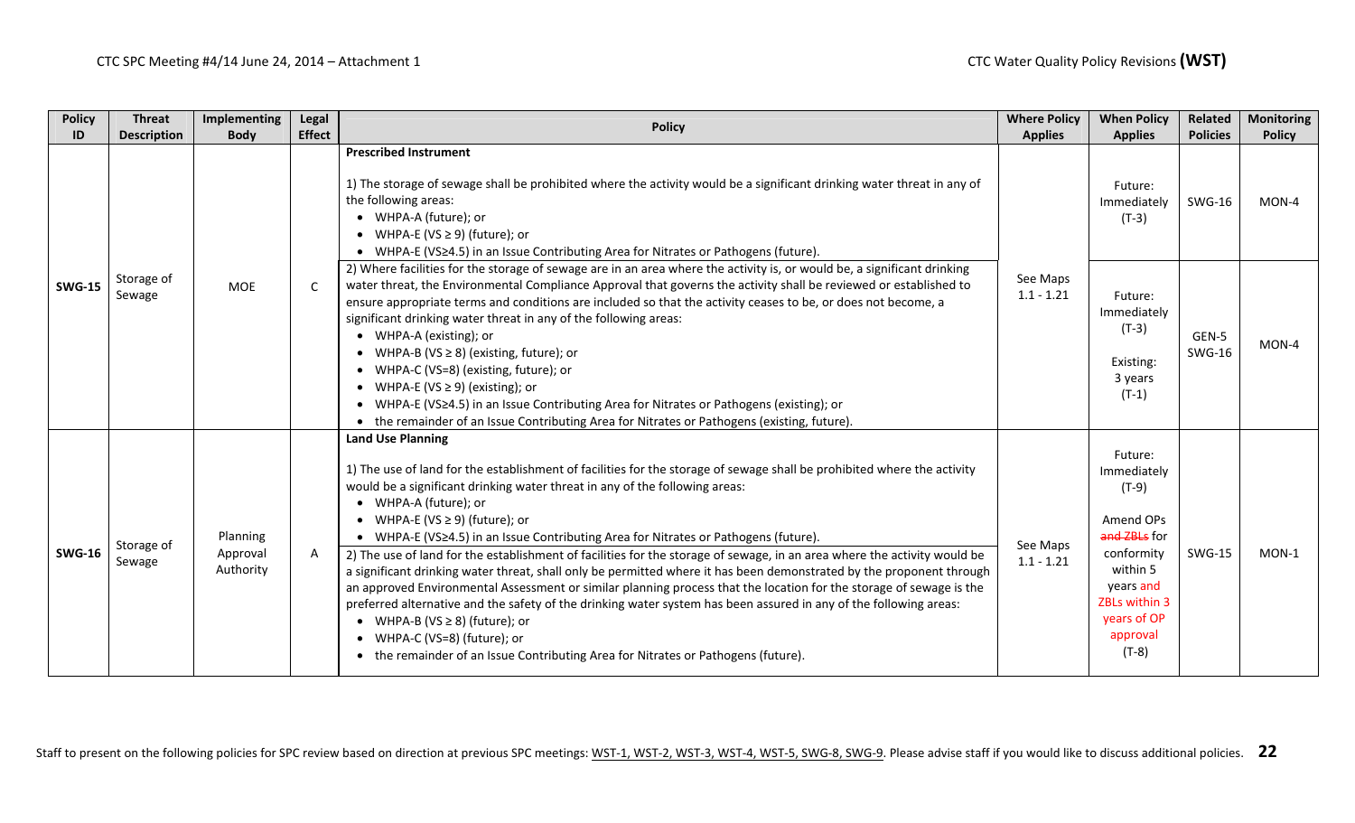| Policy ID | Threat Description | Implementing Body | Legal Effect | Policy | Where Policy Applies | When Policy Applies | Related Policies | Monitoring Policy |
|---|---|---|---|---|---|---|---|---|
| **SWG-15** | Storage of Sewage | MOE | C | **Prescribed Instrument**<br><br>1) The storage of sewage shall be prohibited where the activity would be a significant drinking water threat in any of the following areas:<br>• WHPA-A (future); or<br>• WHPA-E (VS ≥ 9) (future); or<br>• WHPA-E (VS≥4.5) in an Issue Contributing Area for Nitrates or Pathogens (future). | See Maps 1.1 - 1.21 | Future: Immediately (T-3) | SWG-16 | MON-4 |
| | | | | 2) Where facilities for the storage of sewage are in an area where the activity is, or would be, a significant drinking water threat, the Environmental Compliance Approval that governs the activity shall be reviewed or established to ensure appropriate terms and conditions are included so that the activity ceases to be, or does not become, a significant drinking water threat in any of the following areas:<br>• WHPA-A (existing); or<br>• WHPA-B (VS ≥ 8) (existing, future); or<br>• WHPA-C (VS=8) (existing, future); or<br>• WHPA-E (VS ≥ 9) (existing); or<br>• WHPA-E (VS≥4.5) in an Issue Contributing Area for Nitrates or Pathogens (existing); or<br>• the remainder of an Issue Contributing Area for Nitrates or Pathogens (existing, future). | | Future: Immediately (T-3)<br><br>Existing: 3 years (T-1) | GEN-5 SWG-16 | MON-4 |
| **SWG-16** | Storage of Sewage | Planning Approval Authority | A | **Land Use Planning**<br><br>1) The use of land for the establishment of facilities for the storage of sewage shall be prohibited where the activity would be a significant drinking water threat in any of the following areas:<br>• WHPA-A (future); or<br>• WHPA-E (VS ≥ 9) (future); or<br>• WHPA-E (VS≥4.5) in an Issue Contributing Area for Nitrates or Pathogens (future).<br><br>2) The use of land for the establishment of facilities for the storage of sewage, in an area where the activity would be a significant drinking water threat, shall only be permitted where it has been demonstrated by the proponent through an approved Environmental Assessment or similar planning process that the location for the storage of sewage is the preferred alternative and the safety of the drinking water system has been assured in any of the following areas:<br>• WHPA-B (VS ≥ 8) (future); or<br>• WHPA-C (VS=8) (future); or<br>• the remainder of an Issue Contributing Area for Nitrates or Pathogens (future). | See Maps 1.1 - 1.21 | Future: Immediately (T-9)<br><br>Amend OPs ~~and ZBLs~~ for conformity within 5 years and ZBLs within 3 years of OP approval (T-8) | SWG-15 | MON-1 |

Staff to present on the following policies for SPC review based on direction at previous SPC meetings: WST-1, WST-2, WST-3, WST-4, WST-5, SWG-8, SWG-9. Please advise staff if you would like to discuss additional policies.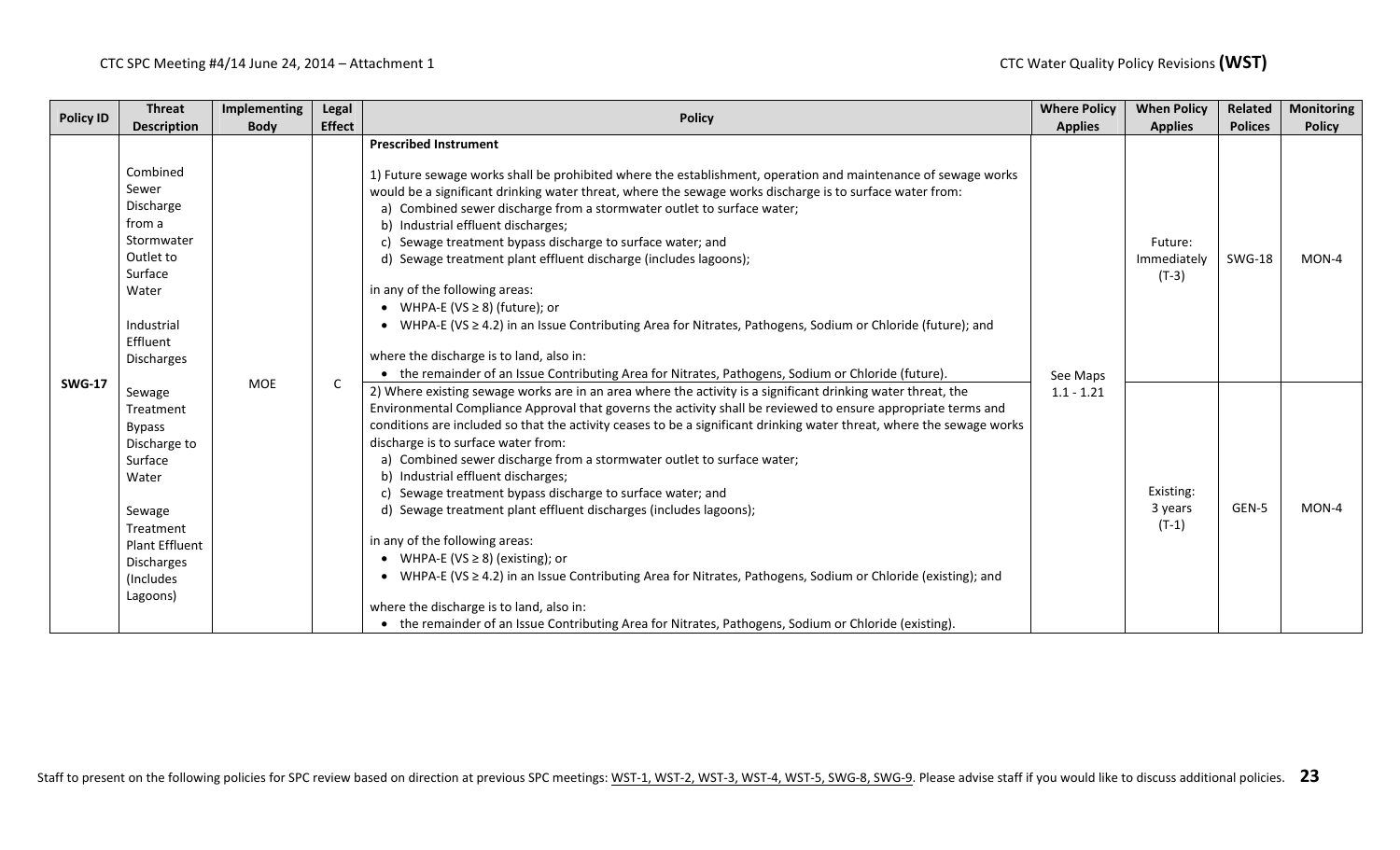| Policy ID | Threat Description | Implementing Body | Legal Effect | Policy | Where Policy Applies | When Policy Applies | Related Polices | Monitoring Policy |
|---|---|---|---|---|---|---|---|---|
| SWG-17 | Combined Sewer Discharge from a Stormwater Outlet to Surface Water<br><br>Industrial Effluent Discharges<br><br>Sewage Treatment Bypass Discharge to Surface Water<br><br>Sewage Treatment Plant Effluent Discharges (Includes Lagoons) | MOE | C | **Prescribed Instrument**<br><br>1) Future sewage works shall be prohibited where the establishment, operation and maintenance of sewage works would be a significant drinking water threat, where the sewage works discharge is to surface water from:<br>a) Combined sewer discharge from a stormwater outlet to surface water;<br>b) Industrial effluent discharges;<br>c) Sewage treatment bypass discharge to surface water; and<br>d) Sewage treatment plant effluent discharge (includes lagoons);<br><br>in any of the following areas:<br>• WHPA-E (VS ≥ 8) (future); or<br>• WHPA-E (VS ≥ 4.2) in an Issue Contributing Area for Nitrates, Pathogens, Sodium or Chloride (future); and<br><br>where the discharge is to land, also in:<br>• the remainder of an Issue Contributing Area for Nitrates, Pathogens, Sodium or Chloride (future). | See Maps 1.1 - 1.21 | Future: Immediately (T-3) | SWG-18 | MON-4 |
| | | | | 2) Where existing sewage works are in an area where the activity is a significant drinking water threat, the Environmental Compliance Approval that governs the activity shall be reviewed to ensure appropriate terms and conditions are included so that the activity ceases to be a significant drinking water threat, where the sewage works discharge is to surface water from:<br>a) Combined sewer discharge from a stormwater outlet to surface water;<br>b) Industrial effluent discharges;<br>c) Sewage treatment bypass discharge to surface water; and<br>d) Sewage treatment plant effluent discharges (includes lagoons);<br><br>in any of the following areas:<br>• WHPA-E (VS ≥ 8) (existing); or<br>• WHPA-E (VS ≥ 4.2) in an Issue Contributing Area for Nitrates, Pathogens, Sodium or Chloride (existing); and<br><br>where the discharge is to land, also in:<br>• the remainder of an Issue Contributing Area for Nitrates, Pathogens, Sodium or Chloride (existing). | | Existing: 3 years (T-1) | GEN-5 | MON-4 |

Staff to present on the following policies for SPC review based on direction at previous SPC meetings: WST-1, WST-2, WST-3, WST-4, WST-5, SWG-8, SWG-9. Please advise staff if you would like to discuss additional policies.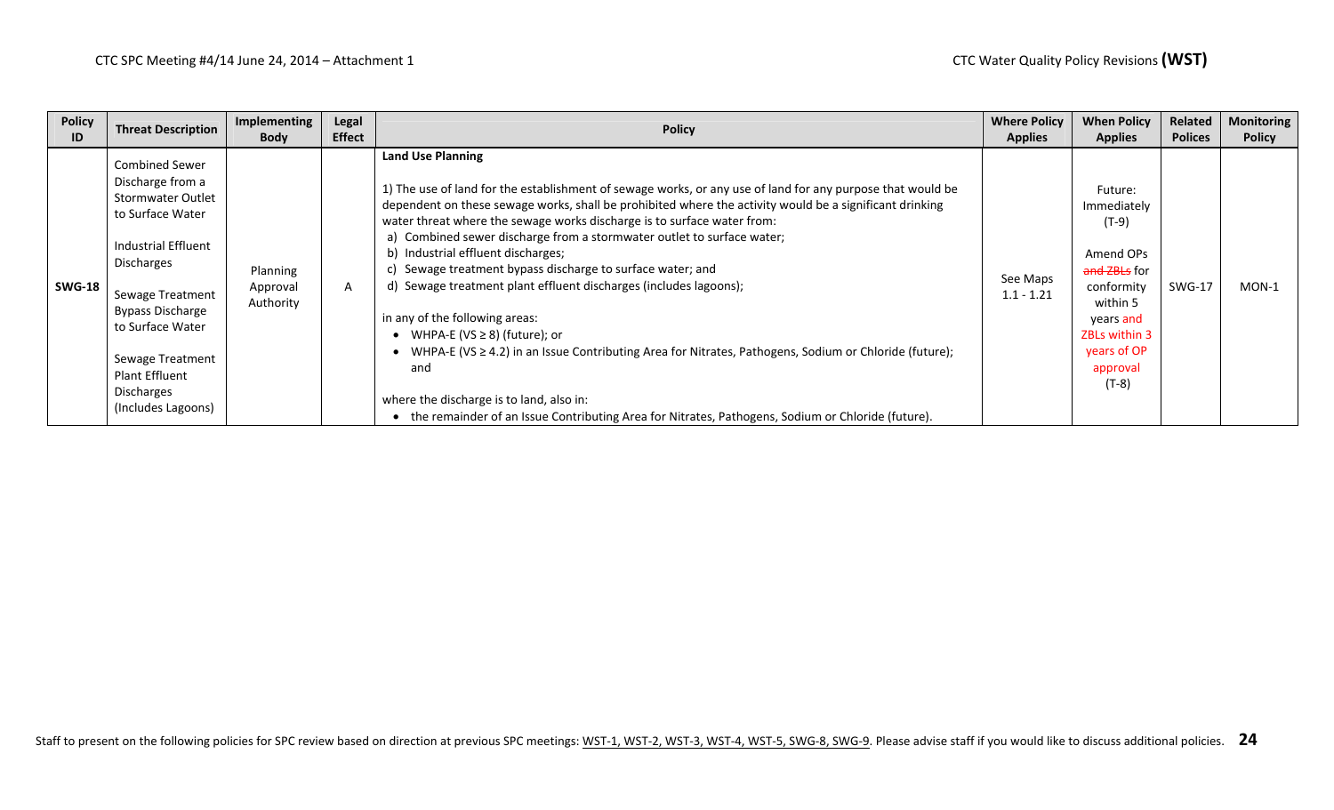| Policy ID | Threat Description | Implementing Body | Legal Effect | Policy | Where Policy Applies | When Policy Applies | Related Polices | Monitoring Policy |
|---|---|---|---|---|---|---|---|---|
| SWG-18 | Combined Sewer Discharge from a Stormwater Outlet to Surface Water<br><br>Industrial Effluent Discharges<br><br>Sewage Treatment Bypass Discharge to Surface Water<br><br>Sewage Treatment Plant Effluent Discharges (Includes Lagoons) | Planning Approval Authority | A | **Land Use Planning**<br><br>1) The use of land for the establishment of sewage works, or any use of land for any purpose that would be dependent on these sewage works, shall be prohibited where the activity would be a significant drinking water threat where the sewage works discharge is to surface water from:<br>a) Combined sewer discharge from a stormwater outlet to surface water;<br>b) Industrial effluent discharges;<br>c) Sewage treatment bypass discharge to surface water; and<br>d) Sewage treatment plant effluent discharges (includes lagoons);<br><br>in any of the following areas:<br>• WHPA-E (VS ≥ 8) (future); or<br>• WHPA-E (VS ≥ 4.2) in an Issue Contributing Area for Nitrates, Pathogens, Sodium or Chloride (future); and<br><br>where the discharge is to land, also in:<br>• the remainder of an Issue Contributing Area for Nitrates, Pathogens, Sodium or Chloride (future). | See Maps 1.1 - 1.21 | Future: Immediately (T-9)<br><br>Amend OPs ~~and ZBLs~~ for conformity within 5 years and ZBLs within 3 years of OP approval (T-8) | SWG-17 | MON-1 |

Staff to present on the following policies for SPC review based on direction at previous SPC meetings: WST-1, WST-2, WST-3, WST-4, WST-5, SWG-8, SWG-9. Please advise staff if you would like to discuss additional policies.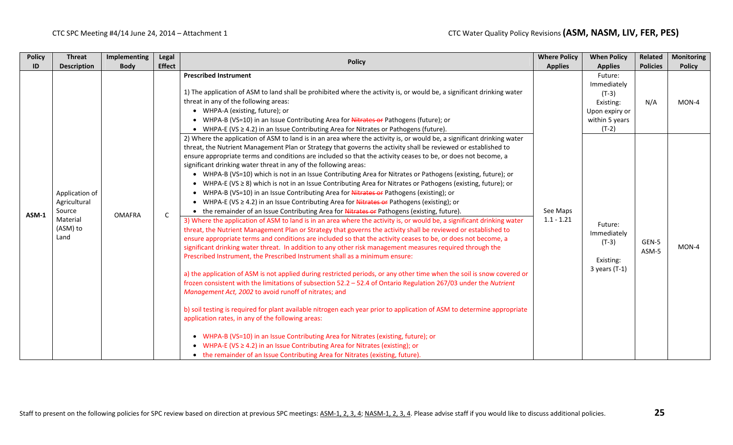| Policy ID | Threat Description | Implementing Body | Legal Effect | Policy | Where Policy Applies | When Policy Applies | Related Policies | Monitoring Policy |
|---|---|---|---|---|---|---|---|---|
| ASM-1 | Application of Agricultural Source Material (ASM) to Land | OMAFRA | C | **Prescribed Instrument**<br><br>1) The application of ASM to land shall be prohibited where the activity is, or would be, a significant drinking water threat in any of the following areas:<br>• WHPA-A (existing, future); or<br>• WHPA-B (VS=10) in an Issue Contributing Area for ~~Nitrates or~~ Pathogens (future); or<br>• WHPA-E (VS ≥ 4.2) in an Issue Contributing Area for Nitrates or Pathogens (future). | See Maps 1.1 - 1.21 | Future: Immediately (T-3)<br>Existing: Upon expiry or within 5 years (T-2) | N/A | MON-4 |
| | | | | 2) Where the application of ASM to land is in an area where the activity is, or would be, a significant drinking water threat, the Nutrient Management Plan or Strategy that governs the activity shall be reviewed or established to ensure appropriate terms and conditions are included so that the activity ceases to be, or does not become, a significant drinking water threat in any of the following areas:<br>• WHPA-B (VS=10) which is not in an Issue Contributing Area for Nitrates or Pathogens (existing, future); or<br>• WHPA-E (VS ≥ 8) which is not in an Issue Contributing Area for Nitrates or Pathogens (existing, future); or<br>• WHPA-B (VS=10) in an Issue Contributing Area for ~~Nitrates or~~ Pathogens (existing); or<br>• WHPA-E (VS ≥ 4.2) in an Issue Contributing Area for ~~Nitrates or~~ Pathogens (existing); or<br>• the remainder of an Issue Contributing Area for ~~Nitrates or~~ Pathogens (existing, future).<br><br>3) Where the application of ASM to land is in an area where the activity is, or would be, a significant drinking water threat, the Nutrient Management Plan or Strategy that governs the activity shall be reviewed or established to ensure appropriate terms and conditions are included so that the activity ceases to be, or does not become, a significant drinking water threat. In addition to any other risk management measures required through the Prescribed Instrument, the Prescribed Instrument shall as a minimum ensure:<br><br>a) the application of ASM is not applied during restricted periods, or any other time when the soil is snow covered or frozen consistent with the limitations of subsection 52.2 – 52.4 of Ontario Regulation 267/03 under the *Nutrient Management Act, 2002* to avoid runoff of nitrates; and<br><br>b) soil testing is required for plant available nitrogen each year prior to application of ASM to determine appropriate application rates, in any of the following areas:<br><br>• WHPA-B (VS=10) in an Issue Contributing Area for Nitrates (existing, future); or<br>• WHPA-E (VS ≥ 4.2) in an Issue Contributing Area for Nitrates (existing); or<br>• the remainder of an Issue Contributing Area for Nitrates (existing, future). | | Future: Immediately (T-3)<br><br>Existing: 3 years (T-1) | GEN-5<br>ASM-5 | MON-4 |

Staff to present on the following policies for SPC review based on direction at previous SPC meetings: ASM-1, 2, 3, 4; NASM-1, 2, 3, 4. Please advise staff if you would like to discuss additional policies.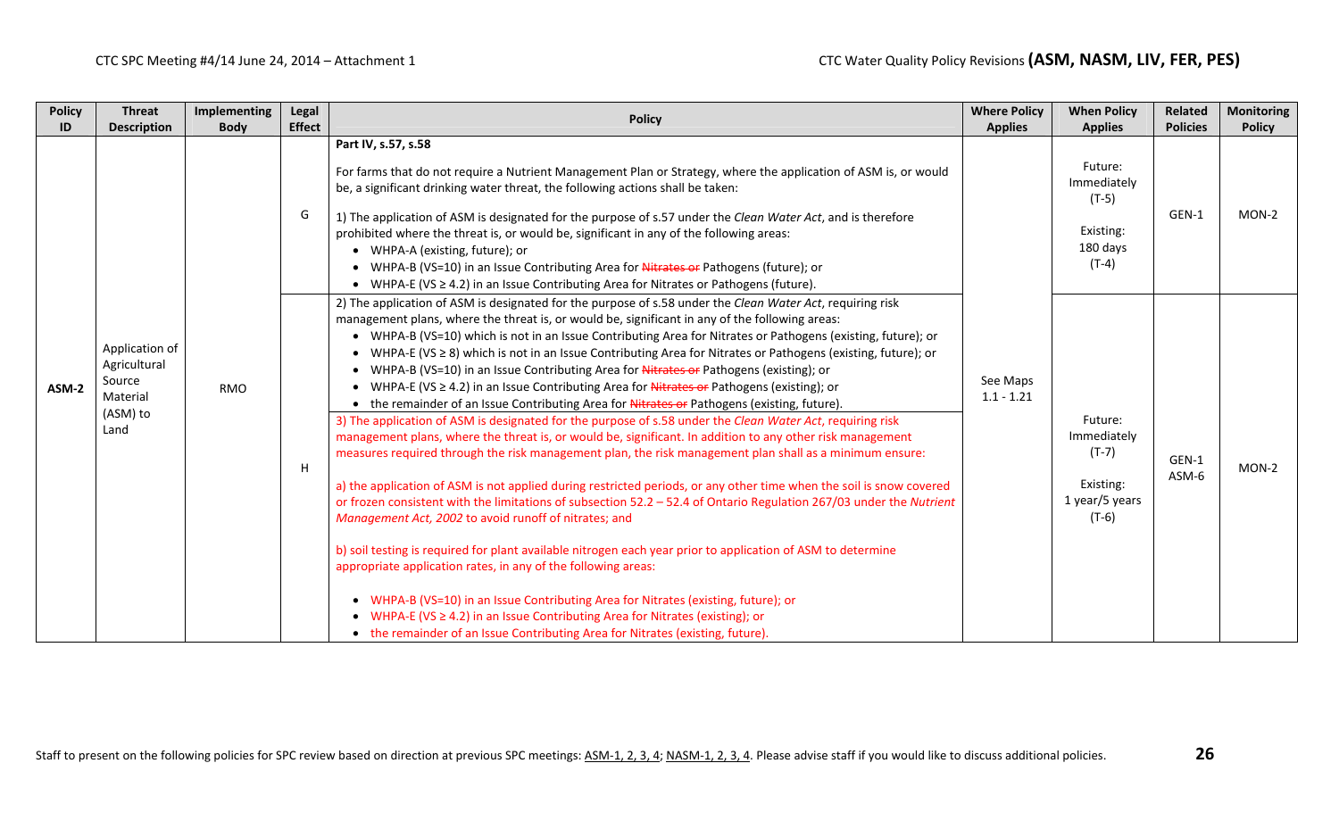CTC SPC Meeting #4/14 June 24, 2014 – Attachment 1

CTC Water Quality Policy Revisions **(ASM, NASM, LIV, FER, PES)**

| Policy ID | Threat Description | Implementing Body | Legal Effect | Policy | Where Policy Applies | When Policy Applies | Related Policies | Monitoring Policy |
|---|---|---|---|---|---|---|---|---|
| ASM-2 | Application of Agricultural Source Material (ASM) to Land | RMO | G | **Part IV, s.57, s.58**<br><br>For farms that do not require a Nutrient Management Plan or Strategy, where the application of ASM is, or would be, a significant drinking water threat, the following actions shall be taken:<br><br>1) The application of ASM is designated for the purpose of s.57 under the *Clean Water Act*, and is therefore prohibited where the threat is, or would be, significant in any of the following areas:<br>• WHPA-A (existing, future); or<br>• WHPA-B (VS=10) in an Issue Contributing Area for ~~Nitrates or~~ Pathogens (future); or<br>• WHPA-E (VS ≥ 4.2) in an Issue Contributing Area for Nitrates or Pathogens (future). | See Maps 1.1 - 1.21 | Future: Immediately (T-5)<br><br>Existing: 180 days (T-4) | GEN-1 | MON-2 |
| | | | H | 2) The application of ASM is designated for the purpose of s.58 under the *Clean Water Act*, requiring risk management plans, where the threat is, or would be, significant in any of the following areas:<br>• WHPA-B (VS=10) which is not in an Issue Contributing Area for Nitrates or Pathogens (existing, future); or<br>• WHPA-E (VS ≥ 8) which is not in an Issue Contributing Area for Nitrates or Pathogens (existing, future); or<br>• WHPA-B (VS=10) in an Issue Contributing Area for ~~Nitrates or~~ Pathogens (existing); or<br>• WHPA-E (VS ≥ 4.2) in an Issue Contributing Area for ~~Nitrates or~~ Pathogens (existing); or<br>• the remainder of an Issue Contributing Area for ~~Nitrates or~~ Pathogens (existing, future).<br><br>3) The application of ASM is designated for the purpose of s.58 under the *Clean Water Act*, requiring risk management plans, where the threat is, or would be, significant. In addition to any other risk management measures required through the risk management plan, the risk management plan shall as a minimum ensure:<br><br>a) the application of ASM is not applied during restricted periods, or any other time when the soil is snow covered or frozen consistent with the limitations of subsection 52.2 – 52.4 of Ontario Regulation 267/03 under the *Nutrient Management Act, 2002* to avoid runoff of nitrates; and<br><br>b) soil testing is required for plant available nitrogen each year prior to application of ASM to determine appropriate application rates, in any of the following areas:<br><br>• WHPA-B (VS=10) in an Issue Contributing Area for Nitrates (existing, future); or<br>• WHPA-E (VS ≥ 4.2) in an Issue Contributing Area for Nitrates (existing); or<br>• the remainder of an Issue Contributing Area for Nitrates (existing, future). | | Future: Immediately (T-7)<br><br>Existing: 1 year/5 years (T-6) | GEN-1<br>ASM-6 | MON-2 |

Staff to present on the following policies for SPC review based on direction at previous SPC meetings: ASM-1, 2, 3, 4; NASM-1, 2, 3, 4. Please advise staff if you would like to discuss additional policies.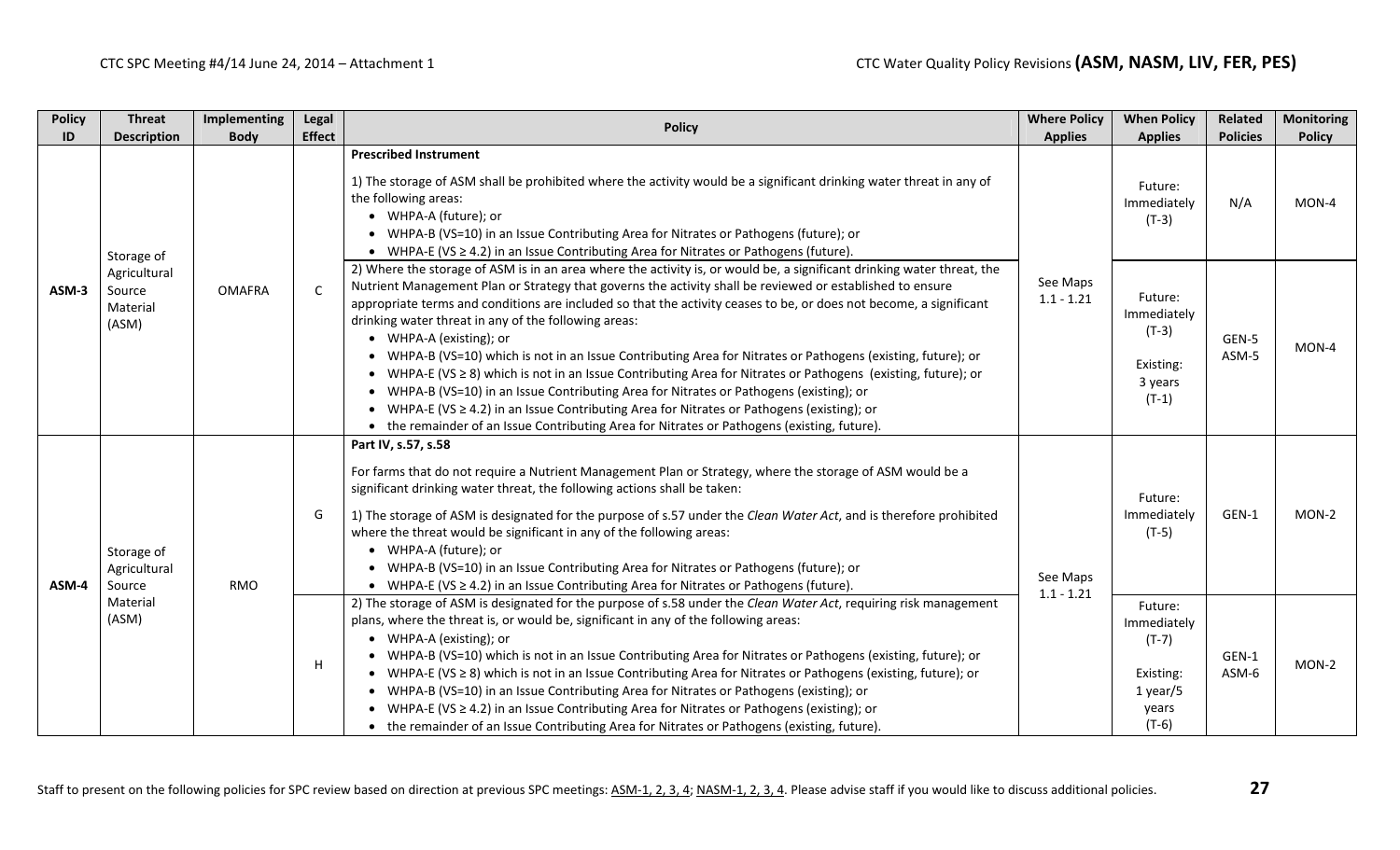| Policy ID | Threat Description | Implementing Body | Legal Effect | Policy | Where Policy Applies | When Policy Applies | Related Policies | Monitoring Policy |
|---|---|---|---|---|---|---|---|---|
| ASM-3 | Storage of Agricultural Source Material (ASM) | OMAFRA | C | **Prescribed Instrument**<br><br>1) The storage of ASM shall be prohibited where the activity would be a significant drinking water threat in any of the following areas:<br>• WHPA-A (future); or<br>• WHPA-B (VS=10) in an Issue Contributing Area for Nitrates or Pathogens (future); or<br>• WHPA-E (VS ≥ 4.2) in an Issue Contributing Area for Nitrates or Pathogens (future). | See Maps 1.1 - 1.21 | Future: Immediately (T-3) | N/A | MON-4 |
| | | | | 2) Where the storage of ASM is in an area where the activity is, or would be, a significant drinking water threat, the Nutrient Management Plan or Strategy that governs the activity shall be reviewed or established to ensure appropriate terms and conditions are included so that the activity ceases to be, or does not become, a significant drinking water threat in any of the following areas:<br>• WHPA-A (existing); or<br>• WHPA-B (VS=10) which is not in an Issue Contributing Area for Nitrates or Pathogens (existing, future); or<br>• WHPA-E (VS ≥ 8) which is not in an Issue Contributing Area for Nitrates or Pathogens (existing, future); or<br>• WHPA-B (VS=10) in an Issue Contributing Area for Nitrates or Pathogens (existing); or<br>• WHPA-E (VS ≥ 4.2) in an Issue Contributing Area for Nitrates or Pathogens (existing); or<br>• the remainder of an Issue Contributing Area for Nitrates or Pathogens (existing, future). | | Future: Immediately (T-3)<br><br>Existing: 3 years (T-1) | GEN-5<br>ASM-5 | MON-4 |
| ASM-4 | Storage of Agricultural Source Material (ASM) | RMO | G | **Part IV, s.57, s.58**<br><br>For farms that do not require a Nutrient Management Plan or Strategy, where the storage of ASM would be a significant drinking water threat, the following actions shall be taken:<br><br>1) The storage of ASM is designated for the purpose of s.57 under the *Clean Water Act*, and is therefore prohibited where the threat would be significant in any of the following areas:<br>• WHPA-A (future); or<br>• WHPA-B (VS=10) in an Issue Contributing Area for Nitrates or Pathogens (future); or<br>• WHPA-E (VS ≥ 4.2) in an Issue Contributing Area for Nitrates or Pathogens (future). | See Maps 1.1 - 1.21 | Future: Immediately (T-5) | GEN-1 | MON-2 |
| | | | H | 2) The storage of ASM is designated for the purpose of s.58 under the *Clean Water Act*, requiring risk management plans, where the threat is, or would be, significant in any of the following areas:<br>• WHPA-A (existing); or<br>• WHPA-B (VS=10) which is not in an Issue Contributing Area for Nitrates or Pathogens (existing, future); or<br>• WHPA-E (VS ≥ 8) which is not in an Issue Contributing Area for Nitrates or Pathogens (existing, future); or<br>• WHPA-B (VS=10) in an Issue Contributing Area for Nitrates or Pathogens (existing); or<br>• WHPA-E (VS ≥ 4.2) in an Issue Contributing Area for Nitrates or Pathogens (existing); or<br>• the remainder of an Issue Contributing Area for Nitrates or Pathogens (existing, future). | | Future: Immediately (T-7)<br><br>Existing: 1 year/5 years (T-6) | GEN-1<br>ASM-6 | MON-2 |

Staff to present on the following policies for SPC review based on direction at previous SPC meetings: ASM-1, 2, 3, 4; NASM-1, 2, 3, 4. Please advise staff if you would like to discuss additional policies.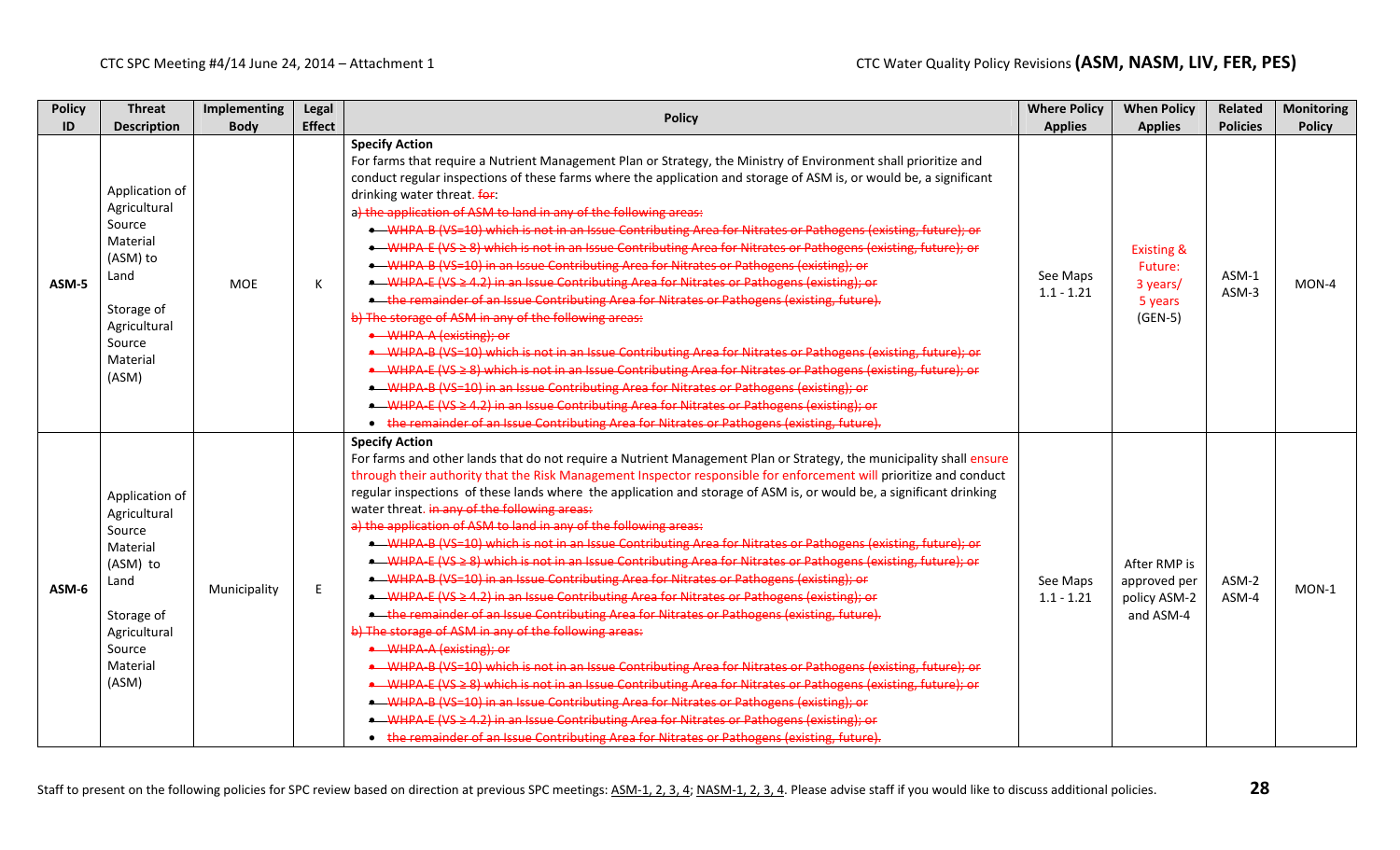CTC Water Quality Policy Revisions **(ASM, NASM, LIV, FER, PES)**

| Policy ID | Threat Description | Implementing Body | Legal Effect | Policy | Where Policy Applies | When Policy Applies | Related Policies | Monitoring Policy |
|---|---|---|---|---|---|---|---|---|
| ASM-5 | Application of Agricultural Source Material (ASM) to Land<br><br>Storage of Agricultural Source Material (ASM) | MOE | K | **Specify Action**<br>For farms that require a Nutrient Management Plan or Strategy, the Ministry of Environment shall prioritize and conduct regular inspections of these farms where the application and storage of ASM is, or would be, a significant drinking water threat. ~~for~~:<br>~~a) the application of ASM to land in any of the following areas:~~<br>• ~~WHPA-B (VS=10) which is not in an Issue Contributing Area for Nitrates or Pathogens (existing, future); or~~<br>• ~~WHPA-E (VS ≥ 8) which is not in an Issue Contributing Area for Nitrates or Pathogens (existing, future); or~~<br>• ~~WHPA-B (VS=10) in an Issue Contributing Area for Nitrates or Pathogens (existing); or~~<br>• ~~WHPA-E (VS ≥ 4.2) in an Issue Contributing Area for Nitrates or Pathogens (existing); or~~<br>• ~~the remainder of an Issue Contributing Area for Nitrates or Pathogens (existing, future).~~<br>~~b) The storage of ASM in any of the following areas:~~<br>• ~~WHPA-A (existing); or~~<br>• ~~WHPA-B (VS=10) which is not in an Issue Contributing Area for Nitrates or Pathogens (existing, future); or~~<br>• ~~WHPA-E (VS ≥ 8) which is not in an Issue Contributing Area for Nitrates or Pathogens (existing, future); or~~<br>• ~~WHPA-B (VS=10) in an Issue Contributing Area for Nitrates or Pathogens (existing); or~~<br>• ~~WHPA-E (VS ≥ 4.2) in an Issue Contributing Area for Nitrates or Pathogens (existing); or~~<br>• ~~the remainder of an Issue Contributing Area for Nitrates or Pathogens (existing, future).~~ | See Maps 1.1 - 1.21 | Existing & Future: 3 years/ 5 years (GEN-5) | ASM-1 ASM-3 | MON-4 |
| ASM-6 | Application of Agricultural Source Material (ASM) to Land<br><br>Storage of Agricultural Source Material (ASM) | Municipality | E | **Specify Action**<br>For farms and other lands that do not require a Nutrient Management Plan or Strategy, the municipality shall ensure through their authority that the Risk Management Inspector responsible for enforcement will prioritize and conduct regular inspections of these lands where the application and storage of ASM is, or would be, a significant drinking water threat. ~~in any of the following areas:~~<br>~~a) the application of ASM to land in any of the following areas:~~<br>• ~~WHPA-B (VS=10) which is not in an Issue Contributing Area for Nitrates or Pathogens (existing, future); or~~<br>• ~~WHPA-E (VS ≥ 8) which is not in an Issue Contributing Area for Nitrates or Pathogens (existing, future); or~~<br>• ~~WHPA-B (VS=10) in an Issue Contributing Area for Nitrates or Pathogens (existing); or~~<br>• ~~WHPA-E (VS ≥ 4.2) in an Issue Contributing Area for Nitrates or Pathogens (existing); or~~<br>• ~~the remainder of an Issue Contributing Area for Nitrates or Pathogens (existing, future).~~<br>~~b) The storage of ASM in any of the following areas:~~<br>• ~~WHPA-A (existing); or~~<br>• ~~WHPA-B (VS=10) which is not in an Issue Contributing Area for Nitrates or Pathogens (existing, future); or~~<br>• ~~WHPA-E (VS ≥ 8) which is not in an Issue Contributing Area for Nitrates or Pathogens (existing, future); or~~<br>• ~~WHPA-B (VS=10) in an Issue Contributing Area for Nitrates or Pathogens (existing); or~~<br>• ~~WHPA-E (VS ≥ 4.2) in an Issue Contributing Area for Nitrates or Pathogens (existing); or~~<br>• ~~the remainder of an Issue Contributing Area for Nitrates or Pathogens (existing, future).~~ | See Maps 1.1 - 1.21 | After RMP is approved per policy ASM-2 and ASM-4 | ASM-2 ASM-4 | MON-1 |

Staff to present on the following policies for SPC review based on direction at previous SPC meetings: ASM-1, 2, 3, 4; NASM-1, 2, 3, 4. Please advise staff if you would like to discuss additional policies.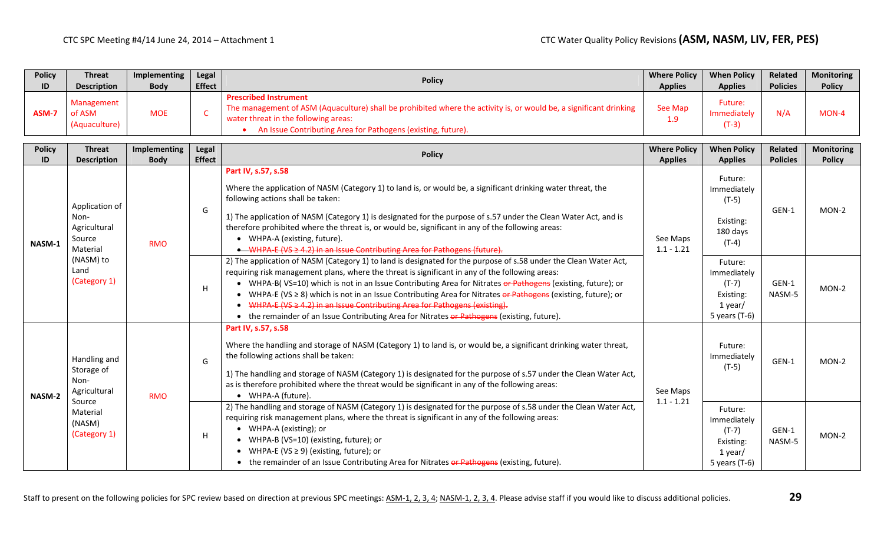| Policy ID | Threat Description | Implementing Body | Legal Effect | Policy | Where Policy Applies | When Policy Applies | Related Policies | Monitoring Policy |
|---|---|---|---|---|---|---|---|---|
| ASM-7 | Management of ASM (Aquaculture) | MOE | C | **Prescribed Instrument**<br>The management of ASM (Aquaculture) shall be prohibited where the activity is, or would be, a significant drinking water threat in the following areas:<br>• An Issue Contributing Area for Pathogens (existing, future). | See Map 1.9 | Future: Immediately (T-3) | N/A | MON-4 |

| Policy ID | Threat Description | Implementing Body | Legal Effect | Policy | Where Policy Applies | When Policy Applies | Related Policies | Monitoring Policy |
|---|---|---|---|---|---|---|---|---|
| NASM-1 | Application of Non-Agricultural Source Material (NASM) to Land (Category 1) | RMO | G | **Part IV, s.57, s.58**<br>Where the application of NASM (Category 1) to land is, or would be, a significant drinking water threat, the following actions shall be taken:<br>1) The application of NASM (Category 1) is designated for the purpose of s.57 under the Clean Water Act, and is therefore prohibited where the threat is, or would be, significant in any of the following areas:<br>• WHPA-A (existing, future).<br>• ~~WHPA-E (VS ≥ 4.2) in an Issue Contributing Area for Pathogens (future).~~ | See Maps 1.1 - 1.21 | Future: Immediately (T-5)<br>Existing: 180 days (T-4) | GEN-1 | MON-2 |
| | | | H | 2) The application of NASM (Category 1) to land is designated for the purpose of s.58 under the Clean Water Act, requiring risk management plans, where the threat is significant in any of the following areas:<br>• WHPA-B( VS=10) which is not in an Issue Contributing Area for Nitrates ~~or Pathogens~~ (existing, future); or<br>• WHPA-E (VS ≥ 8) which is not in an Issue Contributing Area for Nitrates ~~or Pathogens~~ (existing, future); or<br>• ~~WHPA-E (VS ≥ 4.2) in an Issue Contributing Area for Pathogens (existing).~~<br>• the remainder of an Issue Contributing Area for Nitrates ~~or Pathogens~~ (existing, future). | | Future: Immediately (T-7)<br>Existing: 1 year/ 5 years (T-6) | GEN-1<br>NASM-5 | MON-2 |
| NASM-2 | Handling and Storage of Non-Agricultural Source Material (NASM) (Category 1) | RMO | G | **Part IV, s.57, s.58**<br>Where the handling and storage of NASM (Category 1) to land is, or would be, a significant drinking water threat, the following actions shall be taken:<br>1) The handling and storage of NASM (Category 1) is designated for the purpose of s.57 under the Clean Water Act, as is therefore prohibited where the threat would be significant in any of the following areas:<br>• WHPA-A (future). | See Maps 1.1 - 1.21 | Future: Immediately (T-5) | GEN-1 | MON-2 |
| | | | H | 2) The handling and storage of NASM (Category 1) is designated for the purpose of s.58 under the Clean Water Act, requiring risk management plans, where the threat is significant in any of the following areas:<br>• WHPA-A (existing); or<br>• WHPA-B (VS=10) (existing, future); or<br>• WHPA-E (VS ≥ 9) (existing, future); or<br>• the remainder of an Issue Contributing Area for Nitrates ~~or Pathogens~~ (existing, future). | | Future: Immediately (T-7)<br>Existing: 1 year/ 5 years (T-6) | GEN-1<br>NASM-5 | MON-2 |

Staff to present on the following policies for SPC review based on direction at previous SPC meetings: ASM-1, 2, 3, 4; NASM-1, 2, 3, 4. Please advise staff if you would like to discuss additional policies.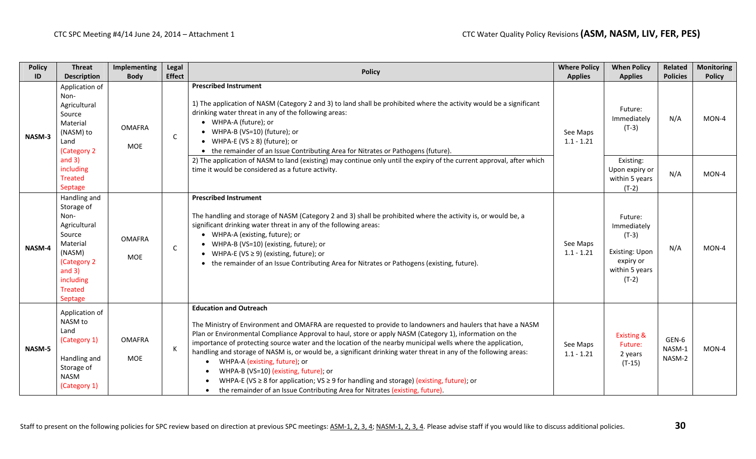| Policy ID | Threat Description | Implementing Body | Legal Effect | Policy | Where Policy Applies | When Policy Applies | Related Policies | Monitoring Policy |
|---|---|---|---|---|---|---|---|---|
| NASM-3 | Application of Non-Agricultural Source Material (NASM) to Land (Category 2 and 3) including Treated Septage | OMAFRA MOE | C | **Prescribed Instrument** 1) The application of NASM (Category 2 and 3) to land shall be prohibited where the activity would be a significant drinking water threat in any of the following areas: • WHPA-A (future); or • WHPA-B (VS=10) (future); or • WHPA-E (VS ≥ 8) (future); or • the remainder of an Issue Contributing Area for Nitrates or Pathogens (future). | See Maps 1.1 - 1.21 | Future: Immediately (T-3) | N/A | MON-4 |
| | | | | 2) The application of NASM to land (existing) may continue only until the expiry of the current approval, after which time it would be considered as a future activity. | | Existing: Upon expiry or within 5 years (T-2) | N/A | MON-4 |
| NASM-4 | Handling and Storage of Non-Agricultural Source Material (NASM) (Category 2 and 3) including Treated Septage | OMAFRA MOE | C | **Prescribed Instrument** The handling and storage of NASM (Category 2 and 3) shall be prohibited where the activity is, or would be, a significant drinking water threat in any of the following areas: • WHPA-A (existing, future); or • WHPA-B (VS=10) (existing, future); or • WHPA-E (VS ≥ 9) (existing, future); or • the remainder of an Issue Contributing Area for Nitrates or Pathogens (existing, future). | See Maps 1.1 - 1.21 | Future: Immediately (T-3) Existing: Upon expiry or within 5 years (T-2) | N/A | MON-4 |
| NASM-5 | Application of NASM to Land (Category 1) Handling and Storage of NASM (Category 1) | OMAFRA MOE | K | **Education and Outreach** The Ministry of Environment and OMAFRA are requested to provide to landowners and haulers that have a NASM Plan or Environmental Compliance Approval to haul, store or apply NASM (Category 1), information on the importance of protecting source water and the location of the nearby municipal wells where the application, handling and storage of NASM is, or would be, a significant drinking water threat in any of the following areas: • WHPA-A (existing, future); or • WHPA-B (VS=10) (existing, future); or • WHPA-E (VS ≥ 8 for application; VS ≥ 9 for handling and storage) (existing, future); or • the remainder of an Issue Contributing Area for Nitrates (existing, future). | See Maps 1.1 - 1.21 | Existing & Future: 2 years (T-15) | GEN-6 NASM-1 NASM-2 | MON-4 |

Staff to present on the following policies for SPC review based on direction at previous SPC meetings: ASM-1, 2, 3, 4; NASM-1, 2, 3, 4. Please advise staff if you would like to discuss additional policies.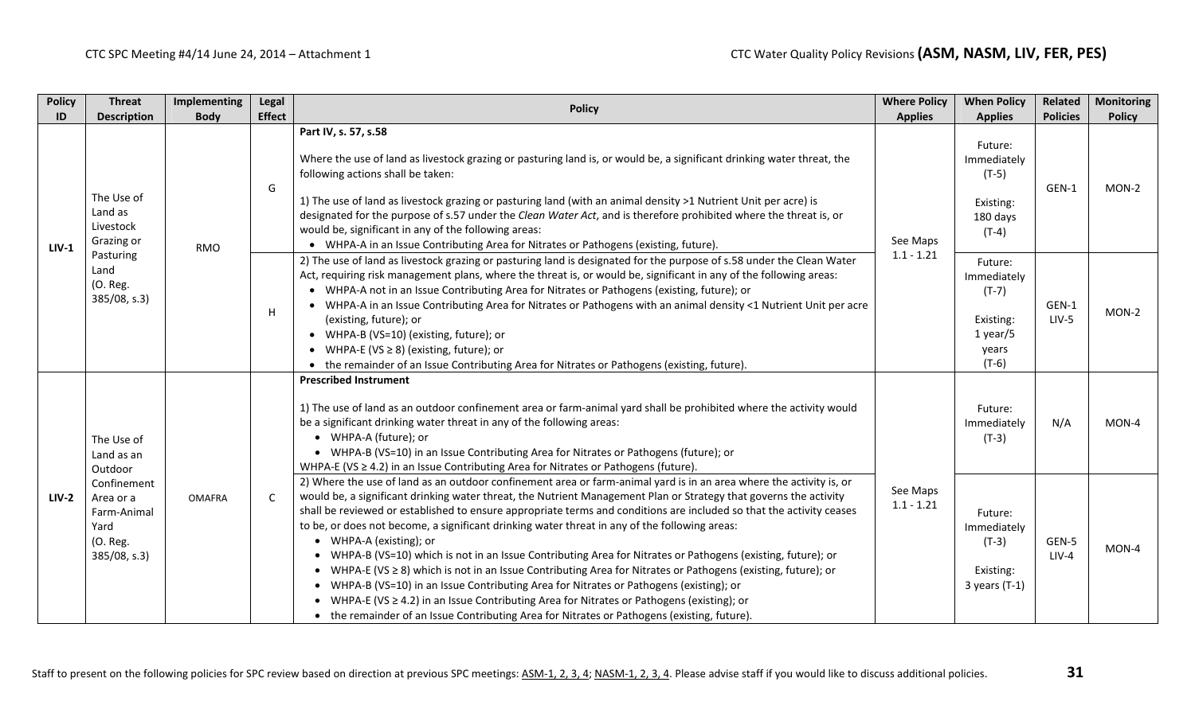| Policy ID | Threat Description | Implementing Body | Legal Effect | Policy | Where Policy Applies | When Policy Applies | Related Policies | Monitoring Policy |
|---|---|---|---|---|---|---|---|---|
| LIV-1 | The Use of Land as Livestock Grazing or Pasturing Land (O. Reg. 385/08, s.3) | RMO | G | **Part IV, s. 57, s.58**<br><br>Where the use of land as livestock grazing or pasturing land is, or would be, a significant drinking water threat, the following actions shall be taken:<br><br>1) The use of land as livestock grazing or pasturing land (with an animal density >1 Nutrient Unit per acre) is designated for the purpose of s.57 under the *Clean Water Act*, and is therefore prohibited where the threat is, or would be, significant in any of the following areas:<br>• WHPA-A in an Issue Contributing Area for Nitrates or Pathogens (existing, future). | See Maps 1.1 - 1.21 | Future: Immediately (T-5)<br><br>Existing: 180 days (T-4) | GEN-1 | MON-2 |
| | | | H | 2) The use of land as livestock grazing or pasturing land is designated for the purpose of s.58 under the Clean Water Act, requiring risk management plans, where the threat is, or would be, significant in any of the following areas:<br>• WHPA-A not in an Issue Contributing Area for Nitrates or Pathogens (existing, future); or<br>• WHPA-A in an Issue Contributing Area for Nitrates or Pathogens with an animal density <1 Nutrient Unit per acre (existing, future); or<br>• WHPA-B (VS=10) (existing, future); or<br>• WHPA-E (VS ≥ 8) (existing, future); or<br>• the remainder of an Issue Contributing Area for Nitrates or Pathogens (existing, future). | | Future: Immediately (T-7)<br><br>Existing: 1 year/5 years (T-6) | GEN-1<br>LIV-5 | MON-2 |
| LIV-2 | The Use of Land as an Outdoor Confinement Area or a Farm-Animal Yard (O. Reg. 385/08, s.3) | OMAFRA | C | **Prescribed Instrument**<br><br>1) The use of land as an outdoor confinement area or farm-animal yard shall be prohibited where the activity would be a significant drinking water threat in any of the following areas:<br>• WHPA-A (future); or<br>• WHPA-B (VS=10) in an Issue Contributing Area for Nitrates or Pathogens (future); or<br>WHPA-E (VS ≥ 4.2) in an Issue Contributing Area for Nitrates or Pathogens (future). | See Maps 1.1 - 1.21 | Future: Immediately (T-3) | N/A | MON-4 |
| | | | | 2) Where the use of land as an outdoor confinement area or farm-animal yard is in an area where the activity is, or would be, a significant drinking water threat, the Nutrient Management Plan or Strategy that governs the activity shall be reviewed or established to ensure appropriate terms and conditions are included so that the activity ceases to be, or does not become, a significant drinking water threat in any of the following areas:<br>• WHPA-A (existing); or<br>• WHPA-B (VS=10) which is not in an Issue Contributing Area for Nitrates or Pathogens (existing, future); or<br>• WHPA-E (VS ≥ 8) which is not in an Issue Contributing Area for Nitrates or Pathogens (existing, future); or<br>• WHPA-B (VS=10) in an Issue Contributing Area for Nitrates or Pathogens (existing); or<br>• WHPA-E (VS ≥ 4.2) in an Issue Contributing Area for Nitrates or Pathogens (existing); or<br>• the remainder of an Issue Contributing Area for Nitrates or Pathogens (existing, future). | | Future: Immediately (T-3)<br><br>Existing: 3 years (T-1) | GEN-5<br>LIV-4 | MON-4 |

Staff to present on the following policies for SPC review based on direction at previous SPC meetings: ASM-1, 2, 3, 4; NASM-1, 2, 3, 4. Please advise staff if you would like to discuss additional policies.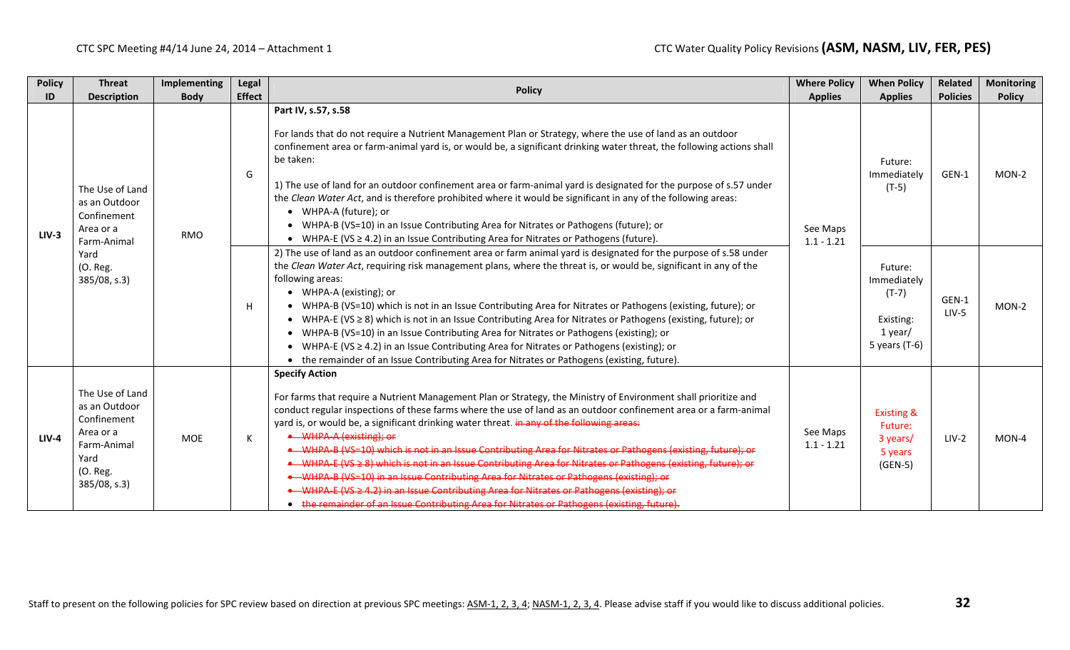CTC Water Quality Policy Revisions **(ASM, NASM, LIV, FER, PES)**

| Policy ID | Threat Description | Implementing Body | Legal Effect | Policy | Where Policy Applies | When Policy Applies | Related Policies | Monitoring Policy |
|---|---|---|---|---|---|---|---|---|
| LIV-3 | The Use of Land as an Outdoor Confinement Area or a Farm-Animal Yard (O. Reg. 385/08, s.3) | RMO | G | **Part IV, s.57, s.58**<br><br>For lands that do not require a Nutrient Management Plan or Strategy, where the use of land as an outdoor confinement area or farm-animal yard is, or would be, a significant drinking water threat, the following actions shall be taken:<br><br>1) The use of land for an outdoor confinement area or farm-animal yard is designated for the purpose of s.57 under the *Clean Water Act*, and is therefore prohibited where it would be significant in any of the following areas:<br>• WHPA-A (future); or<br>• WHPA-B (VS=10) in an Issue Contributing Area for Nitrates or Pathogens (future); or<br>• WHPA-E (VS ≥ 4.2) in an Issue Contributing Area for Nitrates or Pathogens (future). | See Maps 1.1 - 1.21 | Future: Immediately (T-5) | GEN-1 | MON-2 |
| | | | H | 2) The use of land as an outdoor confinement area or farm animal yard is designated for the purpose of s.58 under the *Clean Water Act*, requiring risk management plans, where the threat is, or would be, significant in any of the following areas:<br>• WHPA-A (existing); or<br>• WHPA-B (VS=10) which is not in an Issue Contributing Area for Nitrates or Pathogens (existing, future); or<br>• WHPA-E (VS ≥ 8) which is not in an Issue Contributing Area for Nitrates or Pathogens (existing, future); or<br>• WHPA-B (VS=10) in an Issue Contributing Area for Nitrates or Pathogens (existing); or<br>• WHPA-E (VS ≥ 4.2) in an Issue Contributing Area for Nitrates or Pathogens (existing); or<br>• the remainder of an Issue Contributing Area for Nitrates or Pathogens (existing, future). | | Future: Immediately (T-7)<br><br>Existing: 1 year/ 5 years (T-6) | GEN-1 LIV-5 | MON-2 |
| LIV-4 | The Use of Land as an Outdoor Confinement Area or a Farm-Animal Yard (O. Reg. 385/08, s.3) | MOE | K | **Specify Action**<br><br>For farms that require a Nutrient Management Plan or Strategy, the Ministry of Environment shall prioritize and conduct regular inspections of these farms where the use of land as an outdoor confinement area or a farm-animal yard is, or would be, a significant drinking water threat. ~~in any of the following areas:~~<br>• ~~WHPA-A (existing); or~~<br>• ~~WHPA-B (VS=10) which is not in an Issue Contributing Area for Nitrates or Pathogens (existing, future); or~~<br>• ~~WHPA-E (VS ≥ 8) which is not in an Issue Contributing Area for Nitrates or Pathogens (existing, future); or~~<br>• ~~WHPA-B (VS=10) in an Issue Contributing Area for Nitrates or Pathogens (existing); or~~<br>• ~~WHPA-E (VS ≥ 4.2) in an Issue Contributing Area for Nitrates or Pathogens (existing); or~~<br>• ~~the remainder of an Issue Contributing Area for Nitrates or Pathogens (existing, future).~~ | See Maps 1.1 - 1.21 | Existing & Future: 3 years/ 5 years (GEN-5) | LIV-2 | MON-4 |

Staff to present on the following policies for SPC review based on direction at previous SPC meetings: ASM-1, 2, 3, 4; NASM-1, 2, 3, 4. Please advise staff if you would like to discuss additional policies.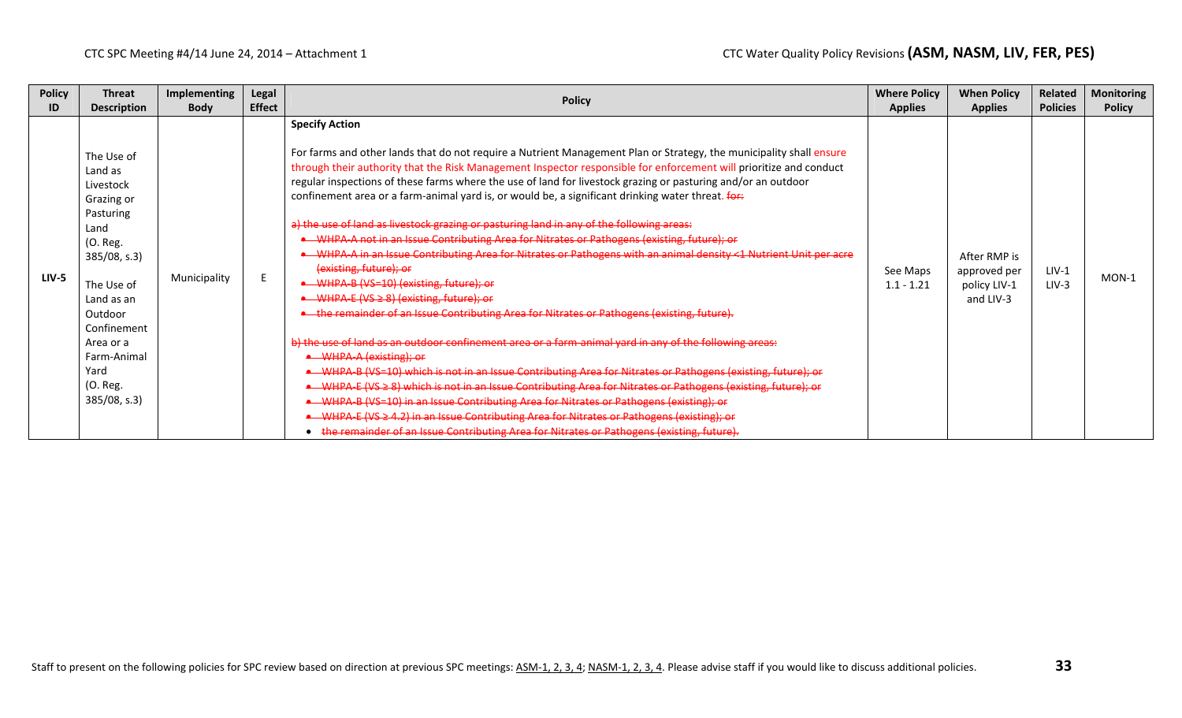| Policy ID | Threat Description | Implementing Body | Legal Effect | Policy | Where Policy Applies | When Policy Applies | Related Policies | Monitoring Policy |
|---|---|---|---|---|---|---|---|---|
| **LIV-5** | The Use of Land as Livestock Grazing or Pasturing Land (O. Reg. 385/08, s.3)<br><br>The Use of Land as an Outdoor Confinement Area or a Farm-Animal Yard (O. Reg. 385/08, s.3) | Municipality | E | **Specify Action**<br><br>For farms and other lands that do not require a Nutrient Management Plan or Strategy, the municipality shall ensure through their authority that the Risk Management Inspector responsible for enforcement will prioritize and conduct regular inspections of these farms where the use of land for livestock grazing or pasturing and/or an outdoor confinement area or a farm-animal yard is, or would be, a significant drinking water threat. ~~for:~~<br><br>~~a) the use of land as livestock grazing or pasturing land in any of the following areas:~~<br>~~• WHPA-A not in an Issue Contributing Area for Nitrates or Pathogens (existing, future); or~~<br>~~• WHPA-A in an Issue Contributing Area for Nitrates or Pathogens with an animal density <1 Nutrient Unit per acre (existing, future); or~~<br>~~• WHPA-B (VS=10) (existing, future); or~~<br>~~• WHPA-E (VS ≥ 8) (existing, future); or~~<br>~~• the remainder of an Issue Contributing Area for Nitrates or Pathogens (existing, future).~~<br><br>~~b) the use of land as an outdoor confinement area or a farm-animal yard in any of the following areas:~~<br>~~• WHPA-A (existing); or~~<br>~~• WHPA-B (VS=10) which is not in an Issue Contributing Area for Nitrates or Pathogens (existing, future); or~~<br>~~• WHPA-E (VS ≥ 8) which is not in an Issue Contributing Area for Nitrates or Pathogens (existing, future); or~~<br>~~• WHPA-B (VS=10) in an Issue Contributing Area for Nitrates or Pathogens (existing); or~~<br>~~• WHPA-E (VS ≥ 4.2) in an Issue Contributing Area for Nitrates or Pathogens (existing); or~~<br>~~• the remainder of an Issue Contributing Area for Nitrates or Pathogens (existing, future).~~ | See Maps 1.1 - 1.21 | After RMP is approved per policy LIV-1 and LIV-3 | LIV-1<br>LIV-3 | MON-1 |

Staff to present on the following policies for SPC review based on direction at previous SPC meetings: ASM-1, 2, 3, 4; NASM-1, 2, 3, 4. Please advise staff if you would like to discuss additional policies.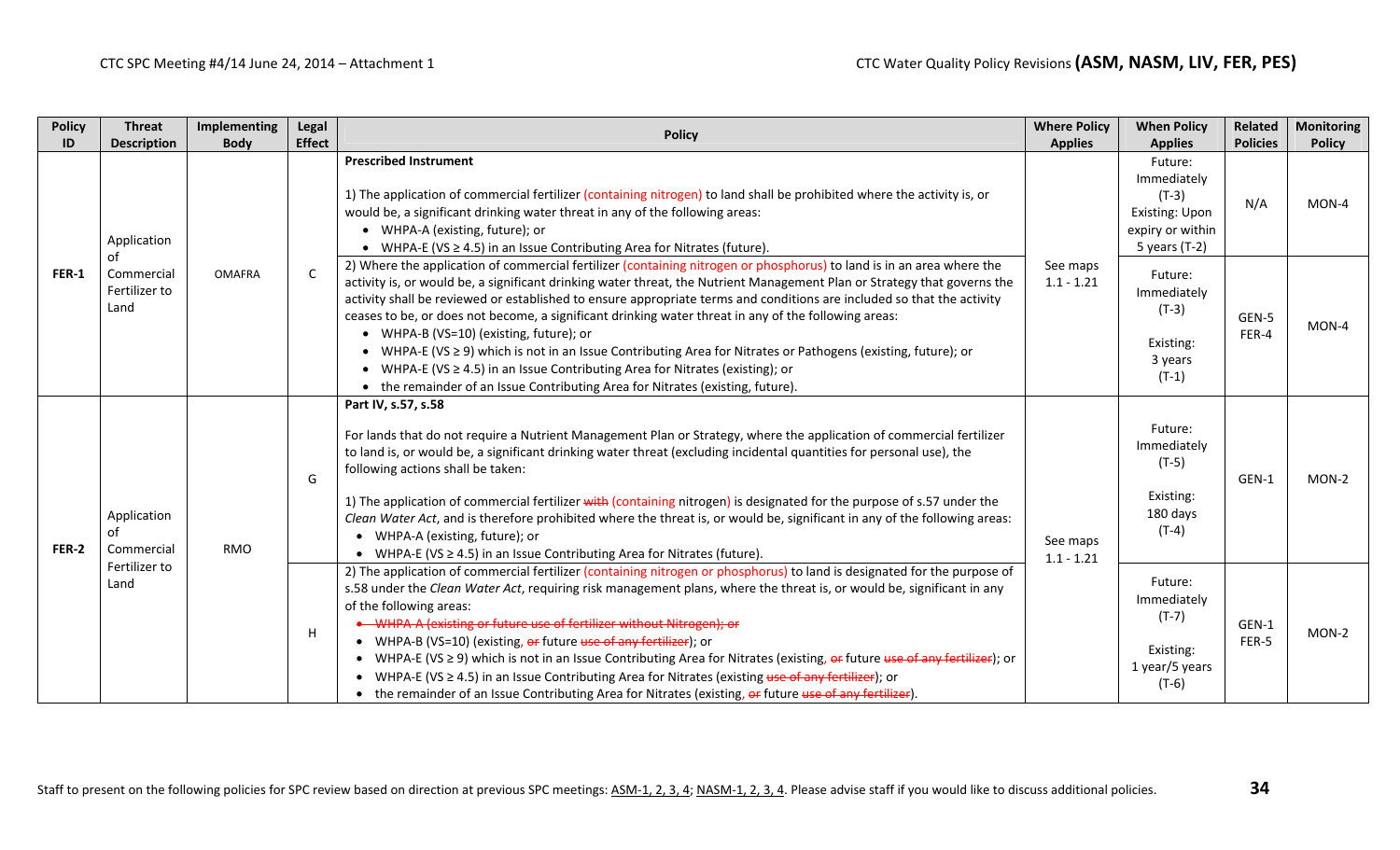CTC Water Quality Policy Revisions **(ASM, NASM, LIV, FER, PES)**

| Policy ID | Threat Description | Implementing Body | Legal Effect | Policy | Where Policy Applies | When Policy Applies | Related Policies | Monitoring Policy |
|---|---|---|---|---|---|---|---|---|
| FER-1 | Application of Commercial Fertilizer to Land | OMAFRA | C | **Prescribed Instrument**<br><br>1) The application of commercial fertilizer (containing nitrogen) to land shall be prohibited where the activity is, or would be, a significant drinking water threat in any of the following areas:<br>• WHPA-A (existing, future); or<br>• WHPA-E (VS ≥ 4.5) in an Issue Contributing Area for Nitrates (future). | See maps 1.1 - 1.21 | Future: Immediately (T-3)<br>Existing: Upon expiry or within 5 years (T-2) | N/A | MON-4 |
| | | | | 2) Where the application of commercial fertilizer (containing nitrogen or phosphorus) to land is in an area where the activity is, or would be, a significant drinking water threat, the Nutrient Management Plan or Strategy that governs the activity shall be reviewed or established to ensure appropriate terms and conditions are included so that the activity ceases to be, or does not become, a significant drinking water threat in any of the following areas:<br>• WHPA-B (VS=10) (existing, future); or<br>• WHPA-E (VS ≥ 9) which is not in an Issue Contributing Area for Nitrates or Pathogens (existing, future); or<br>• WHPA-E (VS ≥ 4.5) in an Issue Contributing Area for Nitrates (existing); or<br>• the remainder of an Issue Contributing Area for Nitrates (existing, future). | | Future: Immediately (T-3)<br><br>Existing: 3 years (T-1) | GEN-5<br>FER-4 | MON-4 |
| FER-2 | Application of Commercial Fertilizer to Land | RMO | G | **Part IV, s.57, s.58**<br><br>For lands that do not require a Nutrient Management Plan or Strategy, where the application of commercial fertilizer to land is, or would be, a significant drinking water threat (excluding incidental quantities for personal use), the following actions shall be taken:<br><br>1) The application of commercial fertilizer ~~with~~ (containing nitrogen) is designated for the purpose of s.57 under the *Clean Water Act*, and is therefore prohibited where the threat is, or would be, significant in any of the following areas:<br>• WHPA-A (existing, future); or<br>• WHPA-E (VS ≥ 4.5) in an Issue Contributing Area for Nitrates (future). | See maps 1.1 - 1.21 | Future: Immediately (T-5)<br><br>Existing: 180 days (T-4) | GEN-1 | MON-2 |
| | | | H | 2) The application of commercial fertilizer (containing nitrogen or phosphorus) to land is designated for the purpose of s.58 under the *Clean Water Act*, requiring risk management plans, where the threat is, or would be, significant in any of the following areas:<br>• ~~WHPA-A (existing or future use of fertilizer without Nitrogen); or~~<br>• WHPA-B (VS=10) (existing, ~~or~~ future ~~use of any fertilizer~~); or<br>• WHPA-E (VS ≥ 9) which is not in an Issue Contributing Area for Nitrates (existing, ~~or~~ future ~~use of any fertilizer~~); or<br>• WHPA-E (VS ≥ 4.5) in an Issue Contributing Area for Nitrates (existing ~~use of any fertilizer~~); or<br>• the remainder of an Issue Contributing Area for Nitrates (existing, ~~or~~ future ~~use of any fertilizer~~). | | Future: Immediately (T-7)<br><br>Existing: 1 year/5 years (T-6) | GEN-1<br>FER-5 | MON-2 |

Staff to present on the following policies for SPC review based on direction at previous SPC meetings: ASM-1, 2, 3, 4; NASM-1, 2, 3, 4. Please advise staff if you would like to discuss additional policies.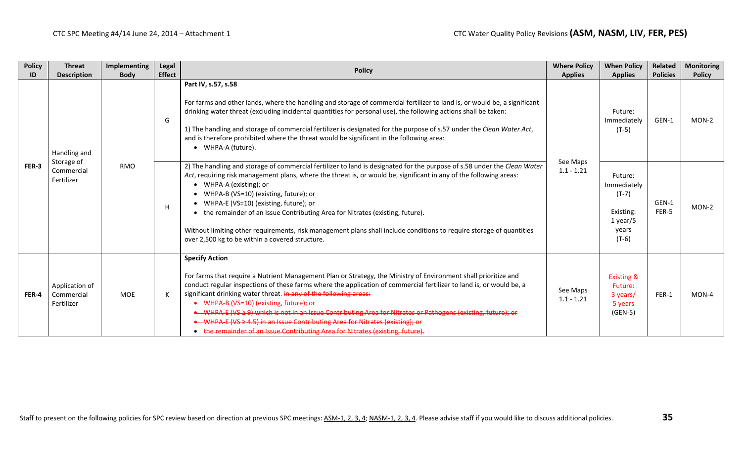CTC Water Quality Policy Revisions **(ASM, NASM, LIV, FER, PES)**

| Policy ID | Threat Description | Implementing Body | Legal Effect | Policy | Where Policy Applies | When Policy Applies | Related Policies | Monitoring Policy |
|---|---|---|---|---|---|---|---|---|
| FER-3 | Handling and Storage of Commercial Fertilizer | RMO | G | **Part IV, s.57, s.58**<br><br>For farms and other lands, where the handling and storage of commercial fertilizer to land is, or would be, a significant drinking water threat (excluding incidental quantities for personal use), the following actions shall be taken:<br><br>1) The handling and storage of commercial fertilizer is designated for the purpose of s.57 under the *Clean Water Act*, and is therefore prohibited where the threat would be significant in the following area:<br>• WHPA-A (future). | See Maps 1.1 - 1.21 | Future: Immediately (T-5) | GEN-1 | MON-2 |
| | | | H | 2) The handling and storage of commercial fertilizer to land is designated for the purpose of s.58 under the *Clean Water Act*, requiring risk management plans, where the threat is, or would be, significant in any of the following areas:<br>• WHPA-A (existing); or<br>• WHPA-B (VS=10) (existing, future); or<br>• WHPA-E (VS=10) (existing, future); or<br>• the remainder of an Issue Contributing Area for Nitrates (existing, future).<br><br>Without limiting other requirements, risk management plans shall include conditions to require storage of quantities over 2,500 kg to be within a covered structure. | | Future: Immediately (T-7)<br><br>Existing: 1 year/5 years (T-6) | GEN-1 FER-5 | MON-2 |
| FER-4 | Application of Commercial Fertilizer | MOE | K | **Specify Action**<br><br>For farms that require a Nutrient Management Plan or Strategy, the Ministry of Environment shall prioritize and conduct regular inspections of these farms where the application of commercial fertilizer to land is, or would be, a significant drinking water threat. ~~in any of the following areas:~~<br>• ~~WHPA-B (VS=10) (existing, future); or~~<br>• ~~WHPA-E (VS ≥ 9) which is not in an Issue Contributing Area for Nitrates or Pathogens (existing, future); or~~<br>• ~~WHPA-E (VS ≥ 4.5) in an Issue Contributing Area for Nitrates (existing); or~~<br>• ~~the remainder of an Issue Contributing Area for Nitrates (existing, future).~~ | See Maps 1.1 - 1.21 | Existing & Future: 3 years/ 5 years (GEN-5) | FER-1 | MON-4 |

Staff to present on the following policies for SPC review based on direction at previous SPC meetings: ASM-1, 2, 3, 4; NASM-1, 2, 3, 4. Please advise staff if you would like to discuss additional policies.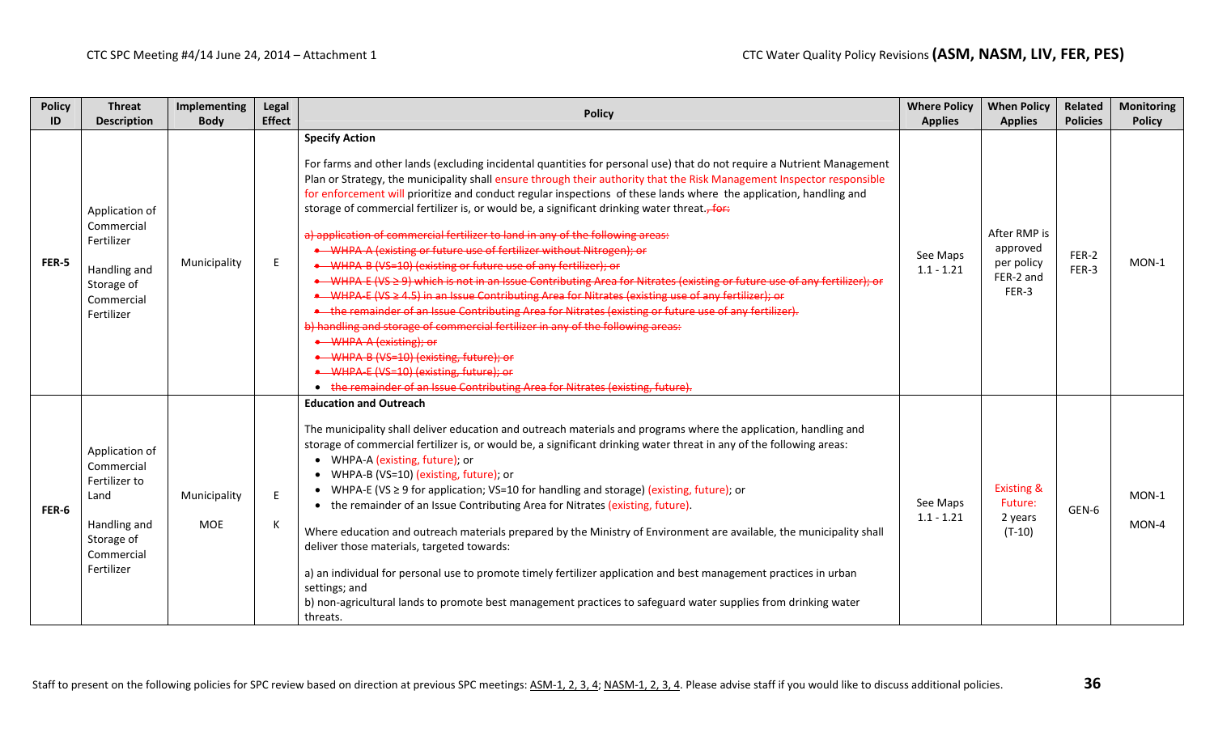| Policy ID | Threat Description | Implementing Body | Legal Effect | Policy | Where Policy Applies | When Policy Applies | Related Policies | Monitoring Policy |
|---|---|---|---|---|---|---|---|---|
| FER-5 | Application of Commercial Fertilizer<br><br>Handling and Storage of Commercial Fertilizer | Municipality | E | **Specify Action**<br><br>For farms and other lands (excluding incidental quantities for personal use) that do not require a Nutrient Management Plan or Strategy, the municipality shall ensure through their authority that the Risk Management Inspector responsible for enforcement will prioritize and conduct regular inspections of these lands where the application, handling and storage of commercial fertilizer is, or would be, a significant drinking water threat.~~, for:~~<br><br>~~a) application of commercial fertilizer to land in any of the following areas:~~<br>~~• WHPA-A (existing or future use of fertilizer without Nitrogen); or~~<br>~~• WHPA-B (VS=10) (existing or future use of any fertilizer); or~~<br>~~• WHPA-E (VS ≥ 9) which is not in an Issue Contributing Area for Nitrates (existing or future use of any fertilizer); or~~<br>~~• WHPA-E (VS ≥ 4.5) in an Issue Contributing Area for Nitrates (existing use of any fertilizer); or~~<br>~~• the remainder of an Issue Contributing Area for Nitrates (existing or future use of any fertilizer).~~<br>~~b) handling and storage of commercial fertilizer in any of the following areas:~~<br>~~• WHPA-A (existing); or~~<br>~~• WHPA-B (VS=10) (existing, future); or~~<br>~~• WHPA-E (VS=10) (existing, future); or~~<br>~~• the remainder of an Issue Contributing Area for Nitrates (existing, future).~~ | See Maps 1.1 - 1.21 | After RMP is approved per policy FER-2 and FER-3 | FER-2<br>FER-3 | MON-1 |
| FER-6 | Application of Commercial Fertilizer to Land<br><br>Handling and Storage of Commercial Fertilizer | Municipality<br><br>MOE | E<br><br>K | **Education and Outreach**<br><br>The municipality shall deliver education and outreach materials and programs where the application, handling and storage of commercial fertilizer is, or would be, a significant drinking water threat in any of the following areas:<br>• WHPA-A (existing, future); or<br>• WHPA-B (VS=10) (existing, future); or<br>• WHPA-E (VS ≥ 9 for application; VS=10 for handling and storage) (existing, future); or<br>• the remainder of an Issue Contributing Area for Nitrates (existing, future).<br><br>Where education and outreach materials prepared by the Ministry of Environment are available, the municipality shall deliver those materials, targeted towards:<br><br>a) an individual for personal use to promote timely fertilizer application and best management practices in urban settings; and<br>b) non-agricultural lands to promote best management practices to safeguard water supplies from drinking water threats. | See Maps 1.1 - 1.21 | Existing & Future:<br>2 years<br>(T-10) | GEN-6 | MON-1<br><br>MON-4 |

Staff to present on the following policies for SPC review based on direction at previous SPC meetings: ASM-1, 2, 3, 4; NASM-1, 2, 3, 4. Please advise staff if you would like to discuss additional policies.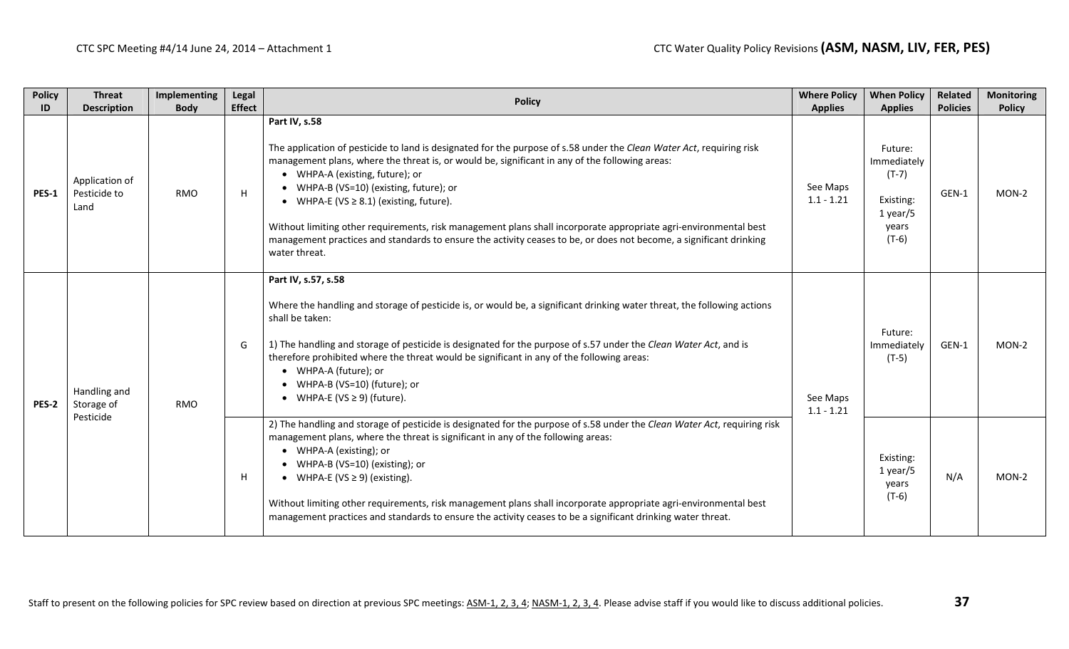| Policy ID | Threat Description | Implementing Body | Legal Effect | Policy | Where Policy Applies | When Policy Applies | Related Policies | Monitoring Policy |
|---|---|---|---|---|---|---|---|---|
| PES-1 | Application of Pesticide to Land | RMO | H | **Part IV, s.58**<br><br>The application of pesticide to land is designated for the purpose of s.58 under the *Clean Water Act*, requiring risk management plans, where the threat is, or would be, significant in any of the following areas:<br>• WHPA-A (existing, future); or<br>• WHPA-B (VS=10) (existing, future); or<br>• WHPA-E (VS ≥ 8.1) (existing, future).<br><br>Without limiting other requirements, risk management plans shall incorporate appropriate agri-environmental best management practices and standards to ensure the activity ceases to be, or does not become, a significant drinking water threat. | See Maps 1.1 - 1.21 | Future: Immediately (T-7)<br><br>Existing: 1 year/5 years (T-6) | GEN-1 | MON-2 |
| PES-2 | Handling and Storage of Pesticide | RMO | G | **Part IV, s.57, s.58**<br><br>Where the handling and storage of pesticide is, or would be, a significant drinking water threat, the following actions shall be taken:<br><br>1) The handling and storage of pesticide is designated for the purpose of s.57 under the *Clean Water Act*, and is therefore prohibited where the threat would be significant in any of the following areas:<br>• WHPA-A (future); or<br>• WHPA-B (VS=10) (future); or<br>• WHPA-E (VS ≥ 9) (future). | See Maps 1.1 - 1.21 | Future: Immediately (T-5) | GEN-1 | MON-2 |
| | | | H | 2) The handling and storage of pesticide is designated for the purpose of s.58 under the *Clean Water Act*, requiring risk management plans, where the threat is significant in any of the following areas:<br>• WHPA-A (existing); or<br>• WHPA-B (VS=10) (existing); or<br>• WHPA-E (VS ≥ 9) (existing).<br><br>Without limiting other requirements, risk management plans shall incorporate appropriate agri-environmental best management practices and standards to ensure the activity ceases to be a significant drinking water threat. | | Existing: 1 year/5 years (T-6) | N/A | MON-2 |

Staff to present on the following policies for SPC review based on direction at previous SPC meetings: ASM-1, 2, 3, 4; NASM-1, 2, 3, 4. Please advise staff if you would like to discuss additional policies.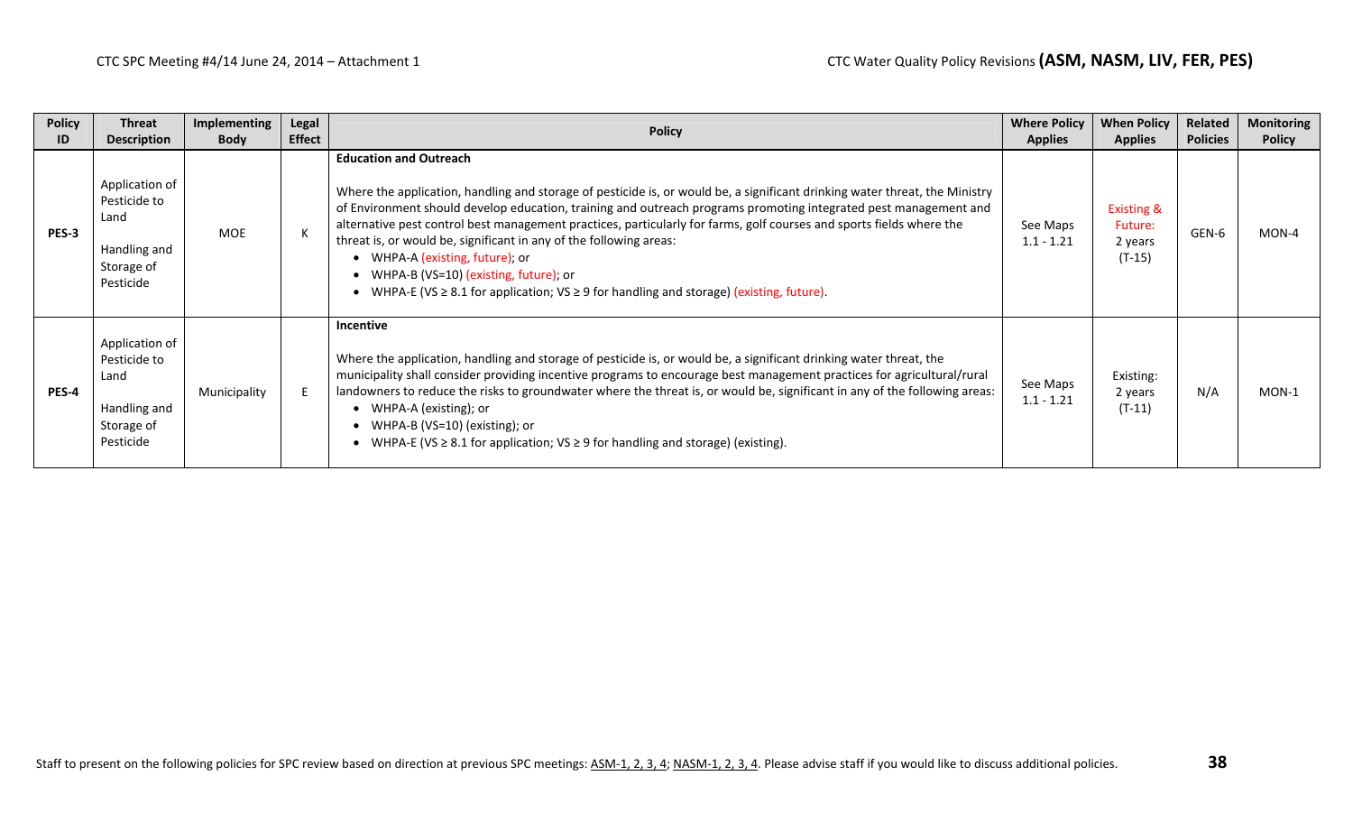| Policy ID | Threat Description | Implementing Body | Legal Effect | Policy | Where Policy Applies | When Policy Applies | Related Policies | Monitoring Policy |
|---|---|---|---|---|---|---|---|---|
| **PES-3** | Application of Pesticide to Land<br><br>Handling and Storage of Pesticide | MOE | K | **Education and Outreach**<br><br>Where the application, handling and storage of pesticide is, or would be, a significant drinking water threat, the Ministry of Environment should develop education, training and outreach programs promoting integrated pest management and alternative pest control best management practices, particularly for farms, golf courses and sports fields where the threat is, or would be, significant in any of the following areas:<br>• WHPA-A (existing, future); or<br>• WHPA-B (VS=10) (existing, future); or<br>• WHPA-E (VS ≥ 8.1 for application; VS ≥ 9 for handling and storage) (existing, future). | See Maps 1.1 - 1.21 | Existing & Future: 2 years (T-15) | GEN-6 | MON-4 |
| **PES-4** | Application of Pesticide to Land<br><br>Handling and Storage of Pesticide | Municipality | E | **Incentive**<br><br>Where the application, handling and storage of pesticide is, or would be, a significant drinking water threat, the municipality shall consider providing incentive programs to encourage best management practices for agricultural/rural landowners to reduce the risks to groundwater where the threat is, or would be, significant in any of the following areas:<br>• WHPA-A (existing); or<br>• WHPA-B (VS=10) (existing); or<br>• WHPA-E (VS ≥ 8.1 for application; VS ≥ 9 for handling and storage) (existing). | See Maps 1.1 - 1.21 | Existing: 2 years (T-11) | N/A | MON-1 |

Staff to present on the following policies for SPC review based on direction at previous SPC meetings: ASM-1, 2, 3, 4; NASM-1, 2, 3, 4. Please advise staff if you would like to discuss additional policies.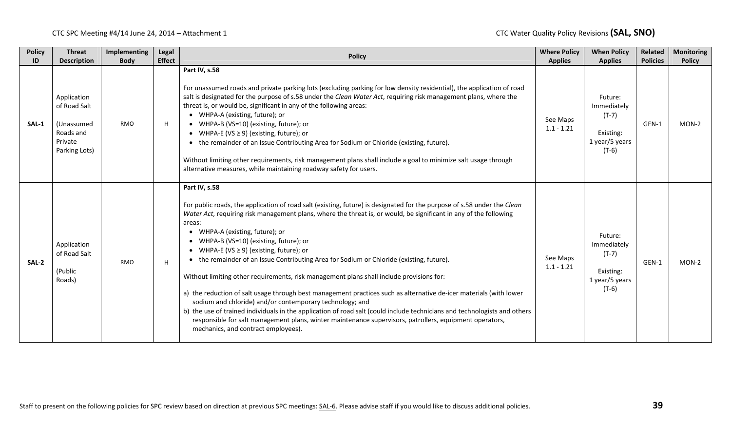| Policy ID | Threat Description | Implementing Body | Legal Effect | Policy | Where Policy Applies | When Policy Applies | Related Policies | Monitoring Policy |
|---|---|---|---|---|---|---|---|---|
| SAL-1 | Application of Road Salt<br><br>(Unassumed Roads and Private Parking Lots) | RMO | H | **Part IV, s.58**<br><br>For unassumed roads and private parking lots (excluding parking for low density residential), the application of road salt is designated for the purpose of s.58 under the *Clean Water Act*, requiring risk management plans, where the threat is, or would be, significant in any of the following areas:<br>• WHPA-A (existing, future); or<br>• WHPA-B (VS=10) (existing, future); or<br>• WHPA-E (VS ≥ 9) (existing, future); or<br>• the remainder of an Issue Contributing Area for Sodium or Chloride (existing, future).<br><br>Without limiting other requirements, risk management plans shall include a goal to minimize salt usage through alternative measures, while maintaining roadway safety for users. | See Maps 1.1 - 1.21 | Future: Immediately (T-7)<br><br>Existing: 1 year/5 years (T-6) | GEN-1 | MON-2 |
| SAL-2 | Application of Road Salt<br><br>(Public Roads) | RMO | H | **Part IV, s.58**<br><br>For public roads, the application of road salt (existing, future) is designated for the purpose of s.58 under the *Clean Water Act*, requiring risk management plans, where the threat is, or would be, significant in any of the following areas:<br>• WHPA-A (existing, future); or<br>• WHPA-B (VS=10) (existing, future); or<br>• WHPA-E (VS ≥ 9) (existing, future); or<br>• the remainder of an Issue Contributing Area for Sodium or Chloride (existing, future).<br><br>Without limiting other requirements, risk management plans shall include provisions for:<br><br>a) the reduction of salt usage through best management practices such as alternative de-icer materials (with lower sodium and chloride) and/or contemporary technology; and<br>b) the use of trained individuals in the application of road salt (could include technicians and technologists and others responsible for salt management plans, winter maintenance supervisors, patrollers, equipment operators, mechanics, and contract employees). | See Maps 1.1 - 1.21 | Future: Immediately (T-7)<br><br>Existing: 1 year/5 years (T-6) | GEN-1 | MON-2 |

Staff to present on the following policies for SPC review based on direction at previous SPC meetings: SAL-6. Please advise staff if you would like to discuss additional policies.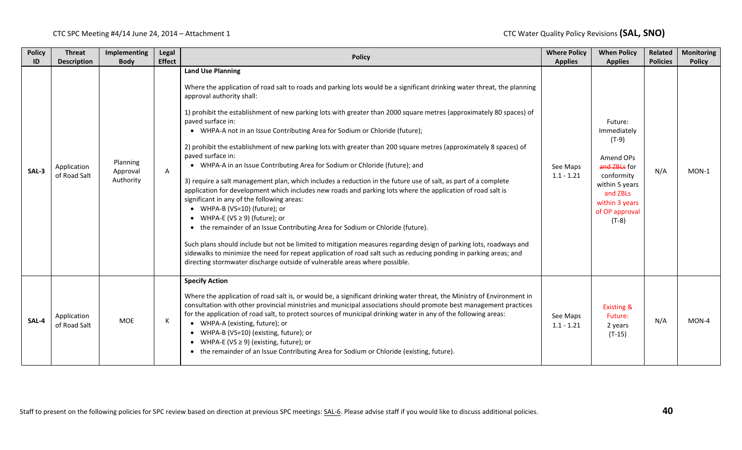| Policy ID | Threat Description | Implementing Body | Legal Effect | Policy | Where Policy Applies | When Policy Applies | Related Policies | Monitoring Policy |
|---|---|---|---|---|---|---|---|---|
| SAL-3 | Application of Road Salt | Planning Approval Authority | A | **Land Use Planning**<br><br>Where the application of road salt to roads and parking lots would be a significant drinking water threat, the planning approval authority shall:<br><br>1) prohibit the establishment of new parking lots with greater than 2000 square metres (approximately 80 spaces) of paved surface in:<br>• WHPA-A not in an Issue Contributing Area for Sodium or Chloride (future);<br><br>2) prohibit the establishment of new parking lots with greater than 200 square metres (approximately 8 spaces) of paved surface in:<br>• WHPA-A in an Issue Contributing Area for Sodium or Chloride (future); and<br><br>3) require a salt management plan, which includes a reduction in the future use of salt, as part of a complete application for development which includes new roads and parking lots where the application of road salt is significant in any of the following areas:<br>• WHPA-B (VS=10) (future); or<br>• WHPA-E (VS ≥ 9) (future); or<br>• the remainder of an Issue Contributing Area for Sodium or Chloride (future).<br><br>Such plans should include but not be limited to mitigation measures regarding design of parking lots, roadways and sidewalks to minimize the need for repeat application of road salt such as reducing ponding in parking areas; and directing stormwater discharge outside of vulnerable areas where possible. | See Maps 1.1 - 1.21 | Future: Immediately (T-9)<br><br>Amend OPs ~~and ZBLs~~ for conformity within 5 years and ZBLs within 3 years of OP approval (T-8) | N/A | MON-1 |
| SAL-4 | Application of Road Salt | MOE | K | **Specify Action**<br><br>Where the application of road salt is, or would be, a significant drinking water threat, the Ministry of Environment in consultation with other provincial ministries and municipal associations should promote best management practices for the application of road salt, to protect sources of municipal drinking water in any of the following areas:<br>• WHPA-A (existing, future); or<br>• WHPA-B (VS=10) (existing, future); or<br>• WHPA-E (VS ≥ 9) (existing, future); or<br>• the remainder of an Issue Contributing Area for Sodium or Chloride (existing, future). | See Maps 1.1 - 1.21 | Existing & Future: 2 years (T-15) | N/A | MON-4 |

Staff to present on the following policies for SPC review based on direction at previous SPC meetings: SAL-6. Please advise staff if you would like to discuss additional policies.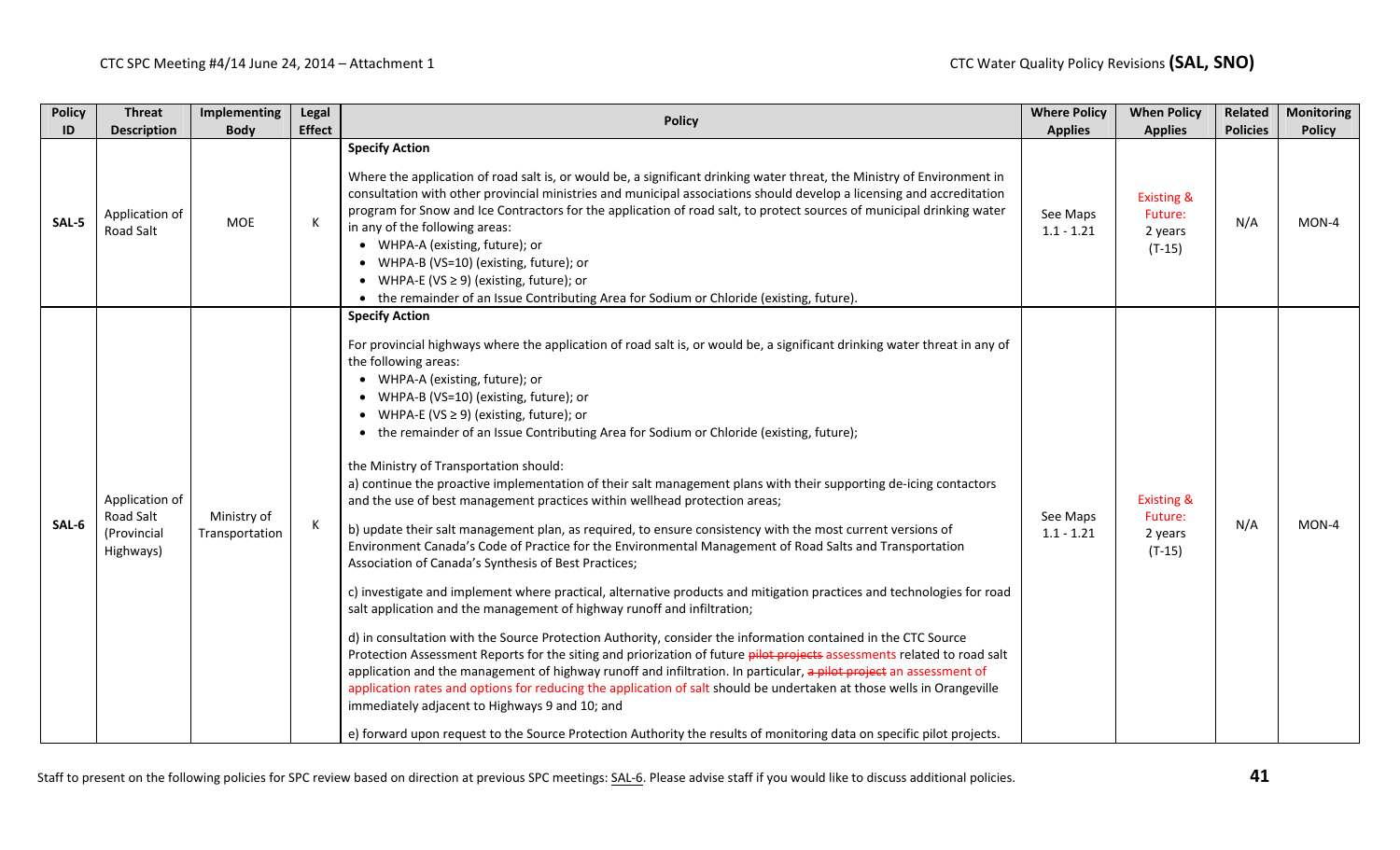| Policy ID | Threat Description | Implementing Body | Legal Effect | Policy | Where Policy Applies | When Policy Applies | Related Policies | Monitoring Policy |
|---|---|---|---|---|---|---|---|---|
| SAL-5 | Application of Road Salt | MOE | K | **Specify Action**<br><br>Where the application of road salt is, or would be, a significant drinking water threat, the Ministry of Environment in consultation with other provincial ministries and municipal associations should develop a licensing and accreditation program for Snow and Ice Contractors for the application of road salt, to protect sources of municipal drinking water in any of the following areas:<br>• WHPA-A (existing, future); or<br>• WHPA-B (VS=10) (existing, future); or<br>• WHPA-E (VS ≥ 9) (existing, future); or<br>• the remainder of an Issue Contributing Area for Sodium or Chloride (existing, future). | See Maps 1.1 - 1.21 | Existing & Future: 2 years (T-15) | N/A | MON-4 |
| SAL-6 | Application of Road Salt (Provincial Highways) | Ministry of Transportation | K | **Specify Action**<br><br>For provincial highways where the application of road salt is, or would be, a significant drinking water threat in any of the following areas:<br>• WHPA-A (existing, future); or<br>• WHPA-B (VS=10) (existing, future); or<br>• WHPA-E (VS ≥ 9) (existing, future); or<br>• the remainder of an Issue Contributing Area for Sodium or Chloride (existing, future);<br><br>the Ministry of Transportation should:<br>a) continue the proactive implementation of their salt management plans with their supporting de-icing contactors and the use of best management practices within wellhead protection areas;<br><br>b) update their salt management plan, as required, to ensure consistency with the most current versions of Environment Canada's Code of Practice for the Environmental Management of Road Salts and Transportation Association of Canada's Synthesis of Best Practices;<br><br>c) investigate and implement where practical, alternative products and mitigation practices and technologies for road salt application and the management of highway runoff and infiltration;<br><br>d) in consultation with the Source Protection Authority, consider the information contained in the CTC Source Protection Assessment Reports for the siting and priorization of future ~~pilot projects~~ assessments related to road salt application and the management of highway runoff and infiltration. In particular, ~~a pilot project~~ an assessment of application rates and options for reducing the application of salt should be undertaken at those wells in Orangeville immediately adjacent to Highways 9 and 10; and<br><br>e) forward upon request to the Source Protection Authority the results of monitoring data on specific pilot projects. | See Maps 1.1 - 1.21 | Existing & Future: 2 years (T-15) | N/A | MON-4 |

Staff to present on the following policies for SPC review based on direction at previous SPC meetings: SAL-6. Please advise staff if you would like to discuss additional policies.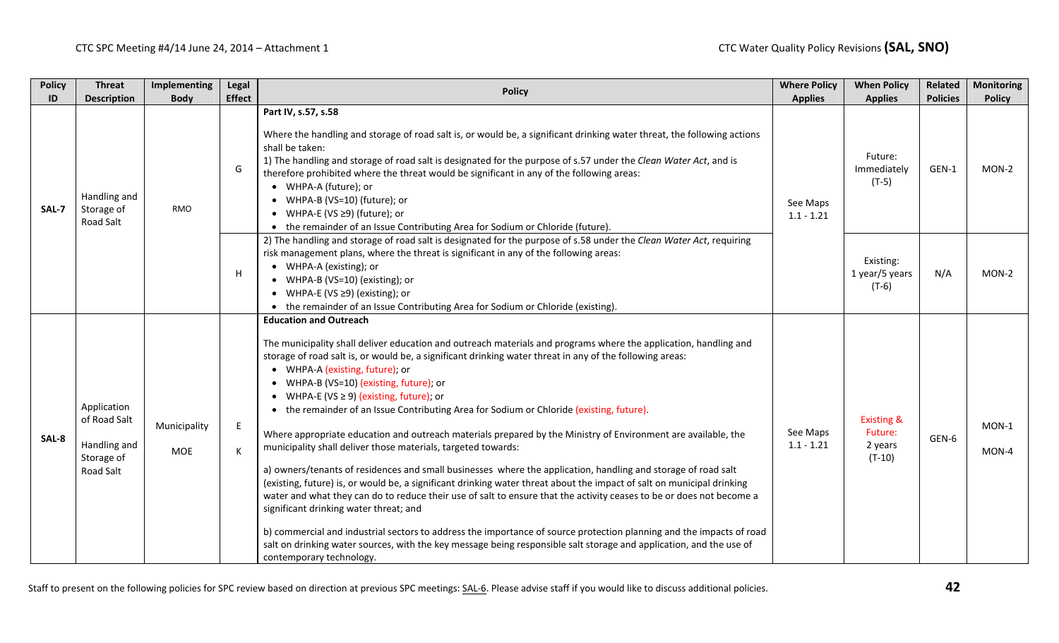| Policy ID | Threat Description | Implementing Body | Legal Effect | Policy | Where Policy Applies | When Policy Applies | Related Policies | Monitoring Policy |
|---|---|---|---|---|---|---|---|---|
| SAL-7 | Handling and Storage of Road Salt | RMO | G | **Part IV, s.57, s.58**<br><br>Where the handling and storage of road salt is, or would be, a significant drinking water threat, the following actions shall be taken:<br>1) The handling and storage of road salt is designated for the purpose of s.57 under the *Clean Water Act*, and is therefore prohibited where the threat would be significant in any of the following areas:<br>• WHPA-A (future); or<br>• WHPA-B (VS=10) (future); or<br>• WHPA-E (VS ≥9) (future); or<br>• the remainder of an Issue Contributing Area for Sodium or Chloride (future). | See Maps 1.1 - 1.21 | Future: Immediately (T-5) | GEN-1 | MON-2 |
| | | | H | 2) The handling and storage of road salt is designated for the purpose of s.58 under the *Clean Water Act*, requiring risk management plans, where the threat is significant in any of the following areas:<br>• WHPA-A (existing); or<br>• WHPA-B (VS=10) (existing); or<br>• WHPA-E (VS ≥9) (existing); or<br>• the remainder of an Issue Contributing Area for Sodium or Chloride (existing). | | Existing: 1 year/5 years (T-6) | N/A | MON-2 |
| SAL-8 | Application of Road Salt<br><br>Handling and Storage of Road Salt | Municipality<br><br>MOE | E<br><br>K | **Education and Outreach**<br><br>The municipality shall deliver education and outreach materials and programs where the application, handling and storage of road salt is, or would be, a significant drinking water threat in any of the following areas:<br>• WHPA-A (existing, future); or<br>• WHPA-B (VS=10) (existing, future); or<br>• WHPA-E (VS ≥ 9) (existing, future); or<br>• the remainder of an Issue Contributing Area for Sodium or Chloride (existing, future).<br><br>Where appropriate education and outreach materials prepared by the Ministry of Environment are available, the municipality shall deliver those materials, targeted towards:<br><br>a) owners/tenants of residences and small businesses where the application, handling and storage of road salt (existing, future) is, or would be, a significant drinking water threat about the impact of salt on municipal drinking water and what they can do to reduce their use of salt to ensure that the activity ceases to be or does not become a significant drinking water threat; and<br><br>b) commercial and industrial sectors to address the importance of source protection planning and the impacts of road salt on drinking water sources, with the key message being responsible salt storage and application, and the use of contemporary technology. | See Maps 1.1 - 1.21 | Existing & Future: 2 years (T-10) | GEN-6 | MON-1<br><br>MON-4 |

Staff to present on the following policies for SPC review based on direction at previous SPC meetings: SAL-6. Please advise staff if you would like to discuss additional policies.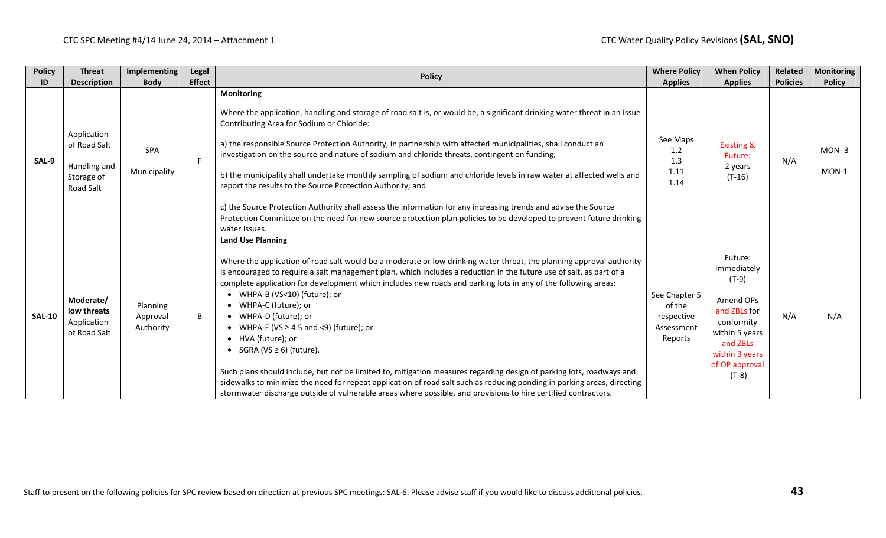| Policy ID | Threat Description | Implementing Body | Legal Effect | Policy | Where Policy Applies | When Policy Applies | Related Policies | Monitoring Policy |
|---|---|---|---|---|---|---|---|---|
| **SAL-9** | Application of Road Salt<br><br>Handling and Storage of Road Salt | SPA<br><br>Municipality | F | **Monitoring**<br><br>Where the application, handling and storage of road salt is, or would be, a significant drinking water threat in an Issue Contributing Area for Sodium or Chloride:<br><br>a) the responsible Source Protection Authority, in partnership with affected municipalities, shall conduct an investigation on the source and nature of sodium and chloride threats, contingent on funding;<br><br>b) the municipality shall undertake monthly sampling of sodium and chloride levels in raw water at affected wells and report the results to the Source Protection Authority; and<br><br>c) the Source Protection Authority shall assess the information for any increasing trends and advise the Source Protection Committee on the need for new source protection plan policies to be developed to prevent future drinking water Issues. | See Maps<br>1.2<br>1.3<br>1.11<br>1.14 | Existing & Future:<br>2 years<br>(T-16) | N/A | MON- 3<br><br>MON-1 |
| **SAL-10** | **Moderate/ low threats** Application of Road Salt | Planning Approval Authority | B | **Land Use Planning**<br><br>Where the application of road salt would be a moderate or low drinking water threat, the planning approval authority is encouraged to require a salt management plan, which includes a reduction in the future use of salt, as part of a complete application for development which includes new roads and parking lots in any of the following areas:<br>• WHPA-B (VS<10) (future); or<br>• WHPA-C (future); or<br>• WHPA-D (future); or<br>• WHPA-E (VS ≥ 4.5 and <9) (future); or<br>• HVA (future); or<br>• SGRA (VS ≥ 6) (future).<br><br>Such plans should include, but not be limited to, mitigation measures regarding design of parking lots, roadways and sidewalks to minimize the need for repeat application of road salt such as reducing ponding in parking areas, directing stormwater discharge outside of vulnerable areas where possible, and provisions to hire certified contractors. | See Chapter 5 of the respective Assessment Reports | Future:<br>Immediately<br>(T-9)<br><br>Amend OPs ~~and ZBLs~~ for conformity within 5 years and ZBLs within 3 years of OP approval<br>(T-8) | N/A | N/A |

Staff to present on the following policies for SPC review based on direction at previous SPC meetings: SAL-6. Please advise staff if you would like to discuss additional policies.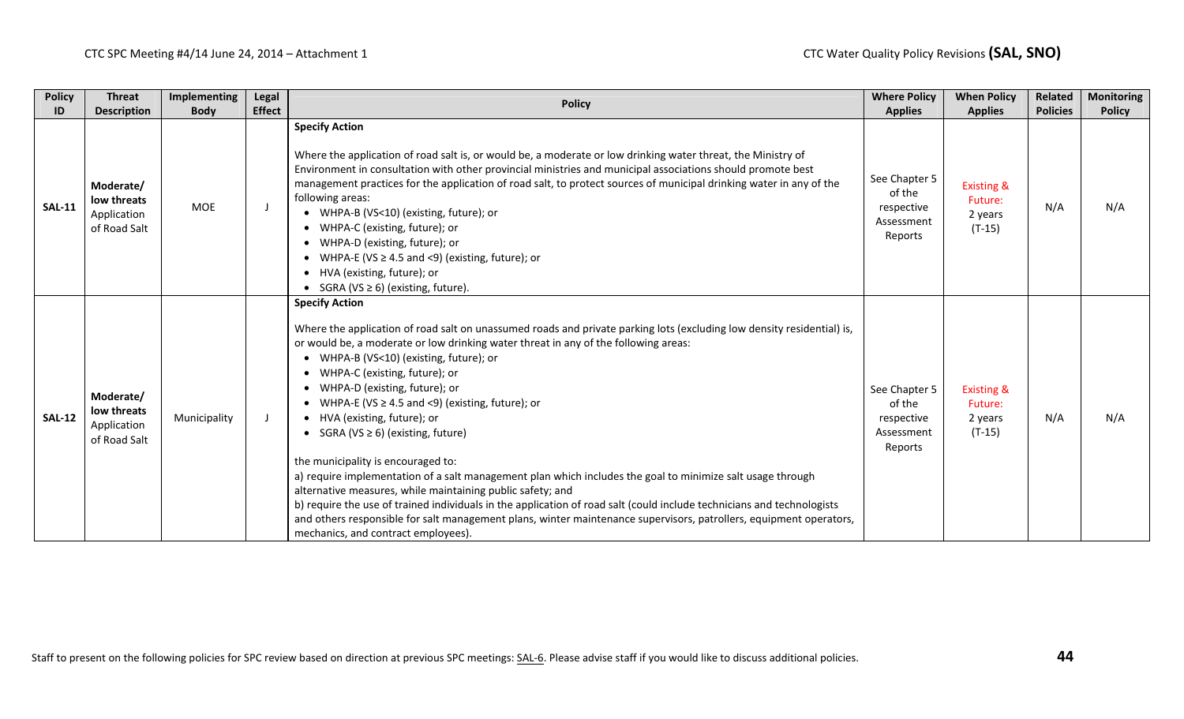| Policy ID | Threat Description | Implementing Body | Legal Effect | Policy | Where Policy Applies | When Policy Applies | Related Policies | Monitoring Policy |
|---|---|---|---|---|---|---|---|---|
| **SAL-11** | **Moderate/ low threats** Application of Road Salt | MOE | J | **Specify Action**<br><br>Where the application of road salt is, or would be, a moderate or low drinking water threat, the Ministry of Environment in consultation with other provincial ministries and municipal associations should promote best management practices for the application of road salt, to protect sources of municipal drinking water in any of the following areas:<br>• WHPA-B (VS<10) (existing, future); or<br>• WHPA-C (existing, future); or<br>• WHPA-D (existing, future); or<br>• WHPA-E (VS ≥ 4.5 and <9) (existing, future); or<br>• HVA (existing, future); or<br>• SGRA (VS ≥ 6) (existing, future). | See Chapter 5 of the respective Assessment Reports | Existing & Future: 2 years (T-15) | N/A | N/A |
| **SAL-12** | **Moderate/ low threats** Application of Road Salt | Municipality | J | **Specify Action**<br><br>Where the application of road salt on unassumed roads and private parking lots (excluding low density residential) is, or would be, a moderate or low drinking water threat in any of the following areas:<br>• WHPA-B (VS<10) (existing, future); or<br>• WHPA-C (existing, future); or<br>• WHPA-D (existing, future); or<br>• WHPA-E (VS ≥ 4.5 and <9) (existing, future); or<br>• HVA (existing, future); or<br>• SGRA (VS ≥ 6) (existing, future)<br><br>the municipality is encouraged to:<br>a) require implementation of a salt management plan which includes the goal to minimize salt usage through alternative measures, while maintaining public safety; and<br>b) require the use of trained individuals in the application of road salt (could include technicians and technologists and others responsible for salt management plans, winter maintenance supervisors, patrollers, equipment operators, mechanics, and contract employees). | See Chapter 5 of the respective Assessment Reports | Existing & Future: 2 years (T-15) | N/A | N/A |

Staff to present on the following policies for SPC review based on direction at previous SPC meetings: SAL-6. Please advise staff if you would like to discuss additional policies.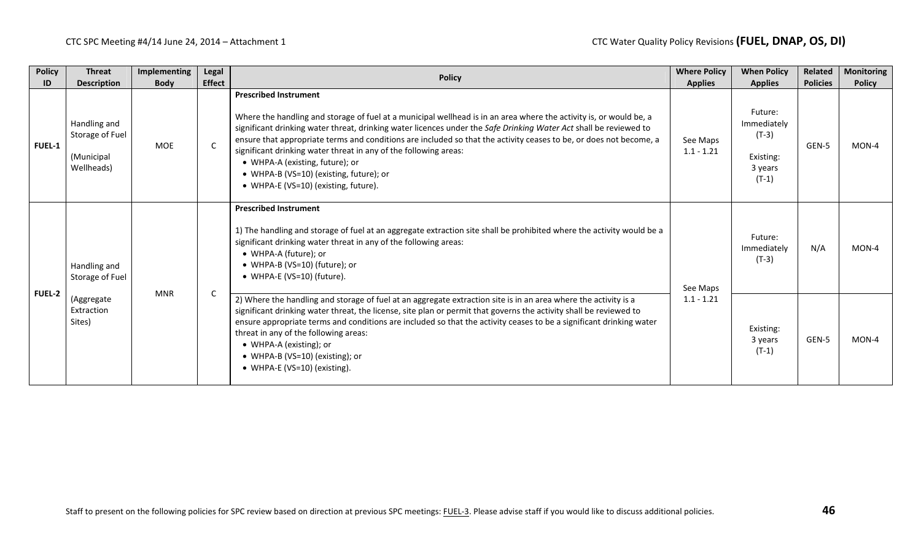| Policy ID | Threat Description | Implementing Body | Legal Effect | Policy | Where Policy Applies | When Policy Applies | Related Policies | Monitoring Policy |
|---|---|---|---|---|---|---|---|---|
| FUEL-1 | Handling and Storage of Fuel (Municipal Wellheads) | MOE | C | **Prescribed Instrument**<br><br>Where the handling and storage of fuel at a municipal wellhead is in an area where the activity is, or would be, a significant drinking water threat, drinking water licences under the *Safe Drinking Water Act* shall be reviewed to ensure that appropriate terms and conditions are included so that the activity ceases to be, or does not become, a significant drinking water threat in any of the following areas:<br>• WHPA-A (existing, future); or<br>• WHPA-B (VS=10) (existing, future); or<br>• WHPA-E (VS=10) (existing, future). | See Maps 1.1 - 1.21 | Future: Immediately (T-3)<br><br>Existing: 3 years (T-1) | GEN-5 | MON-4 |
| FUEL-2 | Handling and Storage of Fuel (Aggregate Extraction Sites) | MNR | C | **Prescribed Instrument**<br><br>1) The handling and storage of fuel at an aggregate extraction site shall be prohibited where the activity would be a significant drinking water threat in any of the following areas:<br>• WHPA-A (future); or<br>• WHPA-B (VS=10) (future); or<br>• WHPA-E (VS=10) (future). | See Maps 1.1 - 1.21 | Future: Immediately (T-3) | N/A | MON-4 |
| | | | | 2) Where the handling and storage of fuel at an aggregate extraction site is in an area where the activity is a significant drinking water threat, the license, site plan or permit that governs the activity shall be reviewed to ensure appropriate terms and conditions are included so that the activity ceases to be a significant drinking water threat in any of the following areas:<br>• WHPA-A (existing); or<br>• WHPA-B (VS=10) (existing); or<br>• WHPA-E (VS=10) (existing). | | Existing: 3 years (T-1) | GEN-5 | MON-4 |

Staff to present on the following policies for SPC review based on direction at previous SPC meetings: FUEL-3. Please advise staff if you would like to discuss additional policies.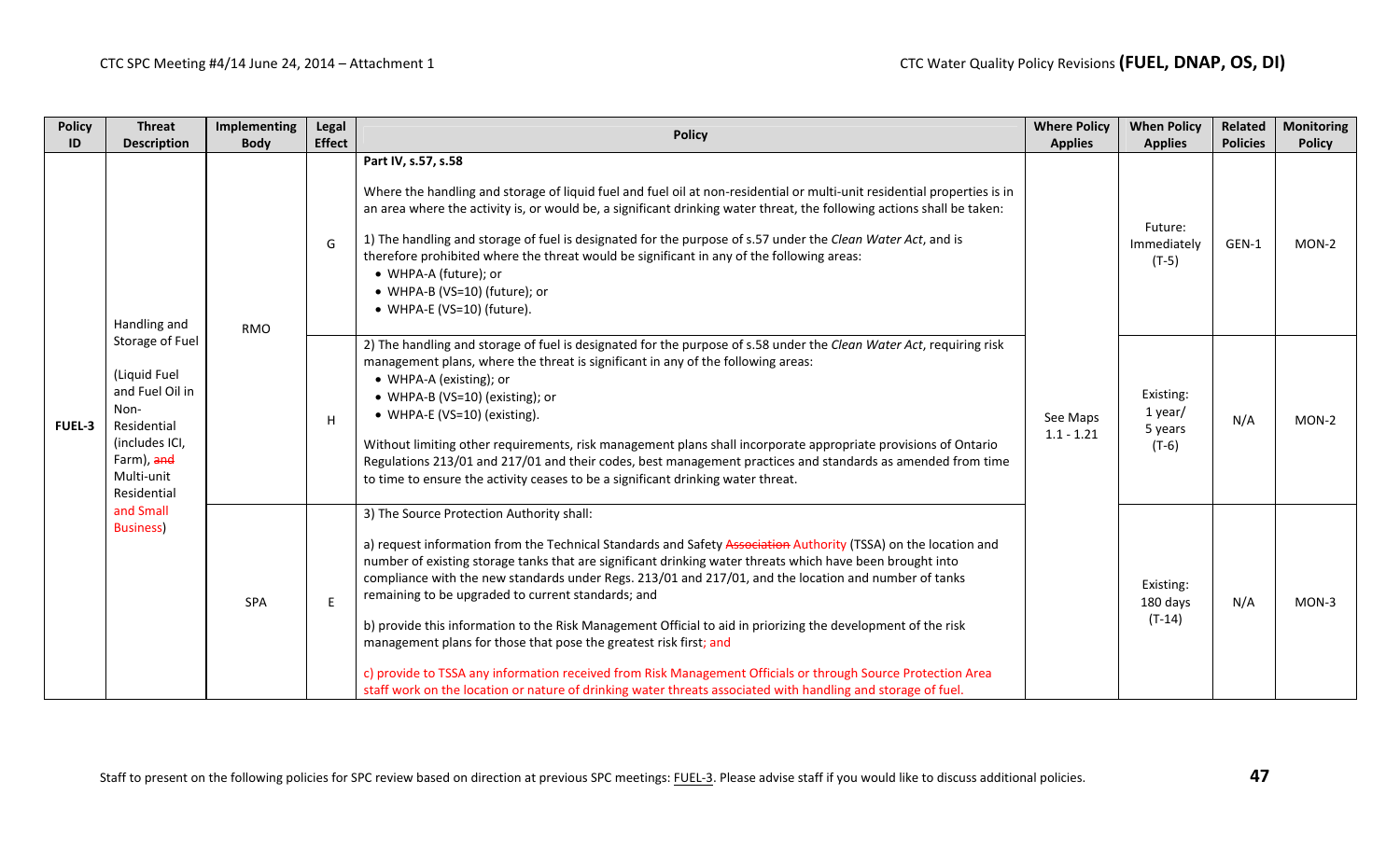| Policy ID | Threat Description | Implementing Body | Legal Effect | Policy | Where Policy Applies | When Policy Applies | Related Policies | Monitoring Policy |
|---|---|---|---|---|---|---|---|---|
| FUEL-3 | Handling and Storage of Fuel (Liquid Fuel and Fuel Oil in Non-Residential (includes ICI, Farm), ~~and~~ Multi-unit Residential and Small Business) | RMO | G | **Part IV, s.57, s.58**<br><br>Where the handling and storage of liquid fuel and fuel oil at non-residential or multi-unit residential properties is in an area where the activity is, or would be, a significant drinking water threat, the following actions shall be taken:<br><br>1) The handling and storage of fuel is designated for the purpose of s.57 under the *Clean Water Act*, and is therefore prohibited where the threat would be significant in any of the following areas:<br>• WHPA-A (future); or<br>• WHPA-B (VS=10) (future); or<br>• WHPA-E (VS=10) (future). | See Maps 1.1 - 1.21 | Future: Immediately (T-5) | GEN-1 | MON-2 |
| | | RMO | H | 2) The handling and storage of fuel is designated for the purpose of s.58 under the *Clean Water Act*, requiring risk management plans, where the threat is significant in any of the following areas:<br>• WHPA-A (existing); or<br>• WHPA-B (VS=10) (existing); or<br>• WHPA-E (VS=10) (existing).<br><br>Without limiting other requirements, risk management plans shall incorporate appropriate provisions of Ontario Regulations 213/01 and 217/01 and their codes, best management practices and standards as amended from time to time to ensure the activity ceases to be a significant drinking water threat. | See Maps 1.1 - 1.21 | Existing: 1 year/ 5 years (T-6) | N/A | MON-2 |
| | | SPA | E | 3) The Source Protection Authority shall:<br><br>a) request information from the Technical Standards and Safety ~~Association~~ Authority (TSSA) on the location and number of existing storage tanks that are significant drinking water threats which have been brought into compliance with the new standards under Regs. 213/01 and 217/01, and the location and number of tanks remaining to be upgraded to current standards; and<br><br>b) provide this information to the Risk Management Official to aid in priorizing the development of the risk management plans for those that pose the greatest risk first; and<br><br>c) provide to TSSA any information received from Risk Management Officials or through Source Protection Area staff work on the location or nature of drinking water threats associated with handling and storage of fuel. | See Maps 1.1 - 1.21 | Existing: 180 days (T-14) | N/A | MON-3 |

Staff to present on the following policies for SPC review based on direction at previous SPC meetings: FUEL-3. Please advise staff if you would like to discuss additional policies.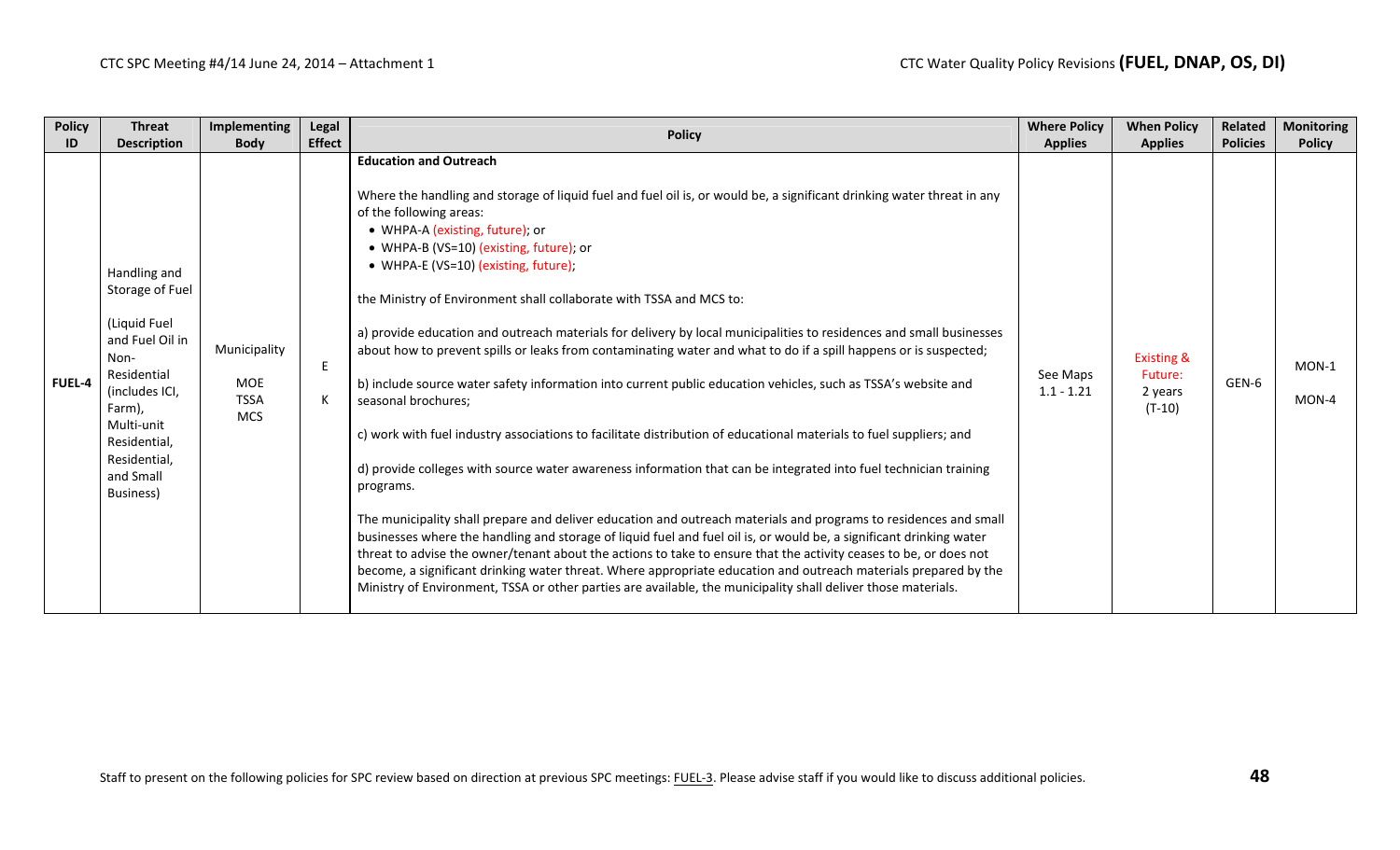| Policy ID | Threat Description | Implementing Body | Legal Effect | Policy | Where Policy Applies | When Policy Applies | Related Policies | Monitoring Policy |
|---|---|---|---|---|---|---|---|---|
| FUEL-4 | Handling and Storage of Fuel<br><br>(Liquid Fuel and Fuel Oil in Non-Residential (includes ICI, Farm), Multi-unit Residential, Residential, and Small Business) | Municipality<br><br>MOE<br>TSSA<br>MCS | E<br><br>K | **Education and Outreach**<br><br>Where the handling and storage of liquid fuel and fuel oil is, or would be, a significant drinking water threat in any of the following areas:<br>• WHPA-A (existing, future); or<br>• WHPA-B (VS=10) (existing, future); or<br>• WHPA-E (VS=10) (existing, future);<br><br>the Ministry of Environment shall collaborate with TSSA and MCS to:<br><br>a) provide education and outreach materials for delivery by local municipalities to residences and small businesses about how to prevent spills or leaks from contaminating water and what to do if a spill happens or is suspected;<br><br>b) include source water safety information into current public education vehicles, such as TSSA's website and seasonal brochures;<br><br>c) work with fuel industry associations to facilitate distribution of educational materials to fuel suppliers; and<br><br>d) provide colleges with source water awareness information that can be integrated into fuel technician training programs.<br><br>The municipality shall prepare and deliver education and outreach materials and programs to residences and small businesses where the handling and storage of liquid fuel and fuel oil is, or would be, a significant drinking water threat to advise the owner/tenant about the actions to take to ensure that the activity ceases to be, or does not become, a significant drinking water threat. Where appropriate education and outreach materials prepared by the Ministry of Environment, TSSA or other parties are available, the municipality shall deliver those materials. | See Maps 1.1 - 1.21 | Existing & Future: 2 years (T-10) | GEN-6 | MON-1<br><br>MON-4 |

Staff to present on the following policies for SPC review based on direction at previous SPC meetings: FUEL-3. Please advise staff if you would like to discuss additional policies.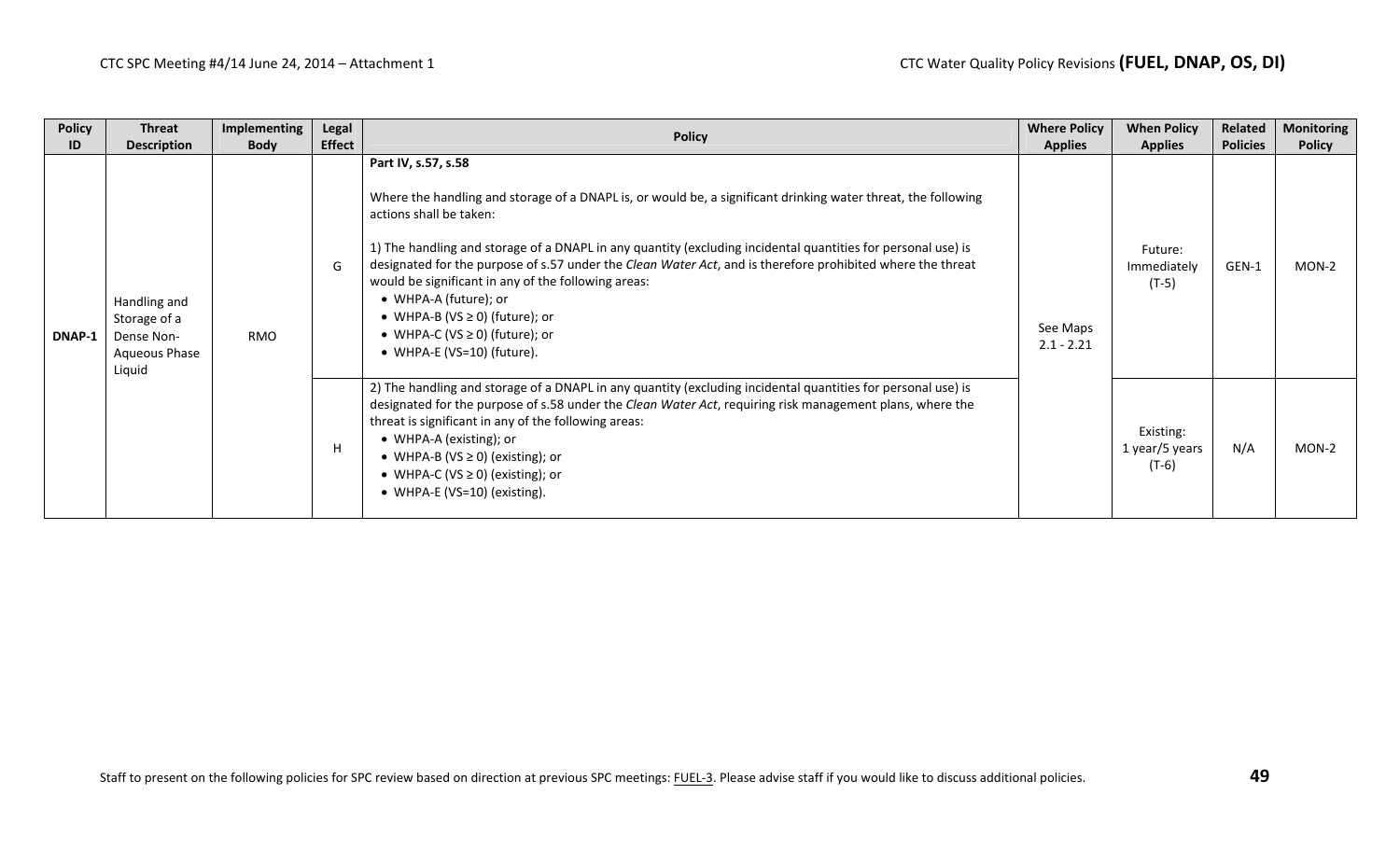| Policy ID | Threat Description | Implementing Body | Legal Effect | Policy | Where Policy Applies | When Policy Applies | Related Policies | Monitoring Policy |
|---|---|---|---|---|---|---|---|---|
| DNAP-1 | Handling and Storage of a Dense Non-Aqueous Phase Liquid | RMO | G | **Part IV, s.57, s.58**<br><br>Where the handling and storage of a DNAPL is, or would be, a significant drinking water threat, the following actions shall be taken:<br><br>1) The handling and storage of a DNAPL in any quantity (excluding incidental quantities for personal use) is designated for the purpose of s.57 under the *Clean Water Act*, and is therefore prohibited where the threat would be significant in any of the following areas:<br>• WHPA-A (future); or<br>• WHPA-B (VS ≥ 0) (future); or<br>• WHPA-C (VS ≥ 0) (future); or<br>• WHPA-E (VS=10) (future). | See Maps 2.1 - 2.21 | Future: Immediately (T-5) | GEN-1 | MON-2 |
| | | | H | 2) The handling and storage of a DNAPL in any quantity (excluding incidental quantities for personal use) is designated for the purpose of s.58 under the *Clean Water Act*, requiring risk management plans, where the threat is significant in any of the following areas:<br>• WHPA-A (existing); or<br>• WHPA-B (VS ≥ 0) (existing); or<br>• WHPA-C (VS ≥ 0) (existing); or<br>• WHPA-E (VS=10) (existing). | | Existing: 1 year/5 years (T-6) | N/A | MON-2 |

Staff to present on the following policies for SPC review based on direction at previous SPC meetings: FUEL-3. Please advise staff if you would like to discuss additional policies.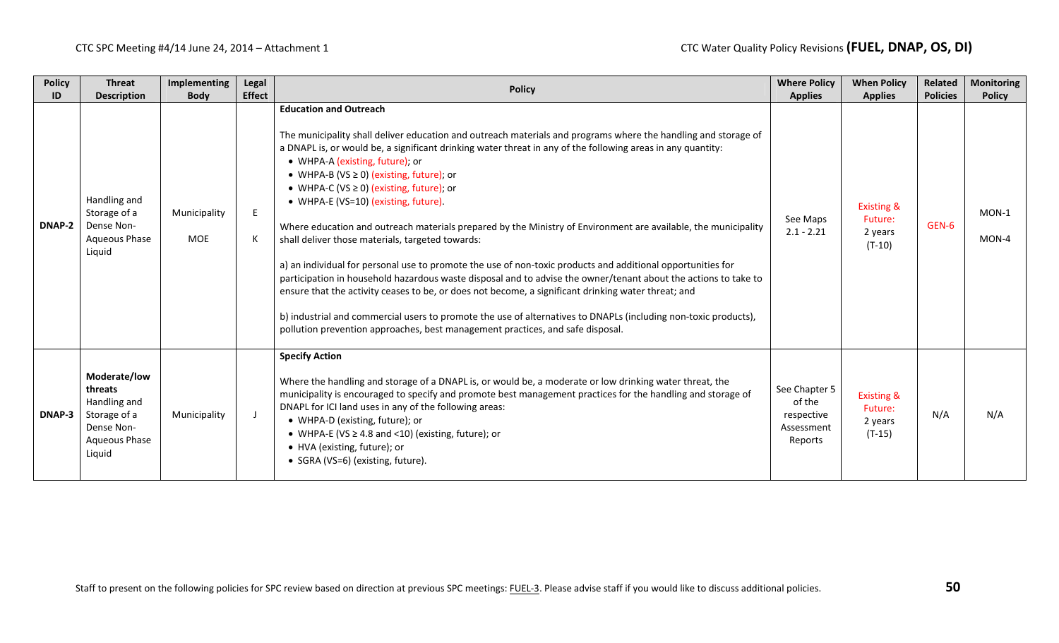| Policy ID | Threat Description | Implementing Body | Legal Effect | Policy | Where Policy Applies | When Policy Applies | Related Policies | Monitoring Policy |
|---|---|---|---|---|---|---|---|---|
| DNAP-2 | Handling and Storage of a Dense Non-Aqueous Phase Liquid | Municipality<br><br>MOE | E<br><br>K | **Education and Outreach**<br><br>The municipality shall deliver education and outreach materials and programs where the handling and storage of a DNAPL is, or would be, a significant drinking water threat in any of the following areas in any quantity:<br>• WHPA-A (existing, future); or<br>• WHPA-B (VS ≥ 0) (existing, future); or<br>• WHPA-C (VS ≥ 0) (existing, future); or<br>• WHPA-E (VS=10) (existing, future).<br><br>Where education and outreach materials prepared by the Ministry of Environment are available, the municipality shall deliver those materials, targeted towards:<br><br>a) an individual for personal use to promote the use of non-toxic products and additional opportunities for participation in household hazardous waste disposal and to advise the owner/tenant about the actions to take to ensure that the activity ceases to be, or does not become, a significant drinking water threat; and<br><br>b) industrial and commercial users to promote the use of alternatives to DNAPLs (including non-toxic products), pollution prevention approaches, best management practices, and safe disposal. | See Maps 2.1 - 2.21 | Existing & Future:<br>2 years<br>(T-10) | GEN-6 | MON-1<br><br>MON-4 |
| DNAP-3 | **Moderate/low threats** Handling and Storage of a Dense Non-Aqueous Phase Liquid | Municipality | J | **Specify Action**<br><br>Where the handling and storage of a DNAPL is, or would be, a moderate or low drinking water threat, the municipality is encouraged to specify and promote best management practices for the handling and storage of DNAPL for ICI land uses in any of the following areas:<br>• WHPA-D (existing, future); or<br>• WHPA-E (VS ≥ 4.8 and <10) (existing, future); or<br>• HVA (existing, future); or<br>• SGRA (VS=6) (existing, future). | See Chapter 5 of the respective Assessment Reports | Existing & Future:<br>2 years<br>(T-15) | N/A | N/A |

Staff to present on the following policies for SPC review based on direction at previous SPC meetings: FUEL-3. Please advise staff if you would like to discuss additional policies.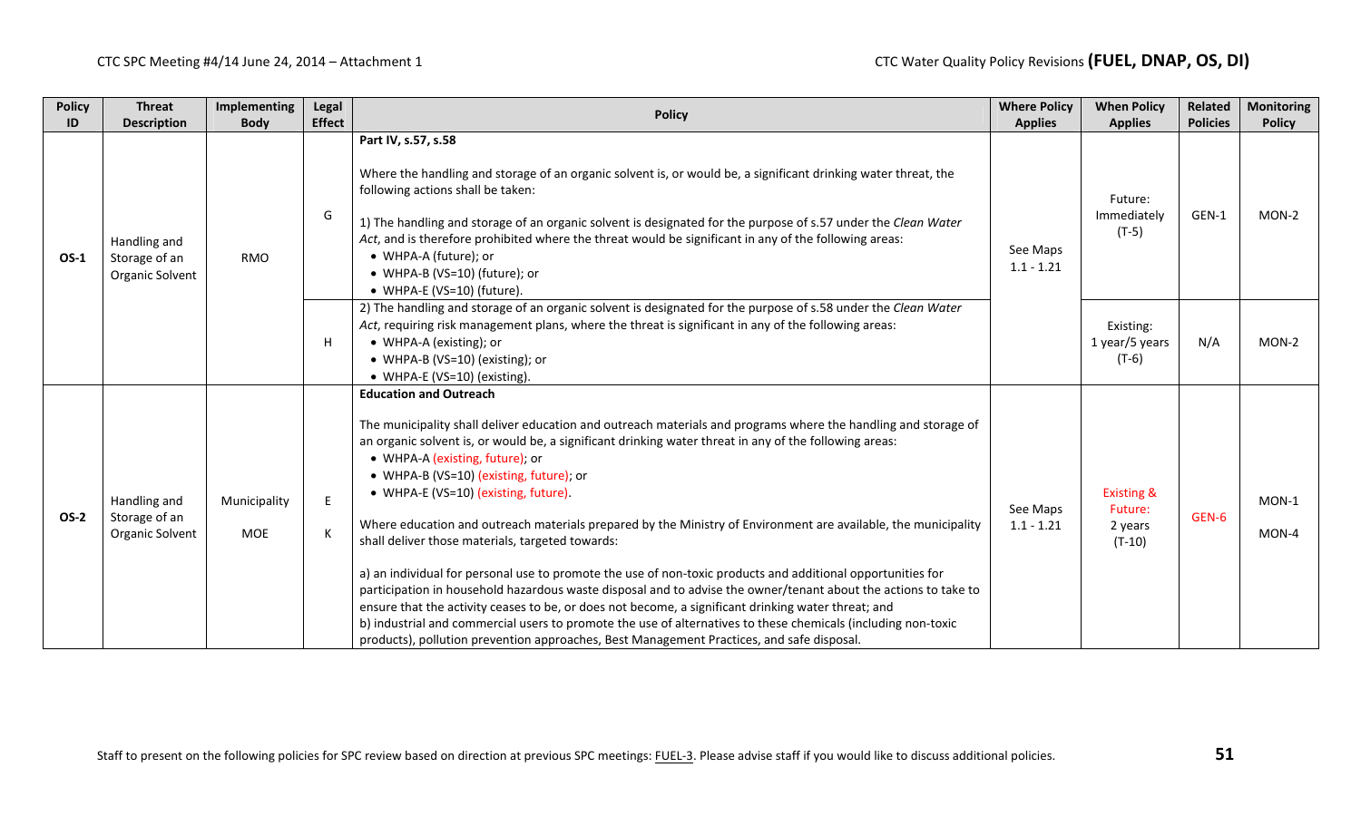| Policy ID | Threat Description | Implementing Body | Legal Effect | Policy | Where Policy Applies | When Policy Applies | Related Policies | Monitoring Policy |
|---|---|---|---|---|---|---|---|---|
| **OS-1** | Handling and Storage of an Organic Solvent | RMO | G | **Part IV, s.57, s.58**<br><br>Where the handling and storage of an organic solvent is, or would be, a significant drinking water threat, the following actions shall be taken:<br><br>1) The handling and storage of an organic solvent is designated for the purpose of s.57 under the *Clean Water Act*, and is therefore prohibited where the threat would be significant in any of the following areas:<br>• WHPA-A (future); or<br>• WHPA-B (VS=10) (future); or<br>• WHPA-E (VS=10) (future). | See Maps 1.1 - 1.21 | Future: Immediately (T-5) | GEN-1 | MON-2 |
| | | | H | 2) The handling and storage of an organic solvent is designated for the purpose of s.58 under the *Clean Water Act*, requiring risk management plans, where the threat is significant in any of the following areas:<br>• WHPA-A (existing); or<br>• WHPA-B (VS=10) (existing); or<br>• WHPA-E (VS=10) (existing). | | Existing: 1 year/5 years (T-6) | N/A | MON-2 |
| **OS-2** | Handling and Storage of an Organic Solvent | Municipality<br><br>MOE | E<br><br>K | **Education and Outreach**<br><br>The municipality shall deliver education and outreach materials and programs where the handling and storage of an organic solvent is, or would be, a significant drinking water threat in any of the following areas:<br>• WHPA-A (existing, future); or<br>• WHPA-B (VS=10) (existing, future); or<br>• WHPA-E (VS=10) (existing, future).<br><br>Where education and outreach materials prepared by the Ministry of Environment are available, the municipality shall deliver those materials, targeted towards:<br><br>a) an individual for personal use to promote the use of non-toxic products and additional opportunities for participation in household hazardous waste disposal and to advise the owner/tenant about the actions to take to ensure that the activity ceases to be, or does not become, a significant drinking water threat; and<br>b) industrial and commercial users to promote the use of alternatives to these chemicals (including non-toxic products), pollution prevention approaches, Best Management Practices, and safe disposal. | See Maps 1.1 - 1.21 | Existing & Future: 2 years (T-10) | GEN-6 | MON-1<br><br>MON-4 |

Staff to present on the following policies for SPC review based on direction at previous SPC meetings: FUEL-3. Please advise staff if you would like to discuss additional policies.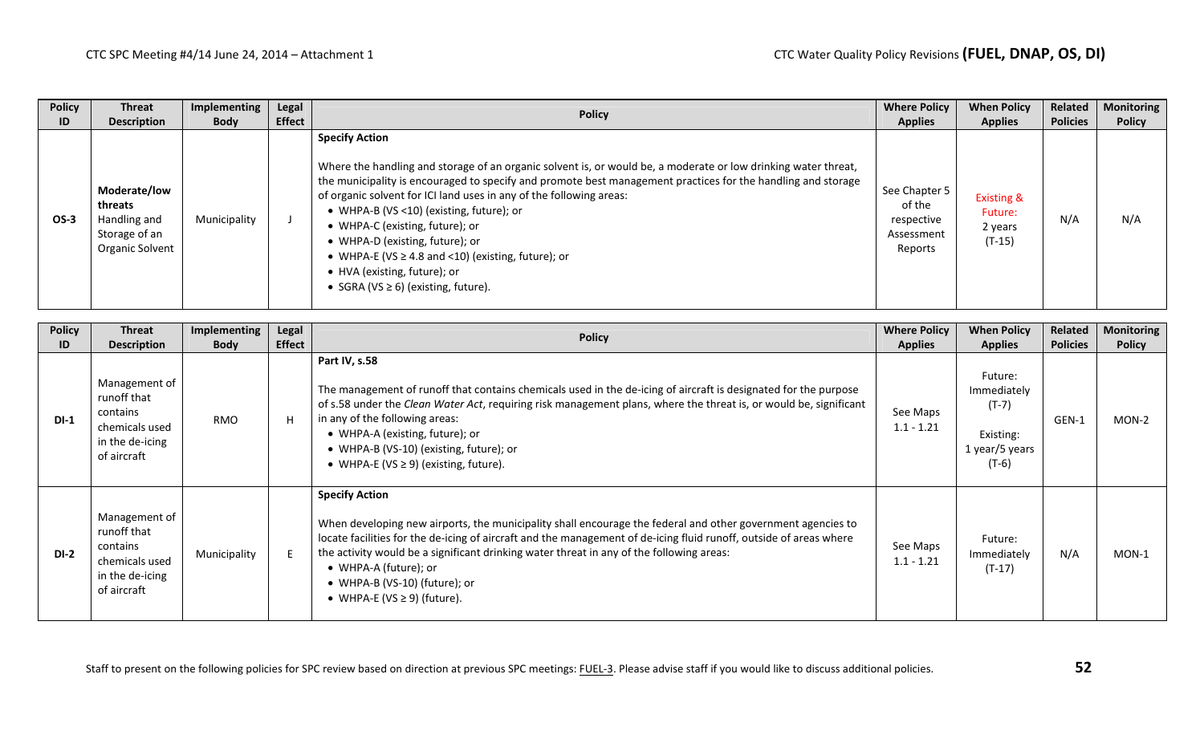| Policy ID | Threat Description | Implementing Body | Legal Effect | Policy | Where Policy Applies | When Policy Applies | Related Policies | Monitoring Policy |
|---|---|---|---|---|---|---|---|---|
| OS-3 | **Moderate/low threats** Handling and Storage of an Organic Solvent | Municipality | J | **Specify Action**<br><br>Where the handling and storage of an organic solvent is, or would be, a moderate or low drinking water threat, the municipality is encouraged to specify and promote best management practices for the handling and storage of organic solvent for ICI land uses in any of the following areas:<br>• WHPA-B (VS <10) (existing, future); or<br>• WHPA-C (existing, future); or<br>• WHPA-D (existing, future); or<br>• WHPA-E (VS ≥ 4.8 and <10) (existing, future); or<br>• HVA (existing, future); or<br>• SGRA (VS ≥ 6) (existing, future). | See Chapter 5 of the respective Assessment Reports | Existing & Future: 2 years (T-15) | N/A | N/A |

| Policy ID | Threat Description | Implementing Body | Legal Effect | Policy | Where Policy Applies | When Policy Applies | Related Policies | Monitoring Policy |
|---|---|---|---|---|---|---|---|---|
| DI-1 | Management of runoff that contains chemicals used in the de-icing of aircraft | RMO | H | **Part IV, s.58**<br><br>The management of runoff that contains chemicals used in the de-icing of aircraft is designated for the purpose of s.58 under the *Clean Water Act*, requiring risk management plans, where the threat is, or would be, significant in any of the following areas:<br>• WHPA-A (existing, future); or<br>• WHPA-B (VS-10) (existing, future); or<br>• WHPA-E (VS ≥ 9) (existing, future). | See Maps 1.1 - 1.21 | Future: Immediately (T-7)<br><br>Existing: 1 year/5 years (T-6) | GEN-1 | MON-2 |
| DI-2 | Management of runoff that contains chemicals used in the de-icing of aircraft | Municipality | E | **Specify Action**<br><br>When developing new airports, the municipality shall encourage the federal and other government agencies to locate facilities for the de-icing of aircraft and the management of de-icing fluid runoff, outside of areas where the activity would be a significant drinking water threat in any of the following areas:<br>• WHPA-A (future); or<br>• WHPA-B (VS-10) (future); or<br>• WHPA-E (VS ≥ 9) (future). | See Maps 1.1 - 1.21 | Future: Immediately (T-17) | N/A | MON-1 |

Staff to present on the following policies for SPC review based on direction at previous SPC meetings: FUEL-3. Please advise staff if you would like to discuss additional policies.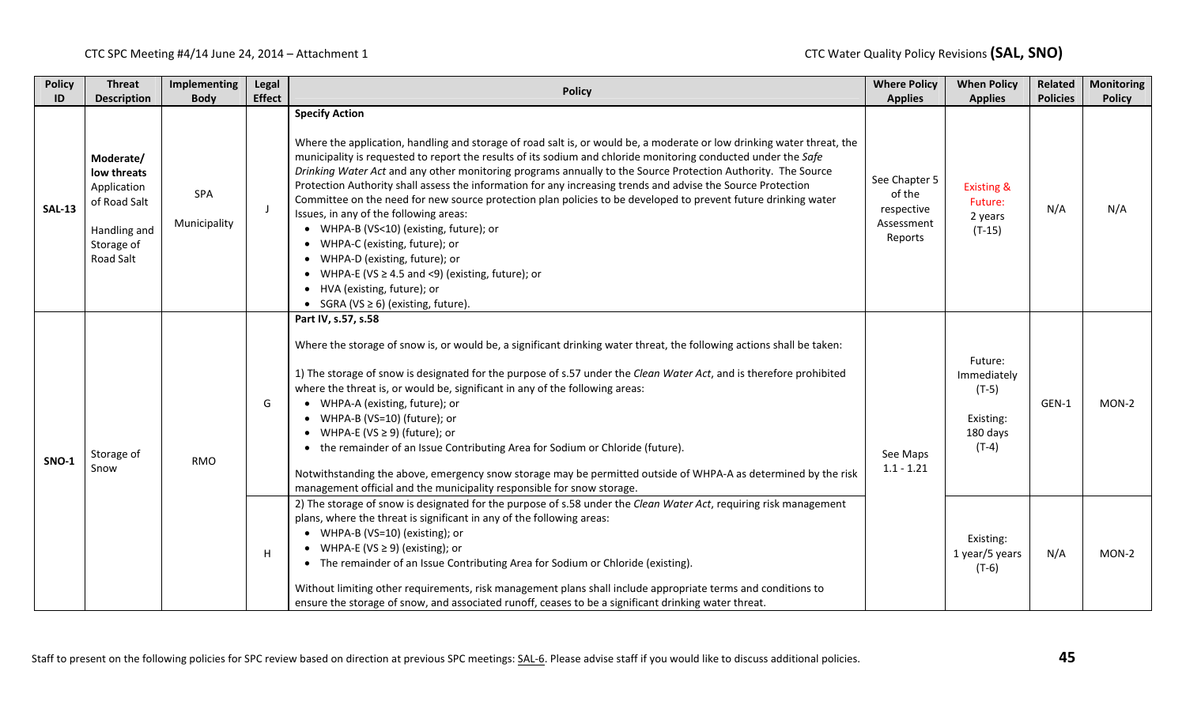| Policy ID | Threat Description | Implementing Body | Legal Effect | Policy | Where Policy Applies | When Policy Applies | Related Policies | Monitoring Policy |
|---|---|---|---|---|---|---|---|---|
| SAL-13 | **Moderate/ low threats** Application of Road Salt<br><br>Handling and Storage of Road Salt | SPA<br><br>Municipality | J | **Specify Action**<br><br>Where the application, handling and storage of road salt is, or would be, a moderate or low drinking water threat, the municipality is requested to report the results of its sodium and chloride monitoring conducted under the *Safe Drinking Water Act* and any other monitoring programs annually to the Source Protection Authority. The Source Protection Authority shall assess the information for any increasing trends and advise the Source Protection Committee on the need for new source protection plan policies to be developed to prevent future drinking water Issues, in any of the following areas:<br>• WHPA-B (VS<10) (existing, future); or<br>• WHPA-C (existing, future); or<br>• WHPA-D (existing, future); or<br>• WHPA-E (VS ≥ 4.5 and <9) (existing, future); or<br>• HVA (existing, future); or<br>• SGRA (VS ≥ 6) (existing, future). | See Chapter 5 of the respective Assessment Reports | Existing & Future:<br>2 years<br>(T-15) | N/A | N/A |
| SNO-1 | Storage of Snow | RMO | G | **Part IV, s.57, s.58**<br><br>Where the storage of snow is, or would be, a significant drinking water threat, the following actions shall be taken:<br><br>1) The storage of snow is designated for the purpose of s.57 under the *Clean Water Act*, and is therefore prohibited where the threat is, or would be, significant in any of the following areas:<br>• WHPA-A (existing, future); or<br>• WHPA-B (VS=10) (future); or<br>• WHPA-E (VS ≥ 9) (future); or<br>• the remainder of an Issue Contributing Area for Sodium or Chloride (future).<br><br>Notwithstanding the above, emergency snow storage may be permitted outside of WHPA-A as determined by the risk management official and the municipality responsible for snow storage. | See Maps 1.1 - 1.21 | Future:<br>Immediately<br>(T-5)<br><br>Existing:<br>180 days<br>(T-4) | GEN-1 | MON-2 |
| | | | H | 2) The storage of snow is designated for the purpose of s.58 under the *Clean Water Act*, requiring risk management plans, where the threat is significant in any of the following areas:<br>• WHPA-B (VS=10) (existing); or<br>• WHPA-E (VS ≥ 9) (existing); or<br>• The remainder of an Issue Contributing Area for Sodium or Chloride (existing).<br><br>Without limiting other requirements, risk management plans shall include appropriate terms and conditions to ensure the storage of snow, and associated runoff, ceases to be a significant drinking water threat. | | Existing:<br>1 year/5 years<br>(T-6) | N/A | MON-2 |

Staff to present on the following policies for SPC review based on direction at previous SPC meetings: SAL-6. Please advise staff if you would like to discuss additional policies.